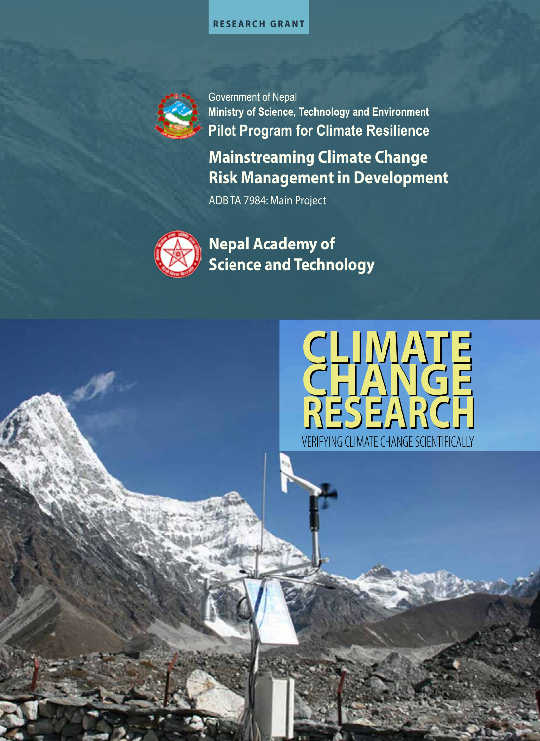RESEARCH GRANT

Government of Nepal
**Ministry of Science, Technology and Environment**
**Pilot Program for Climate Resilience**

## Mainstreaming Climate Change Risk Management in Development

ADB TA 7984: Main Project

## Nepal Academy of Science and Technology

# CLIMATE CHANGE RESEARCH

VERIFYING CLIMATE CHANGE SCIENTIFICALLY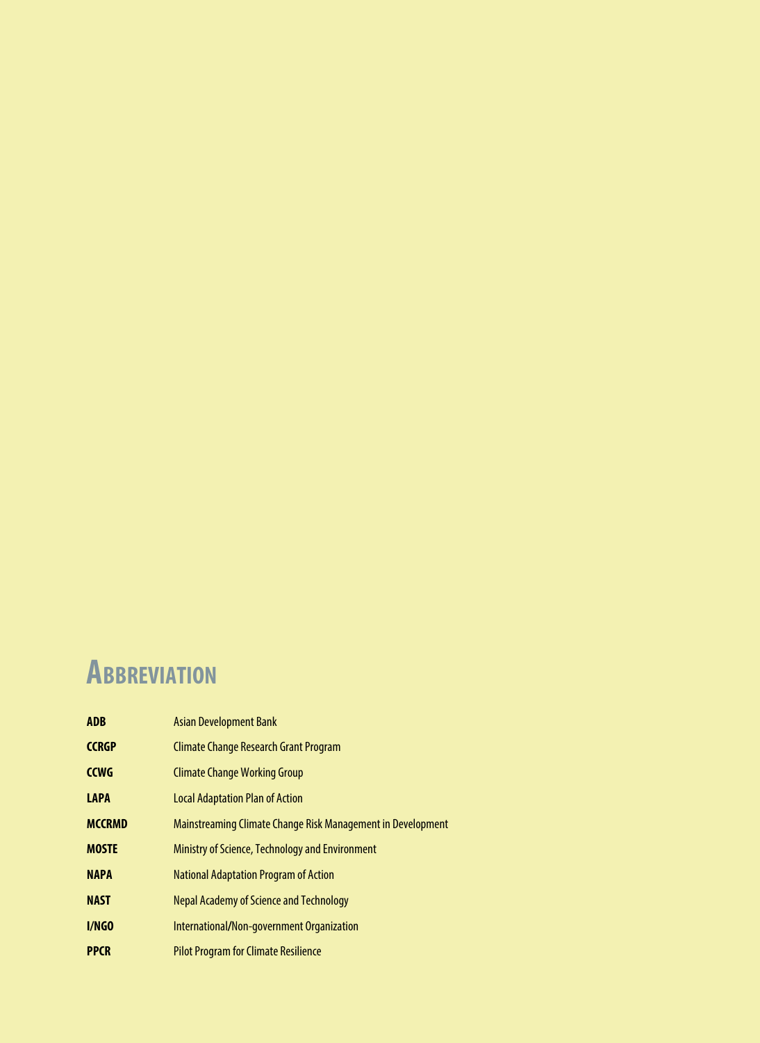# Abbreviation

| | |
|---|---|
| **ADB** | Asian Development Bank |
| **CCRGP** | Climate Change Research Grant Program |
| **CCWG** | Climate Change Working Group |
| **LAPA** | Local Adaptation Plan of Action |
| **MCCRMD** | Mainstreaming Climate Change Risk Management in Development |
| **MOSTE** | Ministry of Science, Technology and Environment |
| **NAPA** | National Adaptation Program of Action |
| **NAST** | Nepal Academy of Science and Technology |
| **I/NGO** | International/Non-government Organization |
| **PPCR** | Pilot Program for Climate Resilience |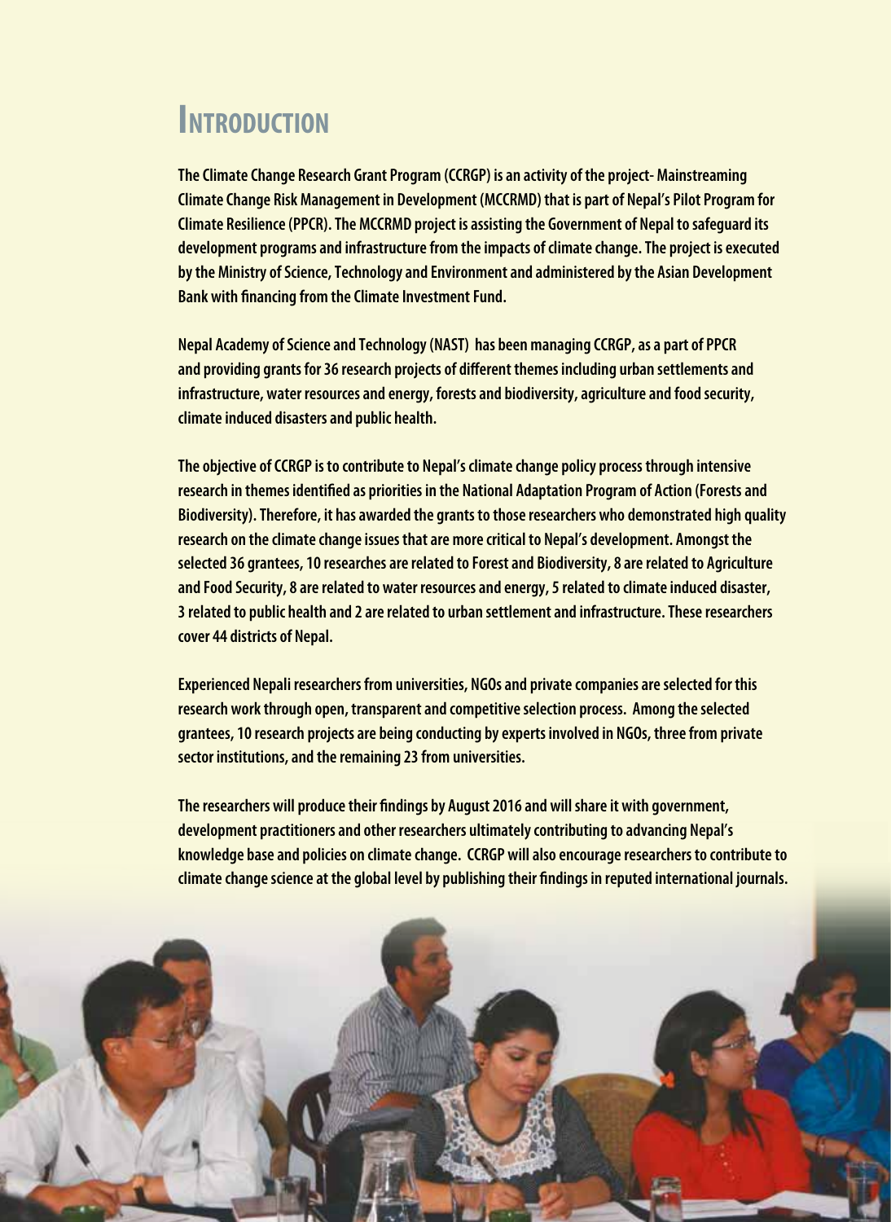# Introduction

**The Climate Change Research Grant Program (CCRGP) is an activity of the project- Mainstreaming Climate Change Risk Management in Development (MCCRMD) that is part of Nepal's Pilot Program for Climate Resilience (PPCR). The MCCRMD project is assisting the Government of Nepal to safeguard its development programs and infrastructure from the impacts of climate change. The project is executed by the Ministry of Science, Technology and Environment and administered by the Asian Development Bank with financing from the Climate Investment Fund.**

**Nepal Academy of Science and Technology (NAST) has been managing CCRGP, as a part of PPCR and providing grants for 36 research projects of different themes including urban settlements and infrastructure, water resources and energy, forests and biodiversity, agriculture and food security, climate induced disasters and public health.**

**The objective of CCRGP is to contribute to Nepal's climate change policy process through intensive research in themes identified as priorities in the National Adaptation Program of Action (Forests and Biodiversity). Therefore, it has awarded the grants to those researchers who demonstrated high quality research on the climate change issues that are more critical to Nepal's development. Amongst the selected 36 grantees, 10 researches are related to Forest and Biodiversity, 8 are related to Agriculture and Food Security, 8 are related to water resources and energy, 5 related to climate induced disaster, 3 related to public health and 2 are related to urban settlement and infrastructure. These researchers cover 44 districts of Nepal.**

**Experienced Nepali researchers from universities, NGOs and private companies are selected for this research work through open, transparent and competitive selection process. Among the selected grantees, 10 research projects are being conducting by experts involved in NGOs, three from private sector institutions, and the remaining 23 from universities.**

**The researchers will produce their findings by August 2016 and will share it with government, development practitioners and other researchers ultimately contributing to advancing Nepal's knowledge base and policies on climate change. CCRGP will also encourage researchers to contribute to climate change science at the global level by publishing their findings in reputed international journals.**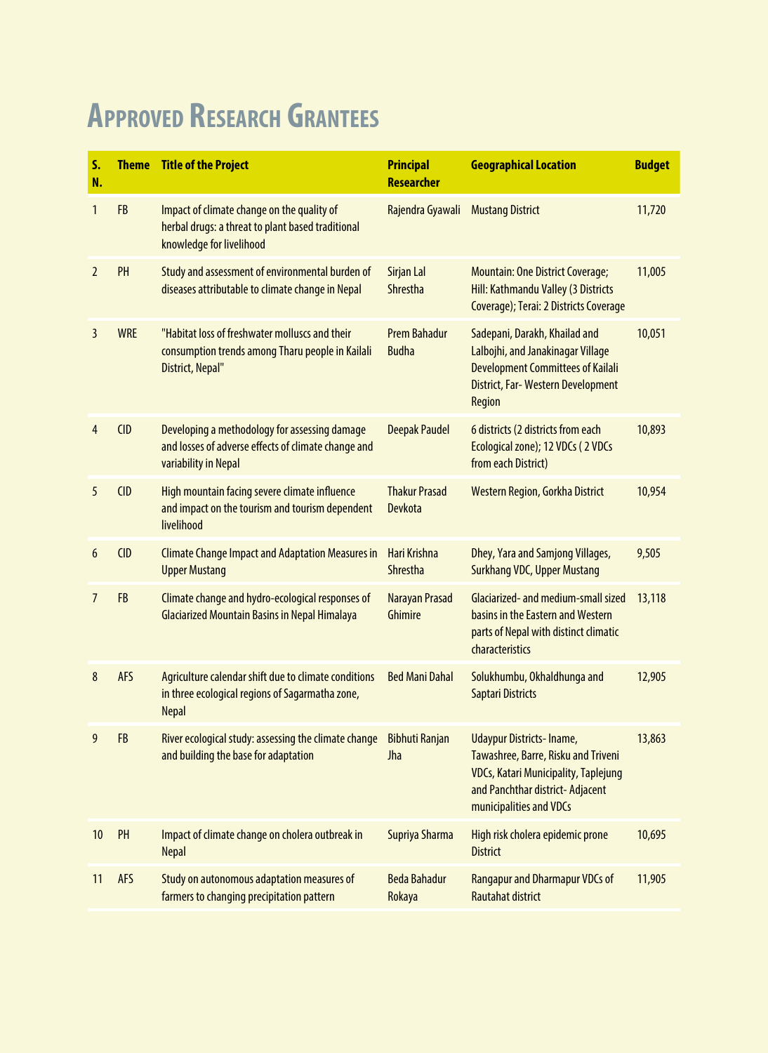# Approved Research Grantees

| S. N. | Theme | Title of the Project | Principal Researcher | Geographical Location | Budget |
|---|---|---|---|---|---|
| 1 | FB | Impact of climate change on the quality of herbal drugs: a threat to plant based traditional knowledge for livelihood | Rajendra Gyawali | Mustang District | 11,720 |
| 2 | PH | Study and assessment of environmental burden of diseases attributable to climate change in Nepal | Sirjan Lal Shrestha | Mountain: One District Coverage; Hill: Kathmandu Valley (3 Districts Coverage); Terai: 2 Districts Coverage | 11,005 |
| 3 | WRE | "Habitat loss of freshwater molluscs and their consumption trends among Tharu people in Kailali District, Nepal" | Prem Bahadur Budha | Sadepani, Darakh, Khailad and Lalbojhi, and Janakinagar Village Development Committees of Kailali District, Far- Western Development Region | 10,051 |
| 4 | CID | Developing a methodology for assessing damage and losses of adverse effects of climate change and variability in Nepal | Deepak Paudel | 6 districts (2 districts from each Ecological zone); 12 VDCs ( 2 VDCs from each District) | 10,893 |
| 5 | CID | High mountain facing severe climate influence and impact on the tourism and tourism dependent livelihood | Thakur Prasad Devkota | Western Region, Gorkha District | 10,954 |
| 6 | CID | Climate Change Impact and Adaptation Measures in Upper Mustang | Hari Krishna Shrestha | Dhey, Yara and Samjong Villages, Surkhang VDC, Upper Mustang | 9,505 |
| 7 | FB | Climate change and hydro-ecological responses of Glaciarized Mountain Basins in Nepal Himalaya | Narayan Prasad Ghimire | Glaciarized- and medium-small sized basins in the Eastern and Western parts of Nepal with distinct climatic characteristics | 13,118 |
| 8 | AFS | Agriculture calendar shift due to climate conditions in three ecological regions of Sagarmatha zone, Nepal | Bed Mani Dahal | Solukhumbu, Okhaldhunga and Saptari Districts | 12,905 |
| 9 | FB | River ecological study: assessing the climate change and building the base for adaptation | Bibhuti Ranjan Jha | Udaypur Districts- Iname, Tawashree, Barre, Risku and Triveni VDCs, Katari Municipality, Taplejung and Panchthar district- Adjacent municipalities and VDCs | 13,863 |
| 10 | PH | Impact of climate change on cholera outbreak in Nepal | Supriya Sharma | High risk cholera epidemic prone District | 10,695 |
| 11 | AFS | Study on autonomous adaptation measures of farmers to changing precipitation pattern | Beda Bahadur Rokaya | Rangapur and Dharmapur VDCs of Rautahat district | 11,905 |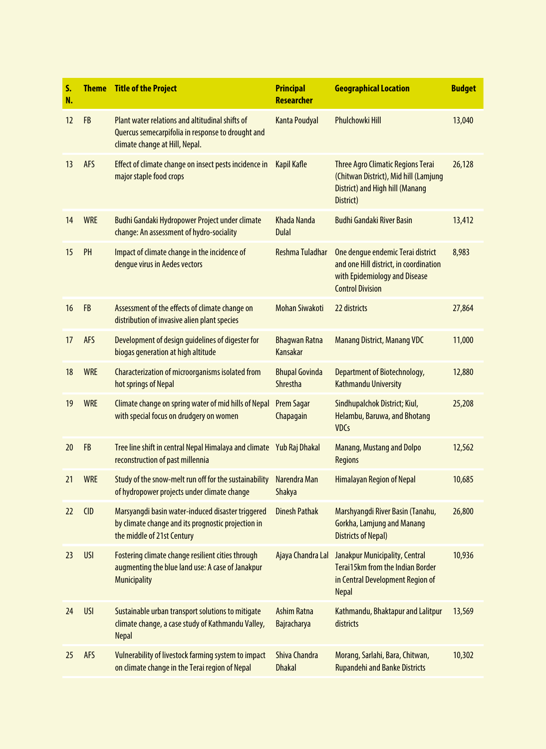| S. N. | Theme | Title of the Project | Principal Researcher | Geographical Location | Budget |
|---|---|---|---|---|---|
| 12 | FB | Plant water relations and altitudinal shifts of Quercus semecarpifolia in response to drought and climate change at Hill, Nepal. | Kanta Poudyal | Phulchowki Hill | 13,040 |
| 13 | AFS | Effect of climate change on insect pests incidence in major staple food crops | Kapil Kafle | Three Agro Climatic Regions Terai (Chitwan District), Mid hill (Lamjung District) and High hill (Manang District) | 26,128 |
| 14 | WRE | Budhi Gandaki Hydropower Project under climate change: An assessment of hydro-sociality | Khada Nanda Dulal | Budhi Gandaki River Basin | 13,412 |
| 15 | PH | Impact of climate change in the incidence of dengue virus in Aedes vectors | Reshma Tuladhar | One dengue endemic Terai district and one Hill district, in coordination with Epidemiology and Disease Control Division | 8,983 |
| 16 | FB | Assessment of the effects of climate change on distribution of invasive alien plant species | Mohan Siwakoti | 22 districts | 27,864 |
| 17 | AFS | Development of design guidelines of digester for biogas generation at high altitude | Bhagwan Ratna Kansakar | Manang District, Manang VDC | 11,000 |
| 18 | WRE | Characterization of microorganisms isolated from hot springs of Nepal | Bhupal Govinda Shrestha | Department of Biotechnology, Kathmandu University | 12,880 |
| 19 | WRE | Climate change on spring water of mid hills of Nepal with special focus on drudgery on women | Prem Sagar Chapagain | Sindhupalchok District; Kiul, Helambu, Baruwa, and Bhotang VDCs | 25,208 |
| 20 | FB | Tree line shift in central Nepal Himalaya and climate reconstruction of past millennia | Yub Raj Dhakal | Manang, Mustang and Dolpo Regions | 12,562 |
| 21 | WRE | Study of the snow-melt run off for the sustainability of hydropower projects under climate change | Narendra Man Shakya | Himalayan Region of Nepal | 10,685 |
| 22 | CID | Marsyangdi basin water-induced disaster triggered by climate change and its prognostic projection in the middle of 21st Century | Dinesh Pathak | Marshyangdi River Basin (Tanahu, Gorkha, Lamjung and Manang Districts of Nepal) | 26,800 |
| 23 | USI | Fostering climate change resilient cities through augmenting the blue land use: A case of Janakpur Municipality | Ajaya Chandra Lal | Janakpur Municipality, Central Terai15km from the Indian Border in Central Development Region of Nepal | 10,936 |
| 24 | USI | Sustainable urban transport solutions to mitigate climate change, a case study of Kathmandu Valley, Nepal | Ashim Ratna Bajracharya | Kathmandu, Bhaktapur and Lalitpur districts | 13,569 |
| 25 | AFS | Vulnerability of livestock farming system to impact on climate change in the Terai region of Nepal | Shiva Chandra Dhakal | Morang, Sarlahi, Bara, Chitwan, Rupandehi and Banke Districts | 10,302 |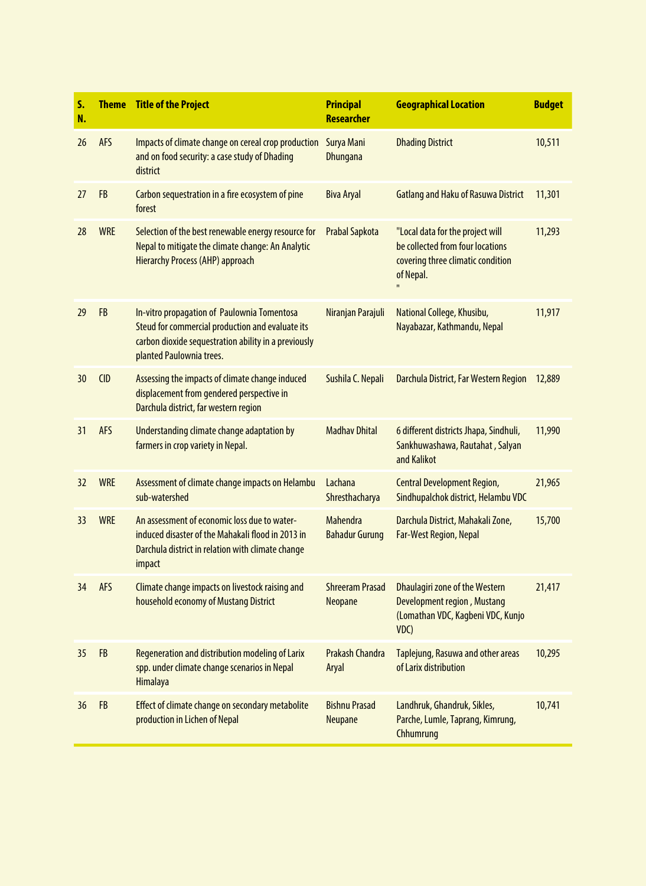| S. N. | Theme | Title of the Project | Principal Researcher | Geographical Location | Budget |
|---|---|---|---|---|---|
| 26 | AFS | Impacts of climate change on cereal crop production and on food security: a case study of Dhading district | Surya Mani Dhungana | Dhading District | 10,511 |
| 27 | FB | Carbon sequestration in a fire ecosystem of pine forest | Biva Aryal | Gatlang and Haku of Rasuwa District | 11,301 |
| 28 | WRE | Selection of the best renewable energy resource for Nepal to mitigate the climate change: An Analytic Hierarchy Process (AHP) approach | Prabal Sapkota | "Local data for the project will be collected from four locations covering three climatic condition of Nepal. " | 11,293 |
| 29 | FB | In-vitro propagation of Paulownia Tomentosa Steud for commercial production and evaluate its carbon dioxide sequestration ability in a previously planted Paulownia trees. | Niranjan Parajuli | National College, Khusibu, Nayabazar, Kathmandu, Nepal | 11,917 |
| 30 | CID | Assessing the impacts of climate change induced displacement from gendered perspective in Darchula district, far western region | Sushila C. Nepali | Darchula District, Far Western Region | 12,889 |
| 31 | AFS | Understanding climate change adaptation by farmers in crop variety in Nepal. | Madhav Dhital | 6 different districts Jhapa, Sindhuli, Sankhuwashawa, Rautahat , Salyan and Kalikot | 11,990 |
| 32 | WRE | Assessment of climate change impacts on Helambu sub-watershed | Lachana Shresthacharya | Central Development Region, Sindhupalchok district, Helambu VDC | 21,965 |
| 33 | WRE | An assessment of economic loss due to water-induced disaster of the Mahakali flood in 2013 in Darchula district in relation with climate change impact | Mahendra Bahadur Gurung | Darchula District, Mahakali Zone, Far-West Region, Nepal | 15,700 |
| 34 | AFS | Climate change impacts on livestock raising and household economy of Mustang District | Shreeram Prasad Neopane | Dhaulagiri zone of the Western Development region , Mustang (Lomathan VDC, Kagbeni VDC, Kunjo VDC) | 21,417 |
| 35 | FB | Regeneration and distribution modeling of Larix spp. under climate change scenarios in Nepal Himalaya | Prakash Chandra Aryal | Taplejung, Rasuwa and other areas of Larix distribution | 10,295 |
| 36 | FB | Effect of climate change on secondary metabolite production in Lichen of Nepal | Bishnu Prasad Neupane | Landhruk, Ghandruk, Sikles, Parche, Lumle, Taprang, Kimrung, Chhumrung | 10,741 |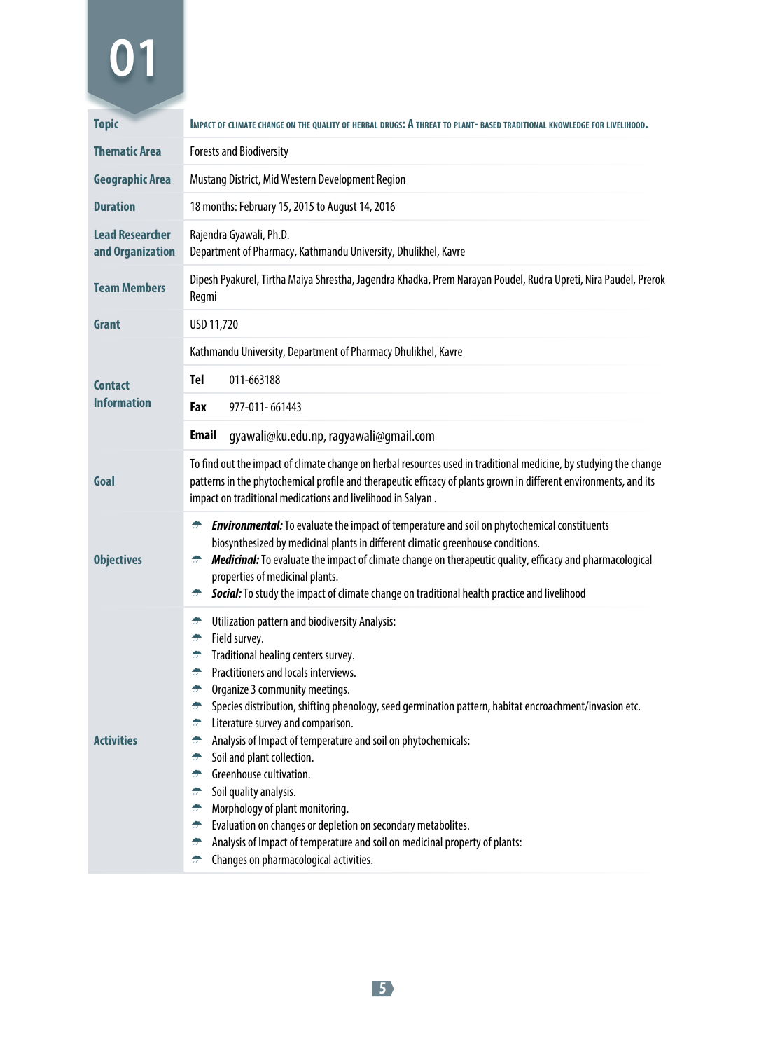# 01

| | |
|---|---|
| **Topic** | IMPACT OF CLIMATE CHANGE ON THE QUALITY OF HERBAL DRUGS: A THREAT TO PLANT- BASED TRADITIONAL KNOWLEDGE FOR LIVELIHOOD. |
| **Thematic Area** | Forests and Biodiversity |
| **Geographic Area** | Mustang District, Mid Western Development Region |
| **Duration** | 18 months: February 15, 2015 to August 14, 2016 |
| **Lead Researcher and Organization** | Rajendra Gyawali, Ph.D.<br>Department of Pharmacy, Kathmandu University, Dhulikhel, Kavre |
| **Team Members** | Dipesh Pyakurel, Tirtha Maiya Shrestha, Jagendra Khadka, Prem Narayan Poudel, Rudra Upreti, Nira Paudel, Prerok Regmi |
| **Grant** | USD 11,720 |
| **Contact Information** | Kathmandu University, Department of Pharmacy Dhulikhel, Kavre<br>**Tel** 011-663188<br>**Fax** 977-011- 661443<br>**Email** gyawali@ku.edu.np, ragyawali@gmail.com |
| **Goal** | To find out the impact of climate change on herbal resources used in traditional medicine, by studying the change patterns in the phytochemical profile and therapeutic efficacy of plants grown in different environments, and its impact on traditional medications and livelihood in Salyan . |
| **Objectives** | • ***Environmental:*** To evaluate the impact of temperature and soil on phytochemical constituents biosynthesized by medicinal plants in different climatic greenhouse conditions.<br>• ***Medicinal:*** To evaluate the impact of climate change on therapeutic quality, efficacy and pharmacological properties of medicinal plants.<br>• ***Social:*** To study the impact of climate change on traditional health practice and livelihood |
| **Activities** | • Utilization pattern and biodiversity Analysis:<br>• Field survey.<br>• Traditional healing centers survey.<br>• Practitioners and locals interviews.<br>• Organize 3 community meetings.<br>• Species distribution, shifting phenology, seed germination pattern, habitat encroachment/invasion etc.<br>• Literature survey and comparison.<br>• Analysis of Impact of temperature and soil on phytochemicals:<br>• Soil and plant collection.<br>• Greenhouse cultivation.<br>• Soil quality analysis.<br>• Morphology of plant monitoring.<br>• Evaluation on changes or depletion on secondary metabolites.<br>• Analysis of Impact of temperature and soil on medicinal property of plants:<br>• Changes on pharmacological activities. |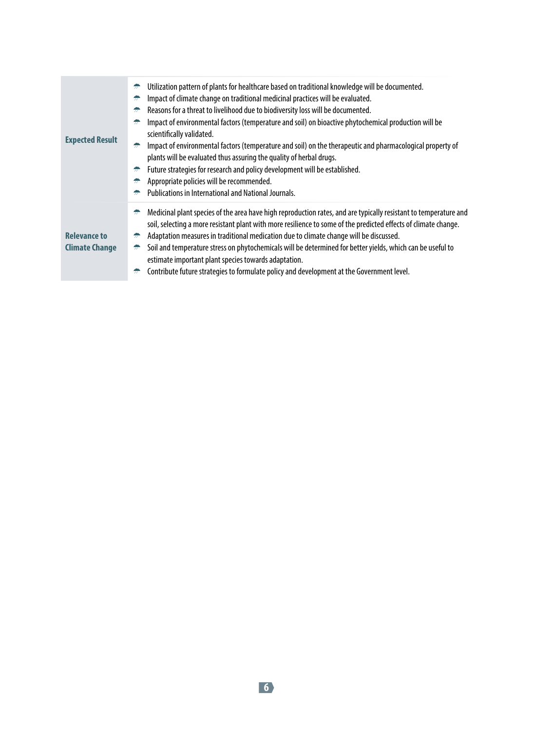| | |
|---|---|
| **Expected Result** | • Utilization pattern of plants for healthcare based on traditional knowledge will be documented.<br>• Impact of climate change on traditional medicinal practices will be evaluated.<br>• Reasons for a threat to livelihood due to biodiversity loss will be documented.<br>• Impact of environmental factors (temperature and soil) on bioactive phytochemical production will be scientifically validated.<br>• Impact of environmental factors (temperature and soil) on the therapeutic and pharmacological property of plants will be evaluated thus assuring the quality of herbal drugs.<br>• Future strategies for research and policy development will be established.<br>• Appropriate policies will be recommended.<br>• Publications in International and National Journals. |
| **Relevance to Climate Change** | • Medicinal plant species of the area have high reproduction rates, and are typically resistant to temperature and soil, selecting a more resistant plant with more resilience to some of the predicted effects of climate change.<br>• Adaptation measures in traditional medication due to climate change will be discussed.<br>• Soil and temperature stress on phytochemicals will be determined for better yields, which can be useful to estimate important plant species towards adaptation.<br>• Contribute future strategies to formulate policy and development at the Government level. |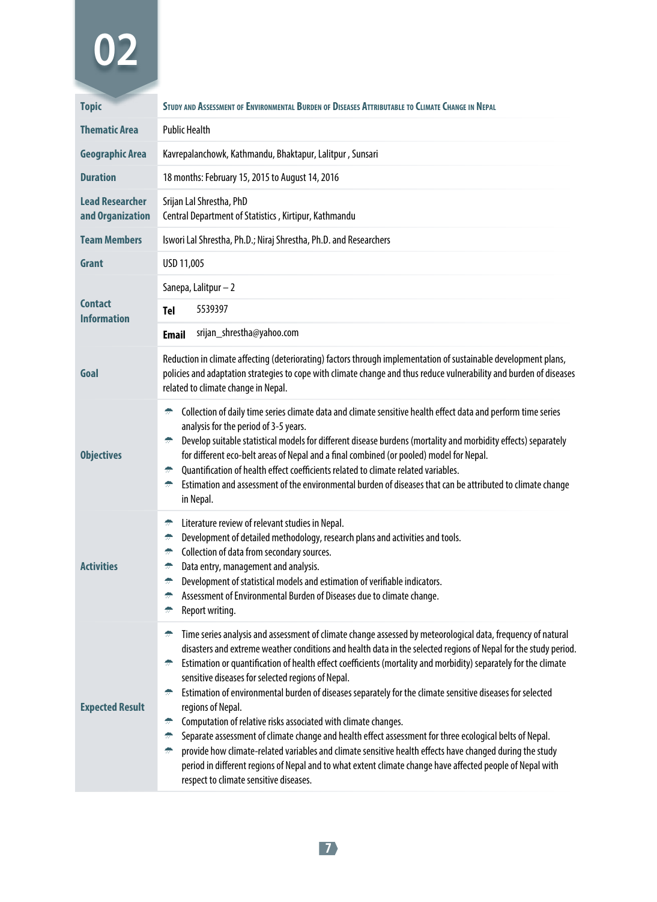# 02

| | |
|---|---|
| **Topic** | **Study and Assessment of Environmental Burden of Diseases Attributable to Climate Change in Nepal** |
| **Thematic Area** | Public Health |
| **Geographic Area** | Kavrepalanchowk, Kathmandu, Bhaktapur, Lalitpur , Sunsari |
| **Duration** | 18 months: February 15, 2015 to August 14, 2016 |
| **Lead Researcher and Organization** | Srijan Lal Shrestha, PhD<br>Central Department of Statistics , Kirtipur, Kathmandu |
| **Team Members** | Iswori Lal Shrestha, Ph.D.; Niraj Shrestha, Ph.D. and Researchers |
| **Grant** | USD 11,005 |
| **Contact Information** | Sanepa, Lalitpur – 2<br>**Tel** 5539397<br>**Email** srijan_shrestha@yahoo.com |
| **Goal** | Reduction in climate affecting (deteriorating) factors through implementation of sustainable development plans, policies and adaptation strategies to cope with climate change and thus reduce vulnerability and burden of diseases related to climate change in Nepal. |
| **Objectives** | • Collection of daily time series climate data and climate sensitive health effect data and perform time series analysis for the period of 3-5 years.<br>• Develop suitable statistical models for different disease burdens (mortality and morbidity effects) separately for different eco-belt areas of Nepal and a final combined (or pooled) model for Nepal.<br>• Quantification of health effect coefficients related to climate related variables.<br>• Estimation and assessment of the environmental burden of diseases that can be attributed to climate change in Nepal. |
| **Activities** | • Literature review of relevant studies in Nepal.<br>• Development of detailed methodology, research plans and activities and tools.<br>• Collection of data from secondary sources.<br>• Data entry, management and analysis.<br>• Development of statistical models and estimation of verifiable indicators.<br>• Assessment of Environmental Burden of Diseases due to climate change.<br>• Report writing. |
| **Expected Result** | • Time series analysis and assessment of climate change assessed by meteorological data, frequency of natural disasters and extreme weather conditions and health data in the selected regions of Nepal for the study period.<br>• Estimation or quantification of health effect coefficients (mortality and morbidity) separately for the climate sensitive diseases for selected regions of Nepal.<br>• Estimation of environmental burden of diseases separately for the climate sensitive diseases for selected regions of Nepal.<br>• Computation of relative risks associated with climate changes.<br>• Separate assessment of climate change and health effect assessment for three ecological belts of Nepal.<br>• provide how climate-related variables and climate sensitive health effects have changed during the study period in different regions of Nepal and to what extent climate change have affected people of Nepal with respect to climate sensitive diseases. |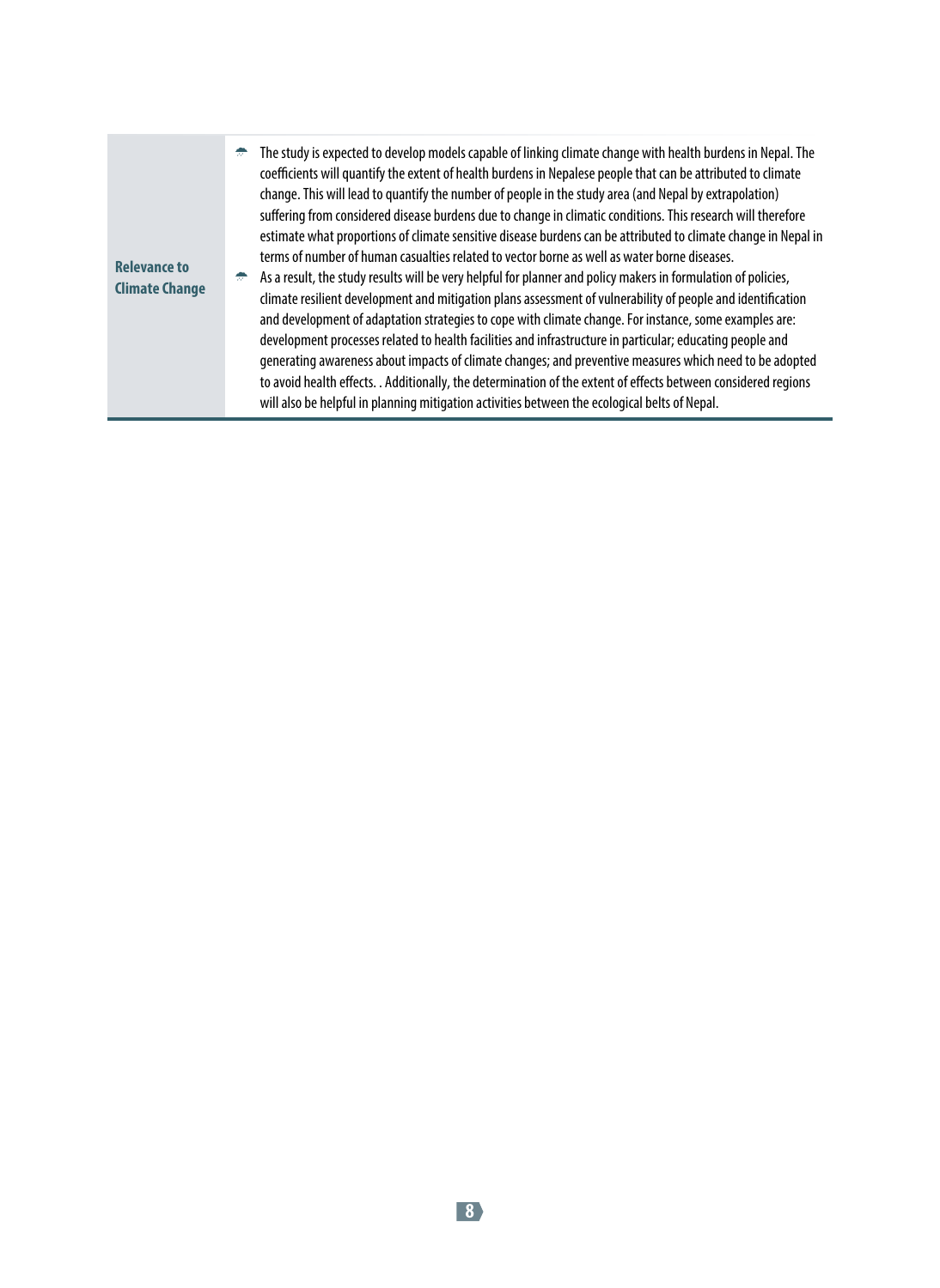| | |
|---|---|
| **Relevance to Climate Change** | - The study is expected to develop models capable of linking climate change with health burdens in Nepal. The coefficients will quantify the extent of health burdens in Nepalese people that can be attributed to climate change. This will lead to quantify the number of people in the study area (and Nepal by extrapolation) suffering from considered disease burdens due to change in climatic conditions. This research will therefore estimate what proportions of climate sensitive disease burdens can be attributed to climate change in Nepal in terms of number of human casualties related to vector borne as well as water borne diseases.<br>- As a result, the study results will be very helpful for planner and policy makers in formulation of policies, climate resilient development and mitigation plans assessment of vulnerability of people and identification and development of adaptation strategies to cope with climate change. For instance, some examples are: development processes related to health facilities and infrastructure in particular; educating people and generating awareness about impacts of climate changes; and preventive measures which need to be adopted to avoid health effects. . Additionally, the determination of the extent of effects between considered regions will also be helpful in planning mitigation activities between the ecological belts of Nepal. |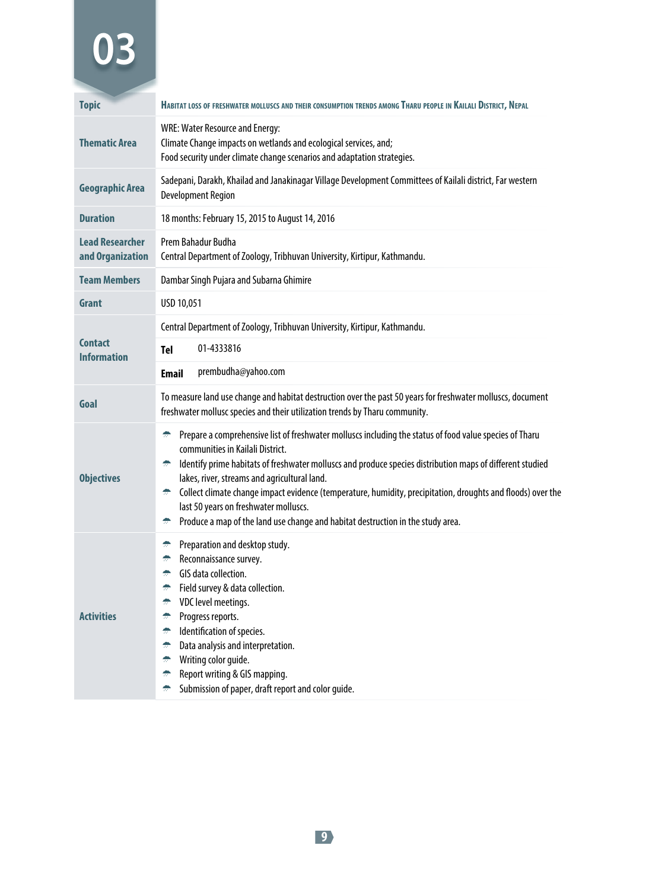# 03

| | |
|---|---|
| **Topic** | **Habitat loss of freshwater molluscs and their consumption trends among Tharu people in Kailali District, Nepal** |
| **Thematic Area** | WRE: Water Resource and Energy:<br>Climate Change impacts on wetlands and ecological services, and;<br>Food security under climate change scenarios and adaptation strategies. |
| **Geographic Area** | Sadepani, Darakh, Khailad and Janakinagar Village Development Committees of Kailali district, Far western Development Region |
| **Duration** | 18 months: February 15, 2015 to August 14, 2016 |
| **Lead Researcher and Organization** | Prem Bahadur Budha<br>Central Department of Zoology, Tribhuvan University, Kirtipur, Kathmandu. |
| **Team Members** | Dambar Singh Pujara and Subarna Ghimire |
| **Grant** | USD 10,051 |
| **Contact Information** | Central Department of Zoology, Tribhuvan University, Kirtipur, Kathmandu.<br>**Tel** 01-4333816<br>**Email** prembudha@yahoo.com |
| **Goal** | To measure land use change and habitat destruction over the past 50 years for freshwater molluscs, document freshwater mollusc species and their utilization trends by Tharu community. |
| **Objectives** | • Prepare a comprehensive list of freshwater molluscs including the status of food value species of Tharu communities in Kailali District.<br>• Identify prime habitats of freshwater molluscs and produce species distribution maps of different studied lakes, river, streams and agricultural land.<br>• Collect climate change impact evidence (temperature, humidity, precipitation, droughts and floods) over the last 50 years on freshwater molluscs.<br>• Produce a map of the land use change and habitat destruction in the study area. |
| **Activities** | • Preparation and desktop study.<br>• Reconnaissance survey.<br>• GIS data collection.<br>• Field survey & data collection.<br>• VDC level meetings.<br>• Progress reports.<br>• Identification of species.<br>• Data analysis and interpretation.<br>• Writing color guide.<br>• Report writing & GIS mapping.<br>• Submission of paper, draft report and color guide. |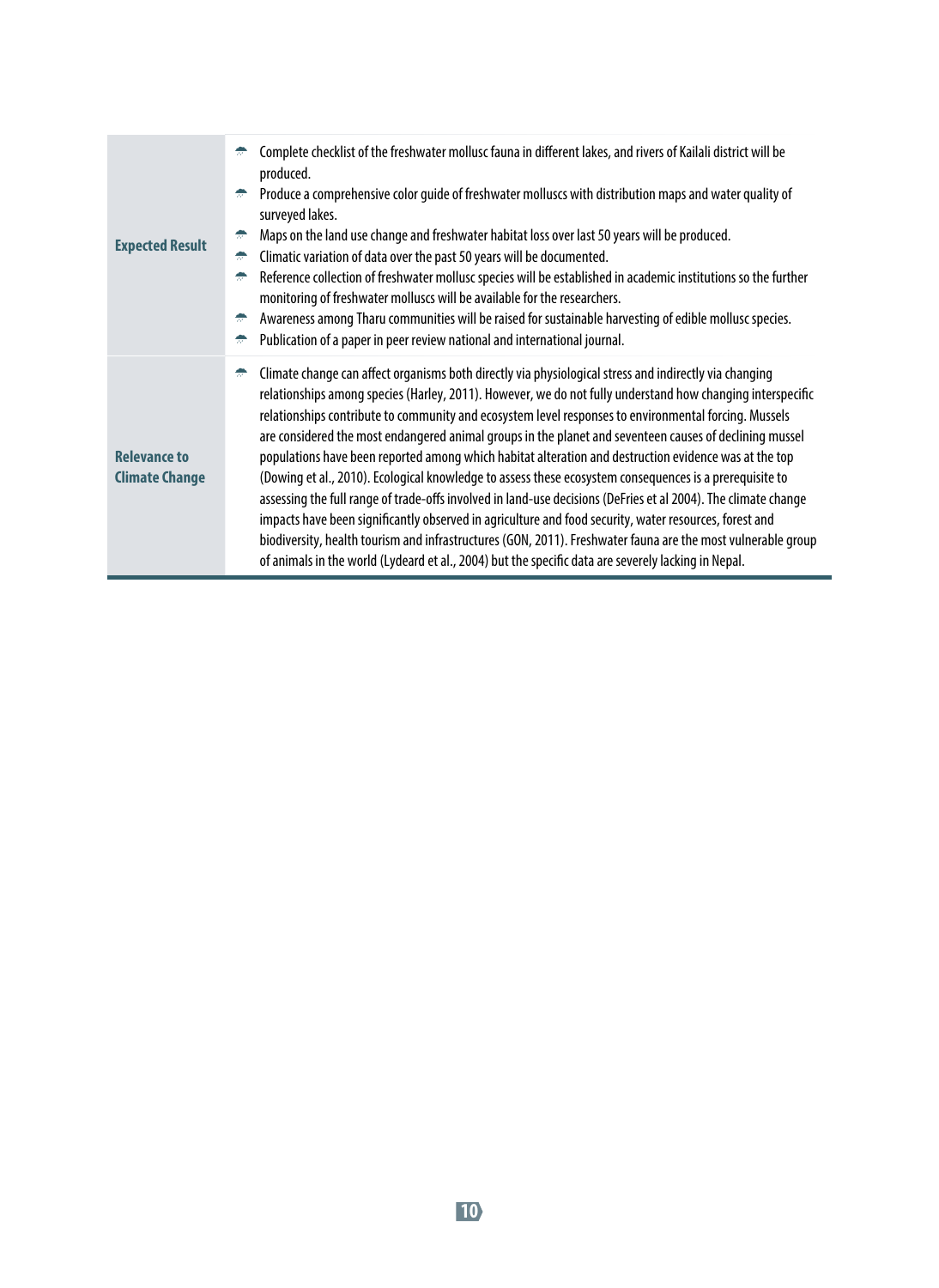| | |
|---|---|
| **Expected Result** | - Complete checklist of the freshwater mollusc fauna in different lakes, and rivers of Kailali district will be produced.<br>- Produce a comprehensive color guide of freshwater molluscs with distribution maps and water quality of surveyed lakes.<br>- Maps on the land use change and freshwater habitat loss over last 50 years will be produced.<br>- Climatic variation of data over the past 50 years will be documented.<br>- Reference collection of freshwater mollusc species will be established in academic institutions so the further monitoring of freshwater molluscs will be available for the researchers.<br>- Awareness among Tharu communities will be raised for sustainable harvesting of edible mollusc species.<br>- Publication of a paper in peer review national and international journal. |
| **Relevance to Climate Change** | - Climate change can affect organisms both directly via physiological stress and indirectly via changing relationships among species (Harley, 2011). However, we do not fully understand how changing interspecific relationships contribute to community and ecosystem level responses to environmental forcing. Mussels are considered the most endangered animal groups in the planet and seventeen causes of declining mussel populations have been reported among which habitat alteration and destruction evidence was at the top (Dowing et al., 2010). Ecological knowledge to assess these ecosystem consequences is a prerequisite to assessing the full range of trade-offs involved in land-use decisions (DeFries et al 2004). The climate change impacts have been significantly observed in agriculture and food security, water resources, forest and biodiversity, health tourism and infrastructures (GON, 2011). Freshwater fauna are the most vulnerable group of animals in the world (Lydeard et al., 2004) but the specific data are severely lacking in Nepal. |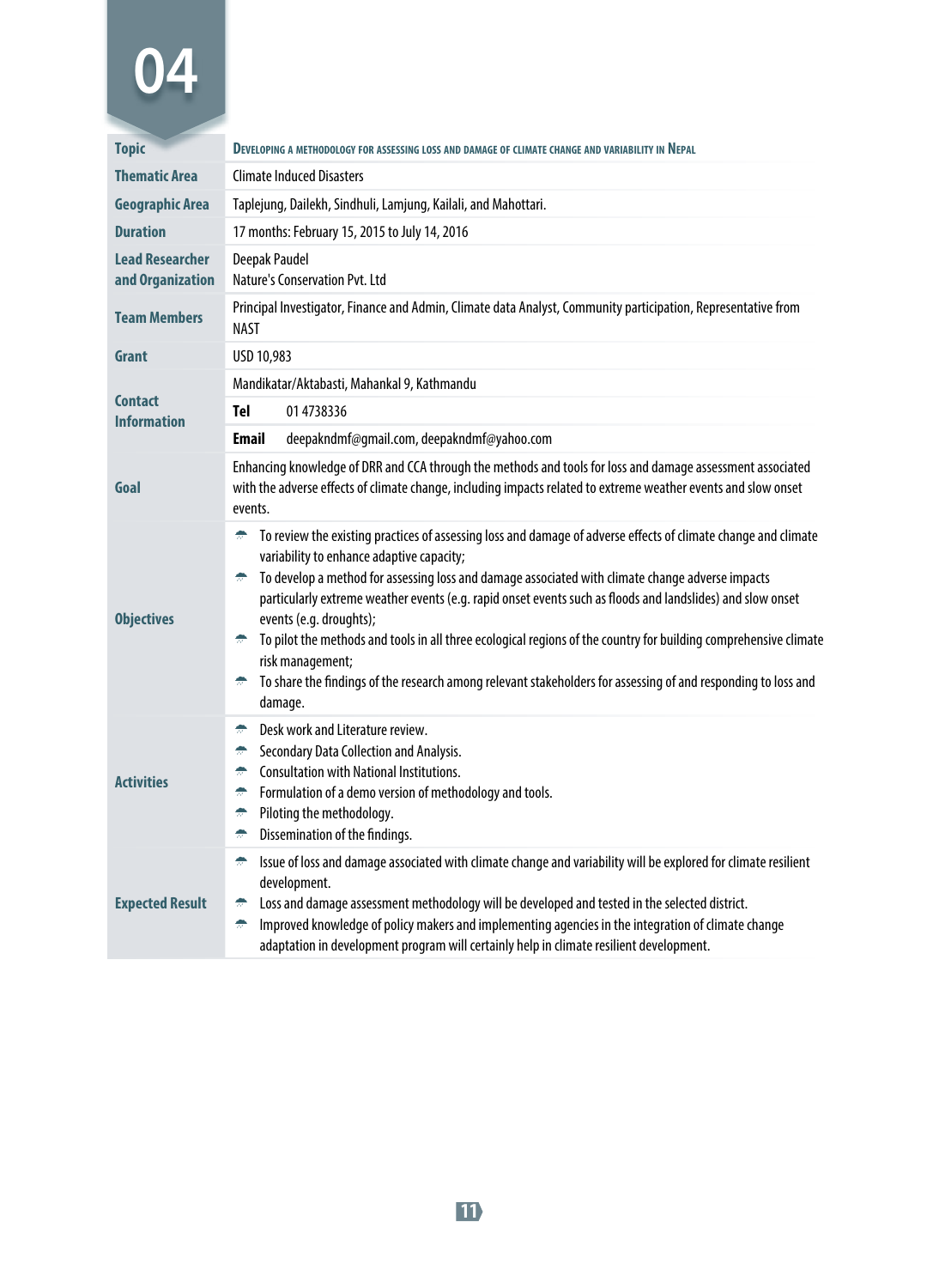# 04

| | |
|---|---|
| **Topic** | **Developing a methodology for assessing loss and damage of climate change and variability in Nepal** |
| **Thematic Area** | Climate Induced Disasters |
| **Geographic Area** | Taplejung, Dailekh, Sindhuli, Lamjung, Kailali, and Mahottari. |
| **Duration** | 17 months: February 15, 2015 to July 14, 2016 |
| **Lead Researcher and Organization** | Deepak Paudel<br>Nature's Conservation Pvt. Ltd |
| **Team Members** | Principal Investigator, Finance and Admin, Climate data Analyst, Community participation, Representative from NAST |
| **Grant** | USD 10,983 |
| **Contact Information** | Mandikatar/Aktabasti, Mahankal 9, Kathmandu<br>**Tel** 01 4738336<br>**Email** deepakndmf@gmail.com, deepakndmf@yahoo.com |
| **Goal** | Enhancing knowledge of DRR and CCA through the methods and tools for loss and damage assessment associated with the adverse effects of climate change, including impacts related to extreme weather events and slow onset events. |
| **Objectives** | - To review the existing practices of assessing loss and damage of adverse effects of climate change and climate variability to enhance adaptive capacity;<br>- To develop a method for assessing loss and damage associated with climate change adverse impacts particularly extreme weather events (e.g. rapid onset events such as floods and landslides) and slow onset events (e.g. droughts);<br>- To pilot the methods and tools in all three ecological regions of the country for building comprehensive climate risk management;<br>- To share the findings of the research among relevant stakeholders for assessing of and responding to loss and damage. |
| **Activities** | - Desk work and Literature review.<br>- Secondary Data Collection and Analysis.<br>- Consultation with National Institutions.<br>- Formulation of a demo version of methodology and tools.<br>- Piloting the methodology.<br>- Dissemination of the findings. |
| **Expected Result** | - Issue of loss and damage associated with climate change and variability will be explored for climate resilient development.<br>- Loss and damage assessment methodology will be developed and tested in the selected district.<br>- Improved knowledge of policy makers and implementing agencies in the integration of climate change adaptation in development program will certainly help in climate resilient development. |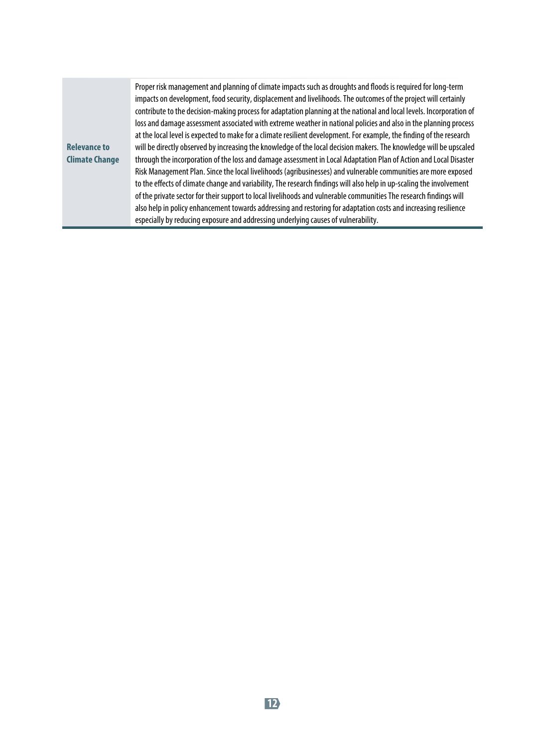| | |
|---|---|
| **Relevance to Climate Change** | Proper risk management and planning of climate impacts such as droughts and floods is required for long-term impacts on development, food security, displacement and livelihoods. The outcomes of the project will certainly contribute to the decision-making process for adaptation planning at the national and local levels. Incorporation of loss and damage assessment associated with extreme weather in national policies and also in the planning process at the local level is expected to make for a climate resilient development. For example, the finding of the research will be directly observed by increasing the knowledge of the local decision makers. The knowledge will be upscaled through the incorporation of the loss and damage assessment in Local Adaptation Plan of Action and Local Disaster Risk Management Plan. Since the local livelihoods (agribusinesses) and vulnerable communities are more exposed to the effects of climate change and variability, The research findings will also help in up-scaling the involvement of the private sector for their support to local livelihoods and vulnerable communities The research findings will also help in policy enhancement towards addressing and restoring for adaptation costs and increasing resilience especially by reducing exposure and addressing underlying causes of vulnerability. |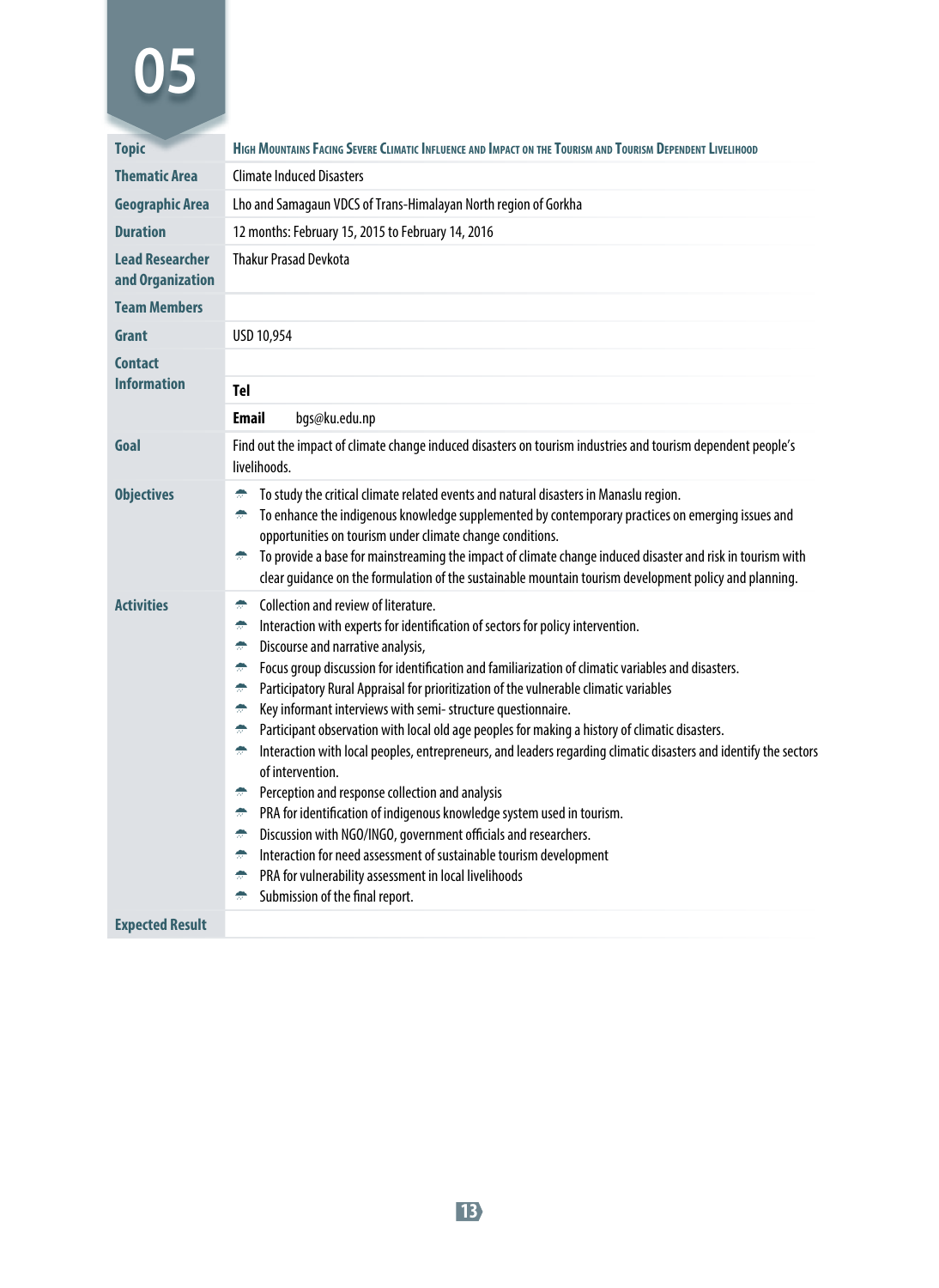# 05

| | |
|---|---|
| **Topic** | **High Mountains Facing Severe Climatic Influence and Impact on the Tourism and Tourism Dependent Livelihood** |
| **Thematic Area** | Climate Induced Disasters |
| **Geographic Area** | Lho and Samagaun VDCS of Trans-Himalayan North region of Gorkha |
| **Duration** | 12 months: February 15, 2015 to February 14, 2016 |
| **Lead Researcher and Organization** | Thakur Prasad Devkota |
| **Team Members** | |
| **Grant** | USD 10,954 |
| **Contact Information** | **Tel** |
| | **Email** bgs@ku.edu.np |
| **Goal** | Find out the impact of climate change induced disasters on tourism industries and tourism dependent people's livelihoods. |
| **Objectives** | • To study the critical climate related events and natural disasters in Manaslu region.<br>• To enhance the indigenous knowledge supplemented by contemporary practices on emerging issues and opportunities on tourism under climate change conditions.<br>• To provide a base for mainstreaming the impact of climate change induced disaster and risk in tourism with clear guidance on the formulation of the sustainable mountain tourism development policy and planning. |
| **Activities** | • Collection and review of literature.<br>• Interaction with experts for identification of sectors for policy intervention.<br>• Discourse and narrative analysis,<br>• Focus group discussion for identification and familiarization of climatic variables and disasters.<br>• Participatory Rural Appraisal for prioritization of the vulnerable climatic variables<br>• Key informant interviews with semi- structure questionnaire.<br>• Participant observation with local old age peoples for making a history of climatic disasters.<br>• Interaction with local peoples, entrepreneurs, and leaders regarding climatic disasters and identify the sectors of intervention.<br>• Perception and response collection and analysis<br>• PRA for identification of indigenous knowledge system used in tourism.<br>• Discussion with NGO/INGO, government officials and researchers.<br>• Interaction for need assessment of sustainable tourism development<br>• PRA for vulnerability assessment in local livelihoods<br>• Submission of the final report. |
| **Expected Result** | |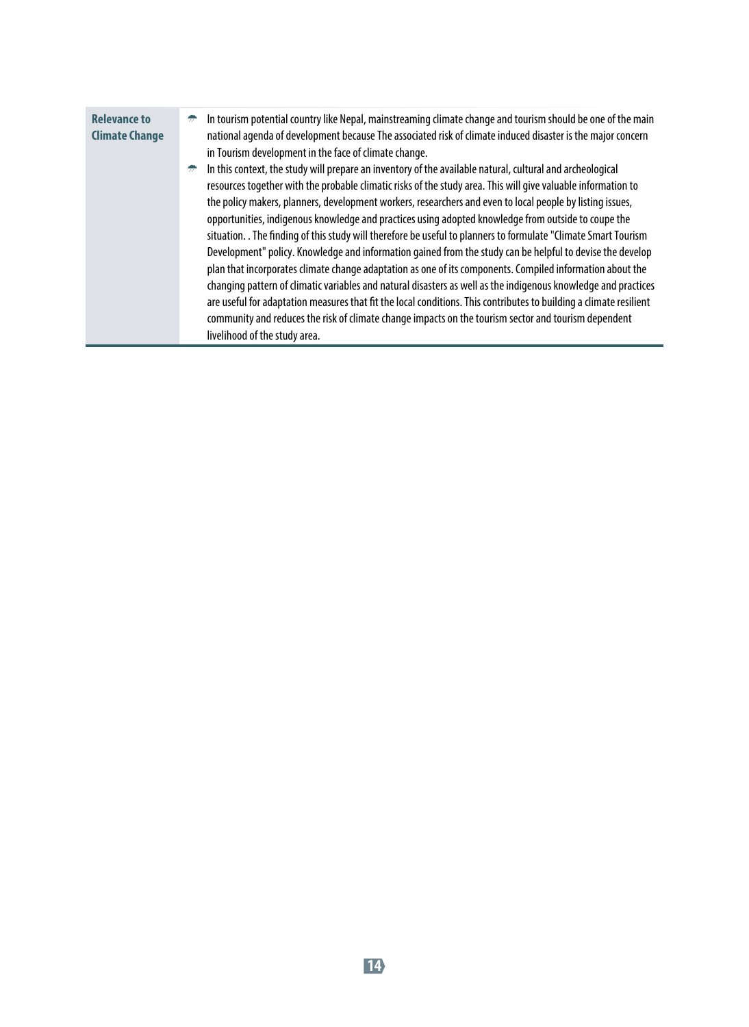| | |
|---|---|
| **Relevance to Climate Change** | - In tourism potential country like Nepal, mainstreaming climate change and tourism should be one of the main national agenda of development because The associated risk of climate induced disaster is the major concern in Tourism development in the face of climate change.<br>- In this context, the study will prepare an inventory of the available natural, cultural and archeological resources together with the probable climatic risks of the study area. This will give valuable information to the policy makers, planners, development workers, researchers and even to local people by listing issues, opportunities, indigenous knowledge and practices using adopted knowledge from outside to coupe the situation. . The finding of this study will therefore be useful to planners to formulate "Climate Smart Tourism Development" policy. Knowledge and information gained from the study can be helpful to devise the develop plan that incorporates climate change adaptation as one of its components. Compiled information about the changing pattern of climatic variables and natural disasters as well as the indigenous knowledge and practices are useful for adaptation measures that fit the local conditions. This contributes to building a climate resilient community and reduces the risk of climate change impacts on the tourism sector and tourism dependent livelihood of the study area. |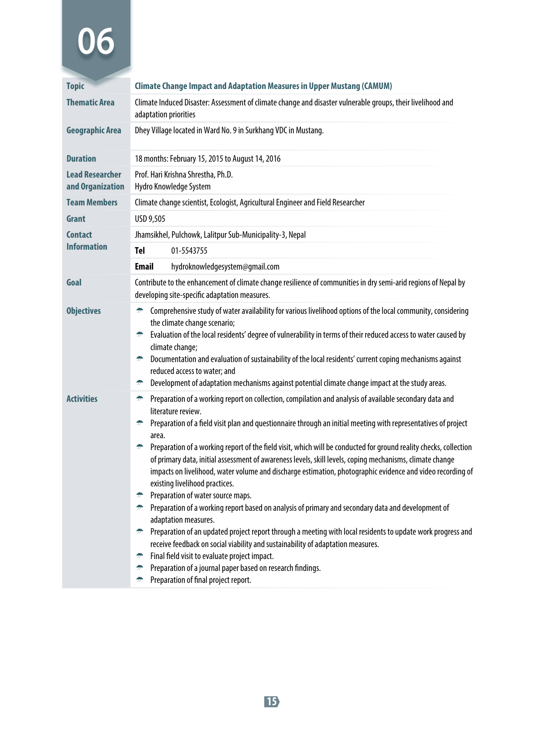# 06

| | |
|---|---|
| **Topic** | **Climate Change Impact and Adaptation Measures in Upper Mustang (CAMUM)** |
| **Thematic Area** | Climate Induced Disaster: Assessment of climate change and disaster vulnerable groups, their livelihood and adaptation priorities |
| **Geographic Area** | Dhey Village located in Ward No. 9 in Surkhang VDC in Mustang. |
| **Duration** | 18 months: February 15, 2015 to August 14, 2016 |
| **Lead Researcher and Organization** | Prof. Hari Krishna Shrestha, Ph.D.<br>Hydro Knowledge System |
| **Team Members** | Climate change scientist, Ecologist, Agricultural Engineer and Field Researcher |
| **Grant** | USD 9,505 |
| **Contact Information** | Jhamsikhel, Pulchowk, Lalitpur Sub-Municipality-3, Nepal<br>**Tel** 01-5543755<br>**Email** hydroknowledgesystem@gmail.com |
| **Goal** | Contribute to the enhancement of climate change resilience of communities in dry semi-arid regions of Nepal by developing site-specific adaptation measures. |
| **Objectives** | • Comprehensive study of water availability for various livelihood options of the local community, considering the climate change scenario;<br>• Evaluation of the local residents' degree of vulnerability in terms of their reduced access to water caused by climate change;<br>• Documentation and evaluation of sustainability of the local residents' current coping mechanisms against reduced access to water; and<br>• Development of adaptation mechanisms against potential climate change impact at the study areas. |
| **Activities** | • Preparation of a working report on collection, compilation and analysis of available secondary data and literature review.<br>• Preparation of a field visit plan and questionnaire through an initial meeting with representatives of project area.<br>• Preparation of a working report of the field visit, which will be conducted for ground reality checks, collection of primary data, initial assessment of awareness levels, skill levels, coping mechanisms, climate change impacts on livelihood, water volume and discharge estimation, photographic evidence and video recording of existing livelihood practices.<br>• Preparation of water source maps.<br>• Preparation of a working report based on analysis of primary and secondary data and development of adaptation measures.<br>• Preparation of an updated project report through a meeting with local residents to update work progress and receive feedback on social viability and sustainability of adaptation measures.<br>• Final field visit to evaluate project impact.<br>• Preparation of a journal paper based on research findings.<br>• Preparation of final project report. |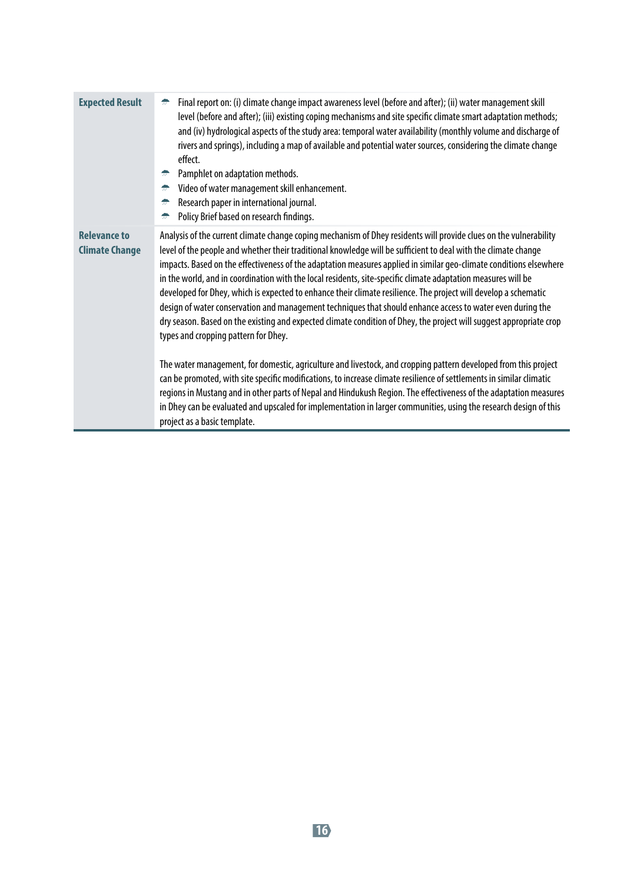| | |
|---|---|
| **Expected Result** | - Final report on: (i) climate change impact awareness level (before and after); (ii) water management skill level (before and after); (iii) existing coping mechanisms and site specific climate smart adaptation methods; and (iv) hydrological aspects of the study area: temporal water availability (monthly volume and discharge of rivers and springs), including a map of available and potential water sources, considering the climate change effect.<br>- Pamphlet on adaptation methods.<br>- Video of water management skill enhancement.<br>- Research paper in international journal.<br>- Policy Brief based on research findings. |
| **Relevance to Climate Change** | Analysis of the current climate change coping mechanism of Dhey residents will provide clues on the vulnerability level of the people and whether their traditional knowledge will be sufficient to deal with the climate change impacts. Based on the effectiveness of the adaptation measures applied in similar geo-climate conditions elsewhere in the world, and in coordination with the local residents, site-specific climate adaptation measures will be developed for Dhey, which is expected to enhance their climate resilience. The project will develop a schematic design of water conservation and management techniques that should enhance access to water even during the dry season. Based on the existing and expected climate condition of Dhey, the project will suggest appropriate crop types and cropping pattern for Dhey.<br><br>The water management, for domestic, agriculture and livestock, and cropping pattern developed from this project can be promoted, with site specific modifications, to increase climate resilience of settlements in similar climatic regions in Mustang and in other parts of Nepal and Hindukush Region. The effectiveness of the adaptation measures in Dhey can be evaluated and upscaled for implementation in larger communities, using the research design of this project as a basic template. |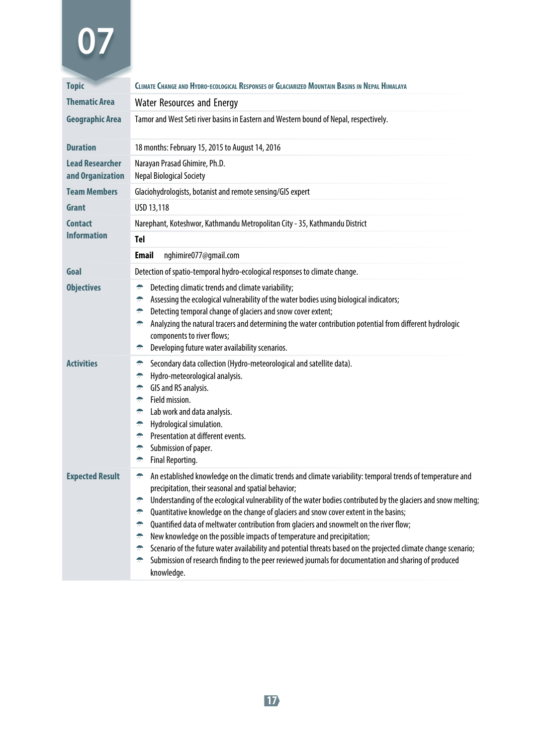# 07

| | |
|---|---|
| **Topic** | **Climate Change and Hydro-ecological Responses of Glaciarized Mountain Basins in Nepal Himalaya** |
| **Thematic Area** | Water Resources and Energy |
| **Geographic Area** | Tamor and West Seti river basins in Eastern and Western bound of Nepal, respectively. |
| **Duration** | 18 months: February 15, 2015 to August 14, 2016 |
| **Lead Researcher and Organization** | Narayan Prasad Ghimire, Ph.D.<br>Nepal Biological Society |
| **Team Members** | Glaciohydrologists, botanist and remote sensing/GIS expert |
| **Grant** | USD 13,118 |
| **Contact Information** | Narephant, Koteshwor, Kathmandu Metropolitan City - 35, Kathmandu District<br>**Tel**<br>**Email** nghimire077@gmail.com |
| **Goal** | Detection of spatio-temporal hydro-ecological responses to climate change. |
| **Objectives** | • Detecting climatic trends and climate variability;<br>• Assessing the ecological vulnerability of the water bodies using biological indicators;<br>• Detecting temporal change of glaciers and snow cover extent;<br>• Analyzing the natural tracers and determining the water contribution potential from different hydrologic components to river flows;<br>• Developing future water availability scenarios. |
| **Activities** | • Secondary data collection (Hydro-meteorological and satellite data).<br>• Hydro-meteorological analysis.<br>• GIS and RS analysis.<br>• Field mission.<br>• Lab work and data analysis.<br>• Hydrological simulation.<br>• Presentation at different events.<br>• Submission of paper.<br>• Final Reporting. |
| **Expected Result** | • An established knowledge on the climatic trends and climate variability: temporal trends of temperature and precipitation, their seasonal and spatial behavior;<br>• Understanding of the ecological vulnerability of the water bodies contributed by the glaciers and snow melting;<br>• Quantitative knowledge on the change of glaciers and snow cover extent in the basins;<br>• Quantified data of meltwater contribution from glaciers and snowmelt on the river flow;<br>• New knowledge on the possible impacts of temperature and precipitation;<br>• Scenario of the future water availability and potential threats based on the projected climate change scenario;<br>• Submission of research finding to the peer reviewed journals for documentation and sharing of produced knowledge. |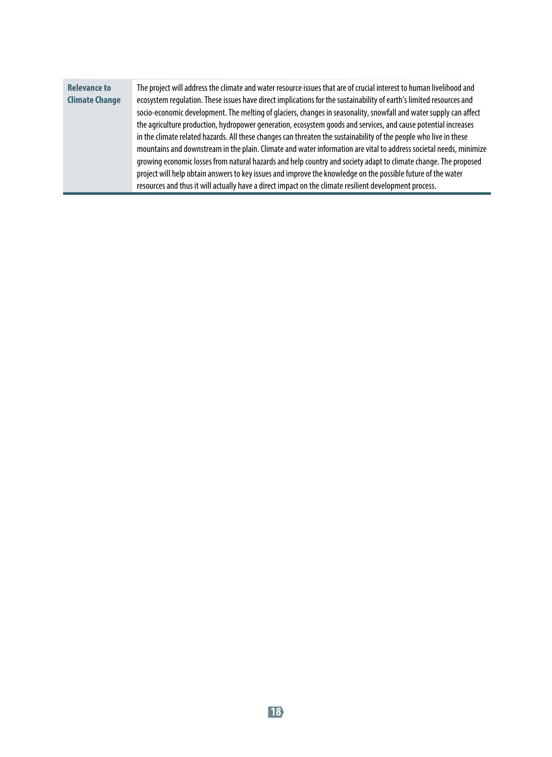| Relevance to Climate Change | The project will address the climate and water resource issues that are of crucial interest to human livelihood and ecosystem regulation. These issues have direct implications for the sustainability of earth's limited resources and socio-economic development. The melting of glaciers, changes in seasonality, snowfall and water supply can affect the agriculture production, hydropower generation, ecosystem goods and services, and cause potential increases in the climate related hazards. All these changes can threaten the sustainability of the people who live in these mountains and downstream in the plain. Climate and water information are vital to address societal needs, minimize growing economic losses from natural hazards and help country and society adapt to climate change. The proposed project will help obtain answers to key issues and improve the knowledge on the possible future of the water resources and thus it will actually have a direct impact on the climate resilient development process. |
|---|---|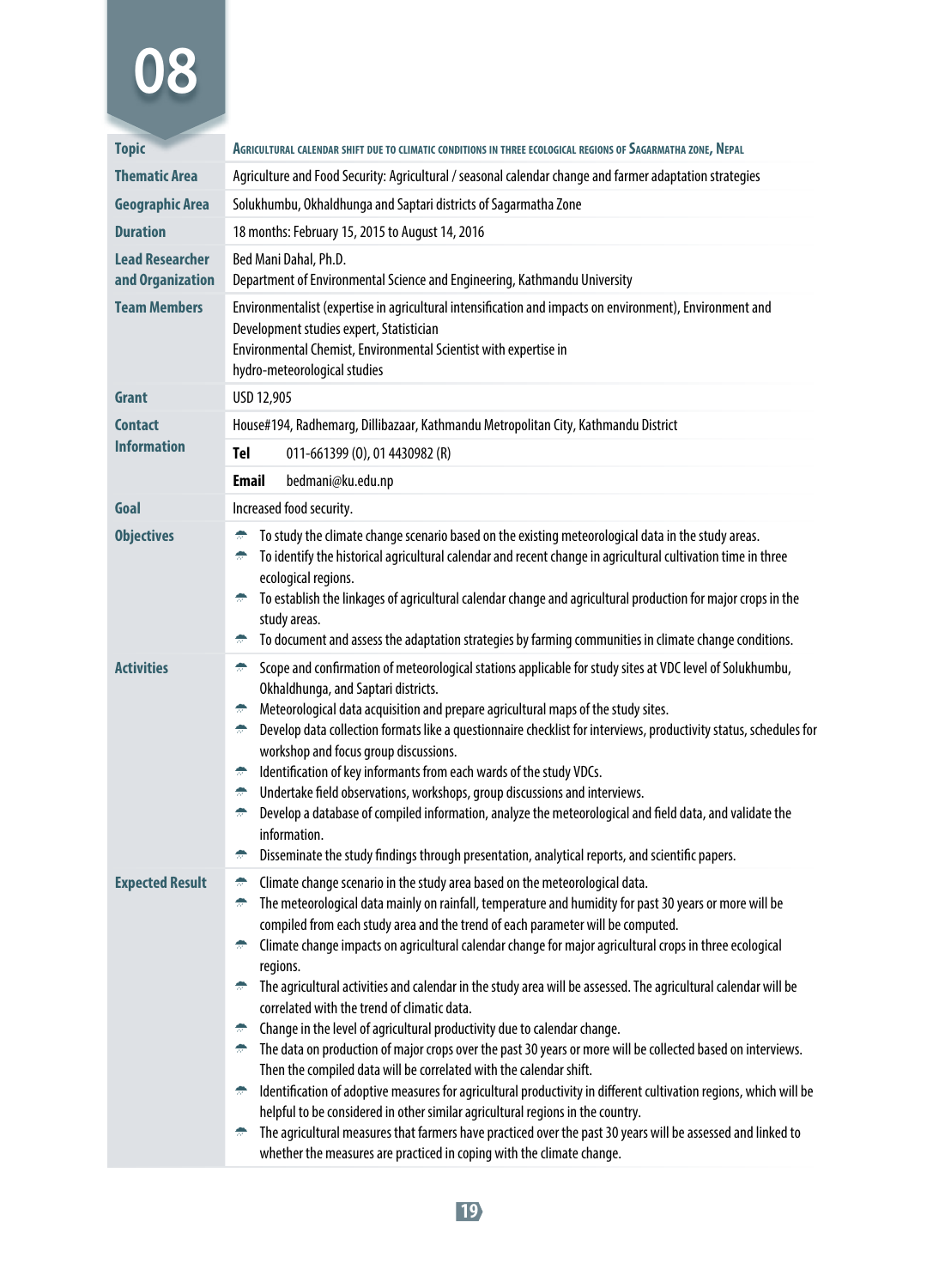# 08

| | |
|---|---|
| **Topic** | AGRICULTURAL CALENDAR SHIFT DUE TO CLIMATIC CONDITIONS IN THREE ECOLOGICAL REGIONS OF SAGARMATHA ZONE, NEPAL |
| **Thematic Area** | Agriculture and Food Security: Agricultural / seasonal calendar change and farmer adaptation strategies |
| **Geographic Area** | Solukhumbu, Okhaldhunga and Saptari districts of Sagarmatha Zone |
| **Duration** | 18 months: February 15, 2015 to August 14, 2016 |
| **Lead Researcher and Organization** | Bed Mani Dahal, Ph.D.<br>Department of Environmental Science and Engineering, Kathmandu University |
| **Team Members** | Environmentalist (expertise in agricultural intensification and impacts on environment), Environment and Development studies expert, Statistician<br>Environmental Chemist, Environmental Scientist with expertise in hydro-meteorological studies |
| **Grant** | USD 12,905 |
| **Contact Information** | House#194, Radhemarg, Dillibazaar, Kathmandu Metropolitan City, Kathmandu District<br>**Tel** 011-661399 (O), 01 4430982 (R)<br>**Email** bedmani@ku.edu.np |
| **Goal** | Increased food security. |
| **Objectives** | • To study the climate change scenario based on the existing meteorological data in the study areas.<br>• To identify the historical agricultural calendar and recent change in agricultural cultivation time in three ecological regions.<br>• To establish the linkages of agricultural calendar change and agricultural production for major crops in the study areas.<br>• To document and assess the adaptation strategies by farming communities in climate change conditions. |
| **Activities** | • Scope and confirmation of meteorological stations applicable for study sites at VDC level of Solukhumbu, Okhaldhunga, and Saptari districts.<br>• Meteorological data acquisition and prepare agricultural maps of the study sites.<br>• Develop data collection formats like a questionnaire checklist for interviews, productivity status, schedules for workshop and focus group discussions.<br>• Identification of key informants from each wards of the study VDCs.<br>• Undertake field observations, workshops, group discussions and interviews.<br>• Develop a database of compiled information, analyze the meteorological and field data, and validate the information.<br>• Disseminate the study findings through presentation, analytical reports, and scientific papers. |
| **Expected Result** | • Climate change scenario in the study area based on the meteorological data.<br>• The meteorological data mainly on rainfall, temperature and humidity for past 30 years or more will be compiled from each study area and the trend of each parameter will be computed.<br>• Climate change impacts on agricultural calendar change for major agricultural crops in three ecological regions.<br>• The agricultural activities and calendar in the study area will be assessed. The agricultural calendar will be correlated with the trend of climatic data.<br>• Change in the level of agricultural productivity due to calendar change.<br>• The data on production of major crops over the past 30 years or more will be collected based on interviews. Then the compiled data will be correlated with the calendar shift.<br>• Identification of adoptive measures for agricultural productivity in different cultivation regions, which will be helpful to be considered in other similar agricultural regions in the country.<br>• The agricultural measures that farmers have practiced over the past 30 years will be assessed and linked to whether the measures are practiced in coping with the climate change. |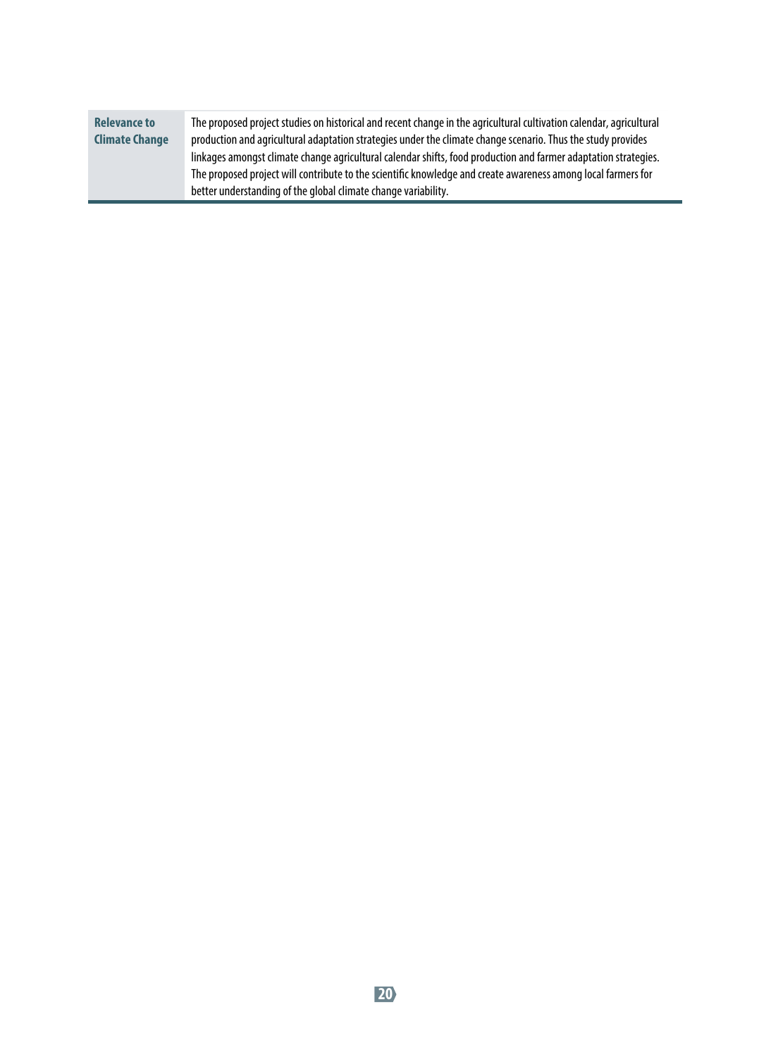| | |
|---|---|
| **Relevance to Climate Change** | The proposed project studies on historical and recent change in the agricultural cultivation calendar, agricultural production and agricultural adaptation strategies under the climate change scenario. Thus the study provides linkages amongst climate change agricultural calendar shifts, food production and farmer adaptation strategies. The proposed project will contribute to the scientific knowledge and create awareness among local farmers for better understanding of the global climate change variability. |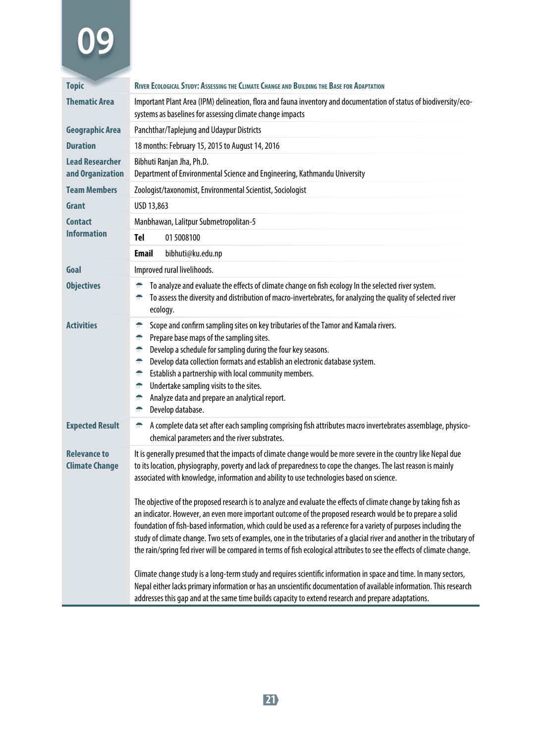# 09

| | |
|---|---|
| **Topic** | **River Ecological Study: Assessing the Climate Change and Building the Base for Adaptation** |
| **Thematic Area** | Important Plant Area (IPM) delineation, flora and fauna inventory and documentation of status of biodiversity/eco-systems as baselines for assessing climate change impacts |
| **Geographic Area** | Panchthar/Taplejung and Udaypur Districts |
| **Duration** | 18 months: February 15, 2015 to August 14, 2016 |
| **Lead Researcher and Organization** | Bibhuti Ranjan Jha, Ph.D.<br>Department of Environmental Science and Engineering, Kathmandu University |
| **Team Members** | Zoologist/taxonomist, Environmental Scientist, Sociologist |
| **Grant** | USD 13,863 |
| **Contact Information** | Manbhawan, Lalitpur Submetropolitan-5<br>**Tel** 01 5008100<br>**Email** bibhuti@ku.edu.np |
| **Goal** | Improved rural livelihoods. |
| **Objectives** | • To analyze and evaluate the effects of climate change on fish ecology In the selected river system.<br>• To assess the diversity and distribution of macro-invertebrates, for analyzing the quality of selected river ecology. |
| **Activities** | • Scope and confirm sampling sites on key tributaries of the Tamor and Kamala rivers.<br>• Prepare base maps of the sampling sites.<br>• Develop a schedule for sampling during the four key seasons.<br>• Develop data collection formats and establish an electronic database system.<br>• Establish a partnership with local community members.<br>• Undertake sampling visits to the sites.<br>• Analyze data and prepare an analytical report.<br>• Develop database. |
| **Expected Result** | • A complete data set after each sampling comprising fish attributes macro invertebrates assemblage, physico-chemical parameters and the river substrates. |
| **Relevance to Climate Change** | It is generally presumed that the impacts of climate change would be more severe in the country like Nepal due to its location, physiography, poverty and lack of preparedness to cope the changes. The last reason is mainly associated with knowledge, information and ability to use technologies based on science.<br><br>The objective of the proposed research is to analyze and evaluate the effects of climate change by taking fish as an indicator. However, an even more important outcome of the proposed research would be to prepare a solid foundation of fish-based information, which could be used as a reference for a variety of purposes including the study of climate change. Two sets of examples, one in the tributaries of a glacial river and another in the tributary of the rain/spring fed river will be compared in terms of fish ecological attributes to see the effects of climate change.<br><br>Climate change study is a long-term study and requires scientific information in space and time. In many sectors, Nepal either lacks primary information or has an unscientific documentation of available information. This research addresses this gap and at the same time builds capacity to extend research and prepare adaptations. |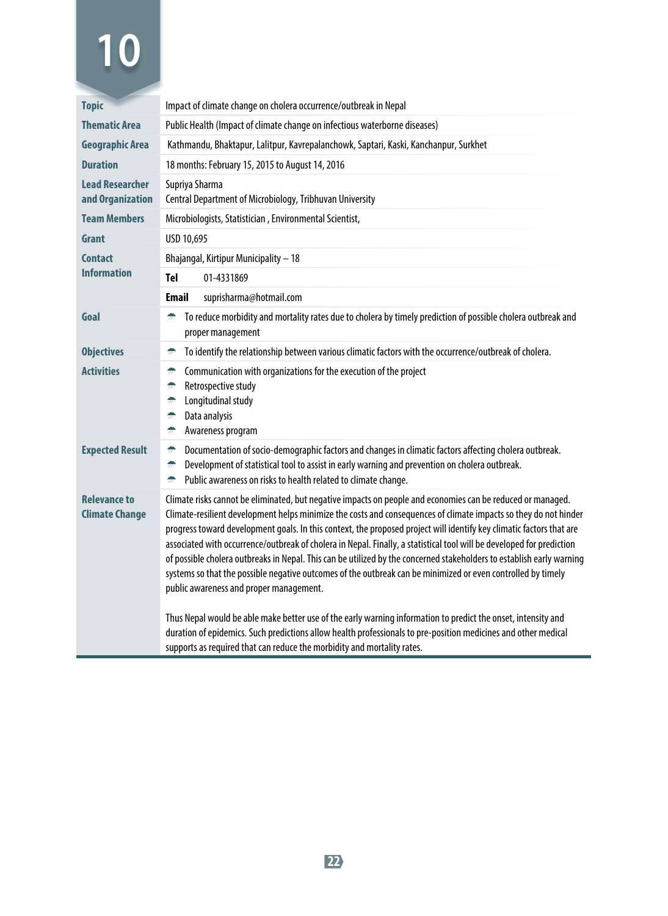# 10

| | |
|---|---|
| **Topic** | Impact of climate change on cholera occurrence/outbreak in Nepal |
| **Thematic Area** | Public Health (Impact of climate change on infectious waterborne diseases) |
| **Geographic Area** | Kathmandu, Bhaktapur, Lalitpur, Kavrepalanchowk, Saptari, Kaski, Kanchanpur, Surkhet |
| **Duration** | 18 months: February 15, 2015 to August 14, 2016 |
| **Lead Researcher and Organization** | Supriya Sharma<br>Central Department of Microbiology, Tribhuvan University |
| **Team Members** | Microbiologists, Statistician , Environmental Scientist, |
| **Grant** | USD 10,695 |
| **Contact Information** | Bhajangal, Kirtipur Municipality – 18<br>**Tel** 01-4331869<br>**Email** suprisharma@hotmail.com |
| **Goal** | To reduce morbidity and mortality rates due to cholera by timely prediction of possible cholera outbreak and proper management |
| **Objectives** | To identify the relationship between various climatic factors with the occurrence/outbreak of cholera. |
| **Activities** | Communication with organizations for the execution of the project<br>Retrospective study<br>Longitudinal study<br>Data analysis<br>Awareness program |
| **Expected Result** | Documentation of socio-demographic factors and changes in climatic factors affecting cholera outbreak.<br>Development of statistical tool to assist in early warning and prevention on cholera outbreak.<br>Public awareness on risks to health related to climate change. |
| **Relevance to Climate Change** | Climate risks cannot be eliminated, but negative impacts on people and economies can be reduced or managed. Climate-resilient development helps minimize the costs and consequences of climate impacts so they do not hinder progress toward development goals. In this context, the proposed project will identify key climatic factors that are associated with occurrence/outbreak of cholera in Nepal. Finally, a statistical tool will be developed for prediction of possible cholera outbreaks in Nepal. This can be utilized by the concerned stakeholders to establish early warning systems so that the possible negative outcomes of the outbreak can be minimized or even controlled by timely public awareness and proper management.<br><br>Thus Nepal would be able make better use of the early warning information to predict the onset, intensity and duration of epidemics. Such predictions allow health professionals to pre-position medicines and other medical supports as required that can reduce the morbidity and mortality rates. |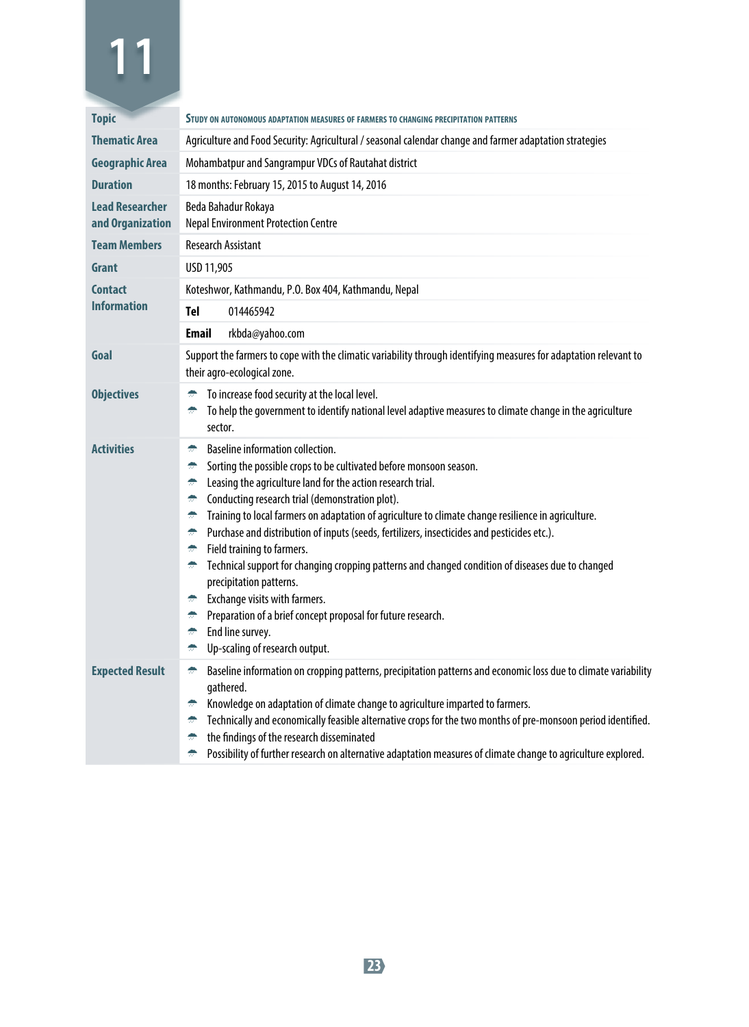# 11

| | |
|---|---|
| **Topic** | STUDY ON AUTONOMOUS ADAPTATION MEASURES OF FARMERS TO CHANGING PRECIPITATION PATTERNS |
| **Thematic Area** | Agriculture and Food Security: Agricultural / seasonal calendar change and farmer adaptation strategies |
| **Geographic Area** | Mohambatpur and Sangrampur VDCs of Rautahat district |
| **Duration** | 18 months: February 15, 2015 to August 14, 2016 |
| **Lead Researcher and Organization** | Beda Bahadur Rokaya<br>Nepal Environment Protection Centre |
| **Team Members** | Research Assistant |
| **Grant** | USD 11,905 |
| **Contact Information** | Koteshwor, Kathmandu, P.O. Box 404, Kathmandu, Nepal<br>**Tel** 014465942<br>**Email** rkbda@yahoo.com |
| **Goal** | Support the farmers to cope with the climatic variability through identifying measures for adaptation relevant to their agro-ecological zone. |
| **Objectives** | - To increase food security at the local level.<br>- To help the government to identify national level adaptive measures to climate change in the agriculture sector. |
| **Activities** | - Baseline information collection.<br>- Sorting the possible crops to be cultivated before monsoon season.<br>- Leasing the agriculture land for the action research trial.<br>- Conducting research trial (demonstration plot).<br>- Training to local farmers on adaptation of agriculture to climate change resilience in agriculture.<br>- Purchase and distribution of inputs (seeds, fertilizers, insecticides and pesticides etc.).<br>- Field training to farmers.<br>- Technical support for changing cropping patterns and changed condition of diseases due to changed precipitation patterns.<br>- Exchange visits with farmers.<br>- Preparation of a brief concept proposal for future research.<br>- End line survey.<br>- Up-scaling of research output. |
| **Expected Result** | - Baseline information on cropping patterns, precipitation patterns and economic loss due to climate variability gathered.<br>- Knowledge on adaptation of climate change to agriculture imparted to farmers.<br>- Technically and economically feasible alternative crops for the two months of pre-monsoon period identified.<br>- the findings of the research disseminated<br>- Possibility of further research on alternative adaptation measures of climate change to agriculture explored. |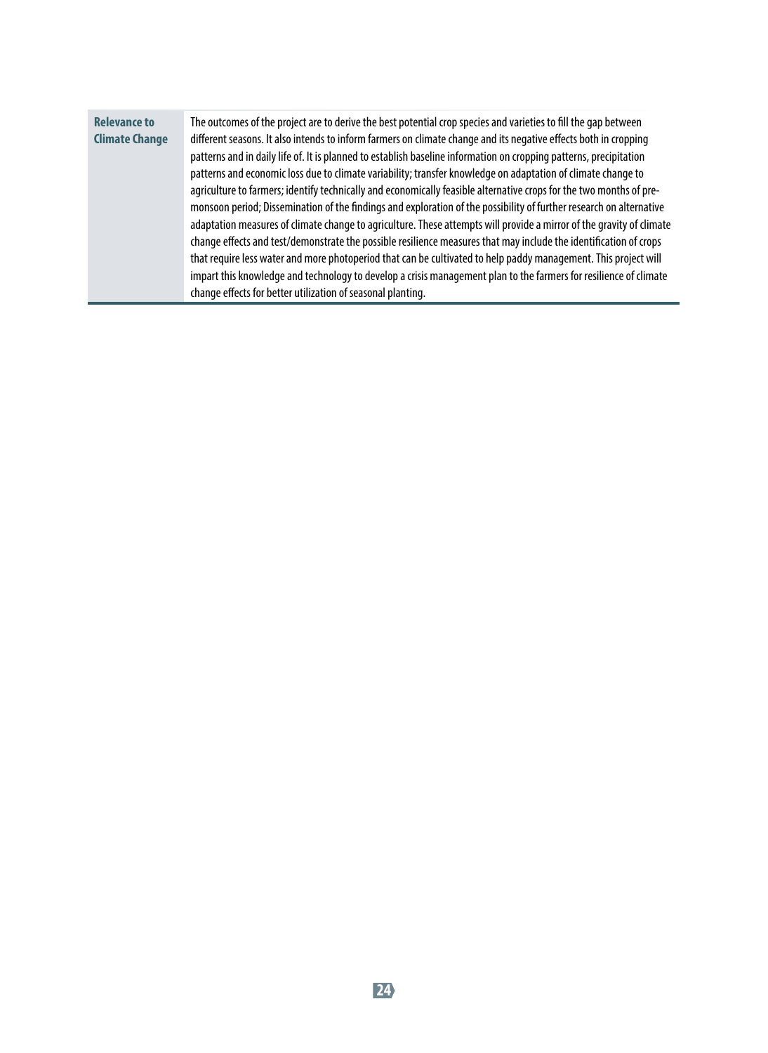| Relevance to Climate Change | The outcomes of the project are to derive the best potential crop species and varieties to fill the gap between different seasons. It also intends to inform farmers on climate change and its negative effects both in cropping patterns and in daily life of. It is planned to establish baseline information on cropping patterns, precipitation patterns and economic loss due to climate variability; transfer knowledge on adaptation of climate change to agriculture to farmers; identify technically and economically feasible alternative crops for the two months of pre-monsoon period; Dissemination of the findings and exploration of the possibility of further research on alternative adaptation measures of climate change to agriculture. These attempts will provide a mirror of the gravity of climate change effects and test/demonstrate the possible resilience measures that may include the identification of crops that require less water and more photoperiod that can be cultivated to help paddy management. This project will impart this knowledge and technology to develop a crisis management plan to the farmers for resilience of climate change effects for better utilization of seasonal planting. |
|---|---|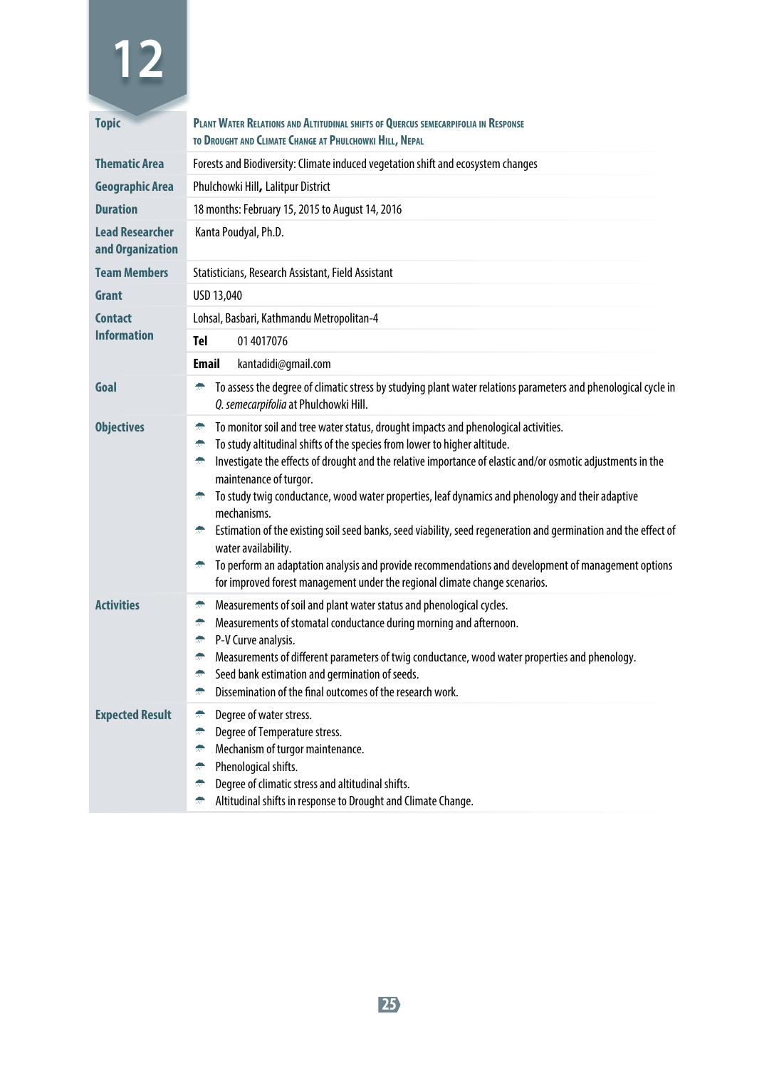# 12

| | |
|---|---|
| **Topic** | **Plant Water Relations and Altitudinal shifts of Quercus semecarpifolia in Response to Drought and Climate Change at Phulchowki Hill, Nepal** |
| **Thematic Area** | Forests and Biodiversity: Climate induced vegetation shift and ecosystem changes |
| **Geographic Area** | Phulchowki Hill, Lalitpur District |
| **Duration** | 18 months: February 15, 2015 to August 14, 2016 |
| **Lead Researcher and Organization** | Kanta Poudyal, Ph.D. |
| **Team Members** | Statisticians, Research Assistant, Field Assistant |
| **Grant** | USD 13,040 |
| **Contact Information** | Lohsal, Basbari, Kathmandu Metropolitan-4<br>**Tel** 01 4017076<br>**Email** kantadidi@gmail.com |
| **Goal** | - To assess the degree of climatic stress by studying plant water relations parameters and phenological cycle in *Q. semecarpifolia* at Phulchowki Hill. |
| **Objectives** | - To monitor soil and tree water status, drought impacts and phenological activities.<br>- To study altitudinal shifts of the species from lower to higher altitude.<br>- Investigate the effects of drought and the relative importance of elastic and/or osmotic adjustments in the maintenance of turgor.<br>- To study twig conductance, wood water properties, leaf dynamics and phenology and their adaptive mechanisms.<br>- Estimation of the existing soil seed banks, seed viability, seed regeneration and germination and the effect of water availability.<br>- To perform an adaptation analysis and provide recommendations and development of management options for improved forest management under the regional climate change scenarios. |
| **Activities** | - Measurements of soil and plant water status and phenological cycles.<br>- Measurements of stomatal conductance during morning and afternoon.<br>- P-V Curve analysis.<br>- Measurements of different parameters of twig conductance, wood water properties and phenology.<br>- Seed bank estimation and germination of seeds.<br>- Dissemination of the final outcomes of the research work. |
| **Expected Result** | - Degree of water stress.<br>- Degree of Temperature stress.<br>- Mechanism of turgor maintenance.<br>- Phenological shifts.<br>- Degree of climatic stress and altitudinal shifts.<br>- Altitudinal shifts in response to Drought and Climate Change. |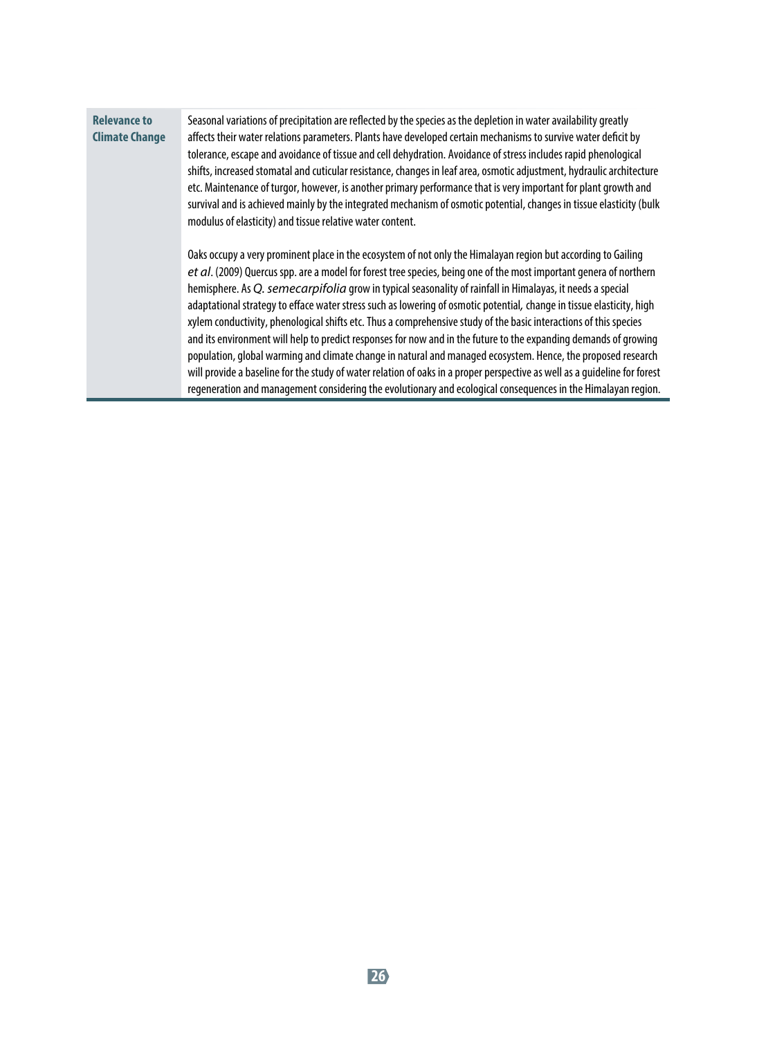**Relevance to Climate Change**

Seasonal variations of precipitation are reflected by the species as the depletion in water availability greatly affects their water relations parameters. Plants have developed certain mechanisms to survive water deficit by tolerance, escape and avoidance of tissue and cell dehydration. Avoidance of stress includes rapid phenological shifts, increased stomatal and cuticular resistance, changes in leaf area, osmotic adjustment, hydraulic architecture etc. Maintenance of turgor, however, is another primary performance that is very important for plant growth and survival and is achieved mainly by the integrated mechanism of osmotic potential, changes in tissue elasticity (bulk modulus of elasticity) and tissue relative water content.

Oaks occupy a very prominent place in the ecosystem of not only the Himalayan region but according to Gailing *et al*. (2009) Quercus spp. are a model for forest tree species, being one of the most important genera of northern hemisphere. As *Q. semecarpifolia* grow in typical seasonality of rainfall in Himalayas, it needs a special adaptational strategy to efface water stress such as lowering of osmotic potential, change in tissue elasticity, high xylem conductivity, phenological shifts etc. Thus a comprehensive study of the basic interactions of this species and its environment will help to predict responses for now and in the future to the expanding demands of growing population, global warming and climate change in natural and managed ecosystem. Hence, the proposed research will provide a baseline for the study of water relation of oaks in a proper perspective as well as a guideline for forest regeneration and management considering the evolutionary and ecological consequences in the Himalayan region.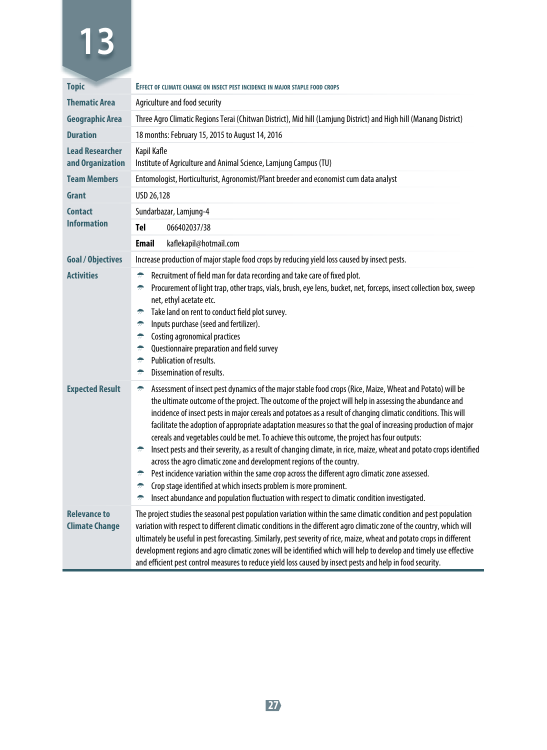# 13

| | |
|---|---|
| **Topic** | **EFFECT OF CLIMATE CHANGE ON INSECT PEST INCIDENCE IN MAJOR STAPLE FOOD CROPS** |
| **Thematic Area** | Agriculture and food security |
| **Geographic Area** | Three Agro Climatic Regions Terai (Chitwan District), Mid hill (Lamjung District) and High hill (Manang District) |
| **Duration** | 18 months: February 15, 2015 to August 14, 2016 |
| **Lead Researcher and Organization** | Kapil Kafle<br>Institute of Agriculture and Animal Science, Lamjung Campus (TU) |
| **Team Members** | Entomologist, Horticulturist, Agronomist/Plant breeder and economist cum data analyst |
| **Grant** | USD 26,128 |
| **Contact Information** | Sundarbazar, Lamjung-4<br>**Tel** 066402037/38<br>**Email** kaflekapil@hotmail.com |
| **Goal / Objectives** | Increase production of major staple food crops by reducing yield loss caused by insect pests. |
| **Activities** | - Recruitment of field man for data recording and take care of fixed plot.<br>- Procurement of light trap, other traps, vials, brush, eye lens, bucket, net, forceps, insect collection box, sweep net, ethyl acetate etc.<br>- Take land on rent to conduct field plot survey.<br>- Inputs purchase (seed and fertilizer).<br>- Costing agronomical practices<br>- Questionnaire preparation and field survey<br>- Publication of results.<br>- Dissemination of results. |
| **Expected Result** | - Assessment of insect pest dynamics of the major stable food crops (Rice, Maize, Wheat and Potato) will be the ultimate outcome of the project. The outcome of the project will help in assessing the abundance and incidence of insect pests in major cereals and potatoes as a result of changing climatic conditions. This will facilitate the adoption of appropriate adaptation measures so that the goal of increasing production of major cereals and vegetables could be met. To achieve this outcome, the project has four outputs:<br>- Insect pests and their severity, as a result of changing climate, in rice, maize, wheat and potato crops identified across the agro climatic zone and development regions of the country.<br>- Pest incidence variation within the same crop across the different agro climatic zone assessed.<br>- Crop stage identified at which insects problem is more prominent.<br>- Insect abundance and population fluctuation with respect to climatic condition investigated. |
| **Relevance to Climate Change** | The project studies the seasonal pest population variation within the same climatic condition and pest population variation with respect to different climatic conditions in the different agro climatic zone of the country, which will ultimately be useful in pest forecasting. Similarly, pest severity of rice, maize, wheat and potato crops in different development regions and agro climatic zones will be identified which will help to develop and timely use effective and efficient pest control measures to reduce yield loss caused by insect pests and help in food security. |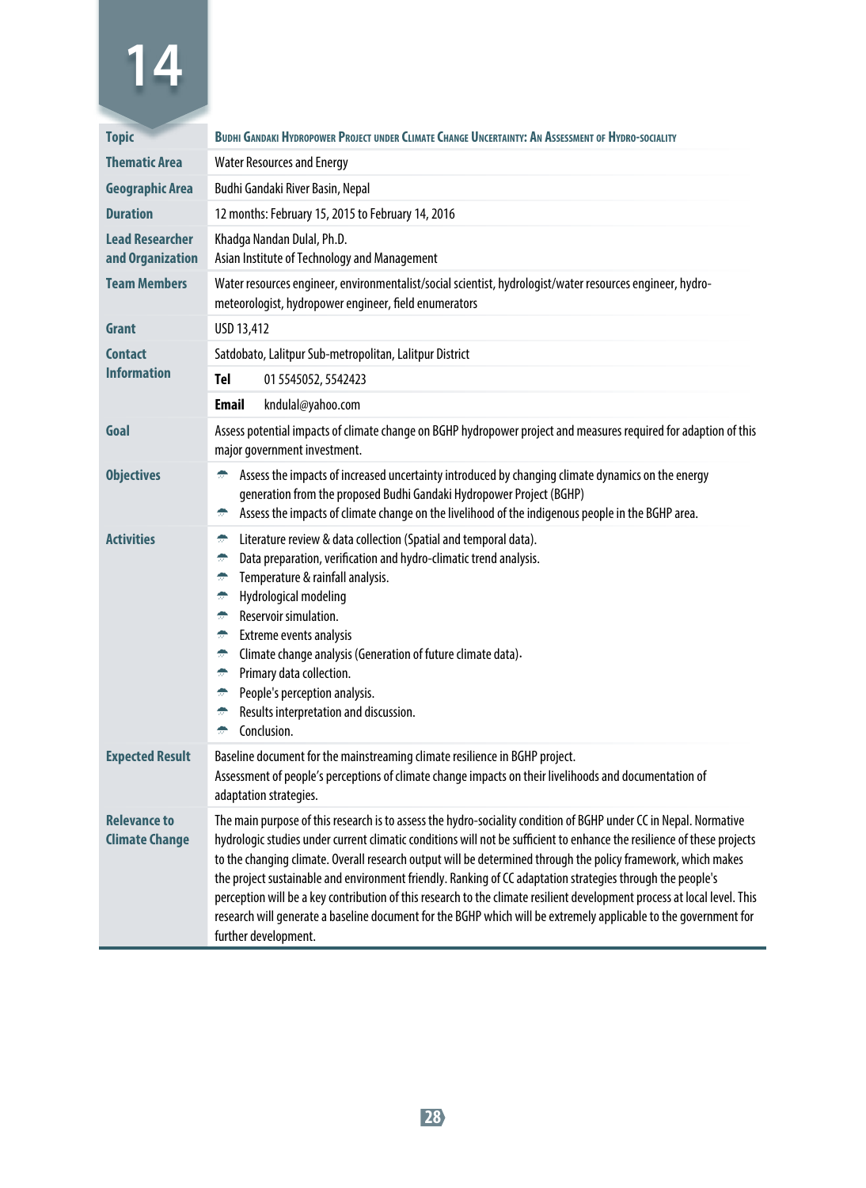# 14

| | |
|---|---|
| **Topic** | **Budhi Gandaki Hydropower Project under Climate Change Uncertainty: An Assessment of Hydro-sociality** |
| **Thematic Area** | Water Resources and Energy |
| **Geographic Area** | Budhi Gandaki River Basin, Nepal |
| **Duration** | 12 months: February 15, 2015 to February 14, 2016 |
| **Lead Researcher and Organization** | Khadga Nandan Dulal, Ph.D.<br>Asian Institute of Technology and Management |
| **Team Members** | Water resources engineer, environmentalist/social scientist, hydrologist/water resources engineer, hydro-meteorologist, hydropower engineer, field enumerators |
| **Grant** | USD 13,412 |
| **Contact Information** | Satdobato, Lalitpur Sub-metropolitan, Lalitpur District<br>**Tel** 01 5545052, 5542423<br>**Email** kndulal@yahoo.com |
| **Goal** | Assess potential impacts of climate change on BGHP hydropower project and measures required for adaption of this major government investment. |
| **Objectives** | - Assess the impacts of increased uncertainty introduced by changing climate dynamics on the energy generation from the proposed Budhi Gandaki Hydropower Project (BGHP)<br>- Assess the impacts of climate change on the livelihood of the indigenous people in the BGHP area. |
| **Activities** | - Literature review & data collection (Spatial and temporal data).<br>- Data preparation, verification and hydro-climatic trend analysis.<br>- Temperature & rainfall analysis.<br>- Hydrological modeling<br>- Reservoir simulation.<br>- Extreme events analysis<br>- Climate change analysis (Generation of future climate data).<br>- Primary data collection.<br>- People's perception analysis.<br>- Results interpretation and discussion.<br>- Conclusion. |
| **Expected Result** | Baseline document for the mainstreaming climate resilience in BGHP project.<br>Assessment of people's perceptions of climate change impacts on their livelihoods and documentation of adaptation strategies. |
| **Relevance to Climate Change** | The main purpose of this research is to assess the hydro-sociality condition of BGHP under CC in Nepal. Normative hydrologic studies under current climatic conditions will not be sufficient to enhance the resilience of these projects to the changing climate. Overall research output will be determined through the policy framework, which makes the project sustainable and environment friendly. Ranking of CC adaptation strategies through the people's perception will be a key contribution of this research to the climate resilient development process at local level. This research will generate a baseline document for the BGHP which will be extremely applicable to the government for further development. |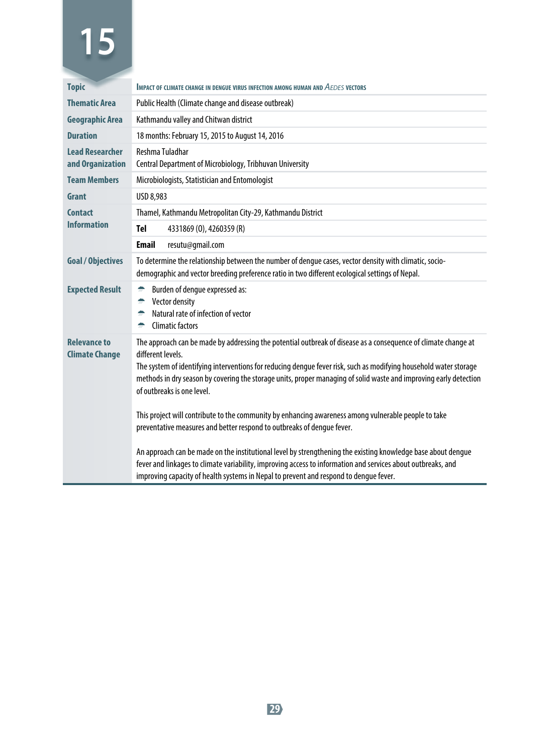# 15

| | |
|---|---|
| **Topic** | IMPACT OF CLIMATE CHANGE IN DENGUE VIRUS INFECTION AMONG HUMAN AND *AEDES* VECTORS |
| **Thematic Area** | Public Health (Climate change and disease outbreak) |
| **Geographic Area** | Kathmandu valley and Chitwan district |
| **Duration** | 18 months: February 15, 2015 to August 14, 2016 |
| **Lead Researcher and Organization** | Reshma Tuladhar<br>Central Department of Microbiology, Tribhuvan University |
| **Team Members** | Microbiologists, Statistician and Entomologist |
| **Grant** | USD 8,983 |
| **Contact Information** | Thamel, Kathmandu Metropolitan City-29, Kathmandu District<br>**Tel** 4331869 (O), 4260359 (R)<br>**Email** resutu@gmail.com |
| **Goal / Objectives** | To determine the relationship between the number of dengue cases, vector density with climatic, socio-demographic and vector breeding preference ratio in two different ecological settings of Nepal. |
| **Expected Result** | - Burden of dengue expressed as:<br>- Vector density<br>- Natural rate of infection of vector<br>- Climatic factors |
| **Relevance to Climate Change** | The approach can be made by addressing the potential outbreak of disease as a consequence of climate change at different levels.<br>The system of identifying interventions for reducing dengue fever risk, such as modifying household water storage methods in dry season by covering the storage units, proper managing of solid waste and improving early detection of outbreaks is one level.<br><br>This project will contribute to the community by enhancing awareness among vulnerable people to take preventative measures and better respond to outbreaks of dengue fever.<br><br>An approach can be made on the institutional level by strengthening the existing knowledge base about dengue fever and linkages to climate variability, improving access to information and services about outbreaks, and improving capacity of health systems in Nepal to prevent and respond to dengue fever. |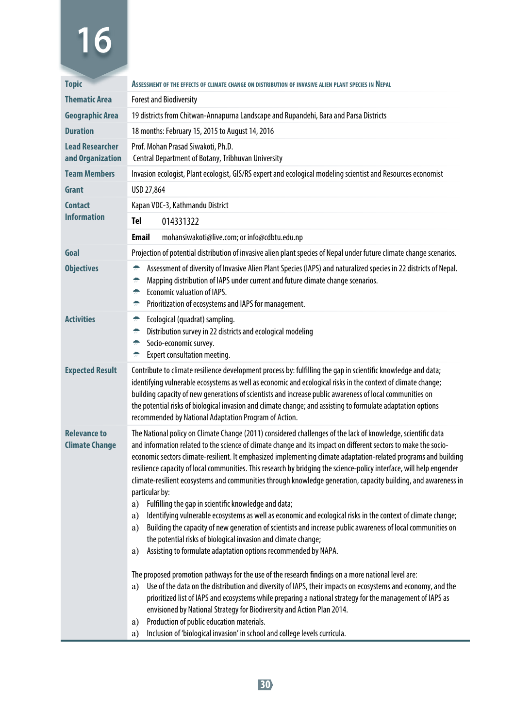# 16

| | |
|---|---|
| **Topic** | ASSESSMENT OF THE EFFECTS OF CLIMATE CHANGE ON DISTRIBUTION OF INVASIVE ALIEN PLANT SPECIES IN NEPAL |
| **Thematic Area** | Forest and Biodiversity |
| **Geographic Area** | 19 districts from Chitwan-Annapurna Landscape and Rupandehi, Bara and Parsa Districts |
| **Duration** | 18 months: February 15, 2015 to August 14, 2016 |
| **Lead Researcher and Organization** | Prof. Mohan Prasad Siwakoti, Ph.D.<br>Central Department of Botany, Tribhuvan University |
| **Team Members** | Invasion ecologist, Plant ecologist, GIS/RS expert and ecological modeling scientist and Resources economist |
| **Grant** | USD 27,864 |
| **Contact Information** | Kapan VDC-3, Kathmandu District<br>**Tel** 014331322<br>**Email** mohansiwakoti@live.com; or info@cdbtu.edu.np |
| **Goal** | Projection of potential distribution of invasive alien plant species of Nepal under future climate change scenarios. |
| **Objectives** | - Assessment of diversity of Invasive Alien Plant Species (IAPS) and naturalized species in 22 districts of Nepal.<br>- Mapping distribution of IAPS under current and future climate change scenarios.<br>- Economic valuation of IAPS.<br>- Prioritization of ecosystems and IAPS for management. |
| **Activities** | - Ecological (quadrat) sampling.<br>- Distribution survey in 22 districts and ecological modeling<br>- Socio-economic survey.<br>- Expert consultation meeting. |
| **Expected Result** | Contribute to climate resilience development process by: fulfilling the gap in scientific knowledge and data; identifying vulnerable ecosystems as well as economic and ecological risks in the context of climate change; building capacity of new generations of scientists and increase public awareness of local communities on the potential risks of biological invasion and climate change; and assisting to formulate adaptation options recommended by National Adaptation Program of Action. |
| **Relevance to Climate Change** | The National policy on Climate Change (2011) considered challenges of the lack of knowledge, scientific data and information related to the science of climate change and its impact on different sectors to make the socio-economic sectors climate-resilient. It emphasized implementing climate adaptation-related programs and building resilience capacity of local communities. This research by bridging the science-policy interface, will help engender climate-resilient ecosystems and communities through knowledge generation, capacity building, and awareness in particular by:<br>a) Fulfilling the gap in scientific knowledge and data;<br>a) Identifying vulnerable ecosystems as well as economic and ecological risks in the context of climate change;<br>a) Building the capacity of new generation of scientists and increase public awareness of local communities on the potential risks of biological invasion and climate change;<br>a) Assisting to formulate adaptation options recommended by NAPA.<br><br>The proposed promotion pathways for the use of the research findings on a more national level are:<br>a) Use of the data on the distribution and diversity of IAPS, their impacts on ecosystems and economy, and the prioritized list of IAPS and ecosystems while preparing a national strategy for the management of IAPS as envisioned by National Strategy for Biodiversity and Action Plan 2014.<br>a) Production of public education materials.<br>a) Inclusion of 'biological invasion' in school and college levels curricula. |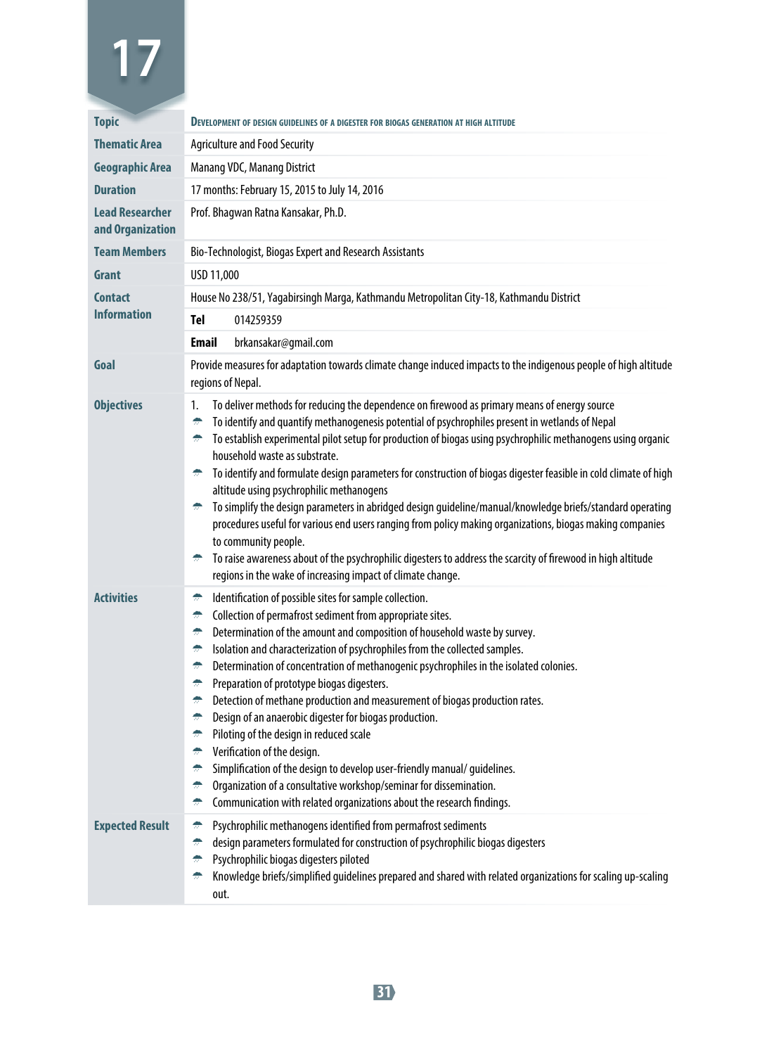# 17

| | |
|---|---|
| **Topic** | DEVELOPMENT OF DESIGN GUIDELINES OF A DIGESTER FOR BIOGAS GENERATION AT HIGH ALTITUDE |
| **Thematic Area** | Agriculture and Food Security |
| **Geographic Area** | Manang VDC, Manang District |
| **Duration** | 17 months: February 15, 2015 to July 14, 2016 |
| **Lead Researcher and Organization** | Prof. Bhagwan Ratna Kansakar, Ph.D. |
| **Team Members** | Bio-Technologist, Biogas Expert and Research Assistants |
| **Grant** | USD 11,000 |
| **Contact Information** | House No 238/51, Yagabirsingh Marga, Kathmandu Metropolitan City-18, Kathmandu District<br>**Tel** 014259359<br>**Email** brkansakar@gmail.com |
| **Goal** | Provide measures for adaptation towards climate change induced impacts to the indigenous people of high altitude regions of Nepal. |
| **Objectives** | 1. To deliver methods for reducing the dependence on firewood as primary means of energy source<br>• To identify and quantify methanogenesis potential of psychrophiles present in wetlands of Nepal<br>• To establish experimental pilot setup for production of biogas using psychrophilic methanogens using organic household waste as substrate.<br>• To identify and formulate design parameters for construction of biogas digester feasible in cold climate of high altitude using psychrophilic methanogens<br>• To simplify the design parameters in abridged design guideline/manual/knowledge briefs/standard operating procedures useful for various end users ranging from policy making organizations, biogas making companies to community people.<br>• To raise awareness about of the psychrophilic digesters to address the scarcity of firewood in high altitude regions in the wake of increasing impact of climate change. |
| **Activities** | • Identification of possible sites for sample collection.<br>• Collection of permafrost sediment from appropriate sites.<br>• Determination of the amount and composition of household waste by survey.<br>• Isolation and characterization of psychrophiles from the collected samples.<br>• Determination of concentration of methanogenic psychrophiles in the isolated colonies.<br>• Preparation of prototype biogas digesters.<br>• Detection of methane production and measurement of biogas production rates.<br>• Design of an anaerobic digester for biogas production.<br>• Piloting of the design in reduced scale<br>• Verification of the design.<br>• Simplification of the design to develop user-friendly manual/ guidelines.<br>• Organization of a consultative workshop/seminar for dissemination.<br>• Communication with related organizations about the research findings. |
| **Expected Result** | • Psychrophilic methanogens identified from permafrost sediments<br>• design parameters formulated for construction of psychrophilic biogas digesters<br>• Psychrophilic biogas digesters piloted<br>• Knowledge briefs/simplified guidelines prepared and shared with related organizations for scaling up-scaling out. |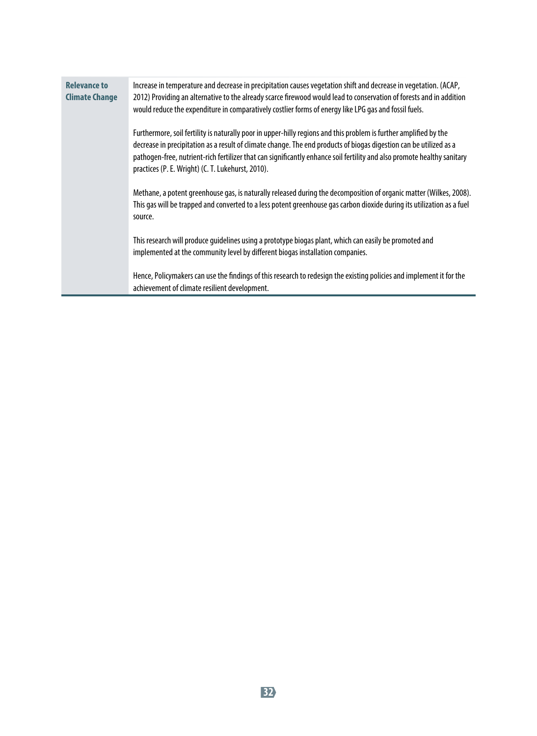| Relevance to Climate Change | Increase in temperature and decrease in precipitation causes vegetation shift and decrease in vegetation. (ACAP, 2012) Providing an alternative to the already scarce firewood would lead to conservation of forests and in addition would reduce the expenditure in comparatively costlier forms of energy like LPG gas and fossil fuels.<br><br>Furthermore, soil fertility is naturally poor in upper-hilly regions and this problem is further amplified by the decrease in precipitation as a result of climate change. The end products of biogas digestion can be utilized as a pathogen-free, nutrient-rich fertilizer that can significantly enhance soil fertility and also promote healthy sanitary practices (P. E. Wright) (C. T. Lukehurst, 2010).<br><br>Methane, a potent greenhouse gas, is naturally released during the decomposition of organic matter (Wilkes, 2008). This gas will be trapped and converted to a less potent greenhouse gas carbon dioxide during its utilization as a fuel source.<br><br>This research will produce guidelines using a prototype biogas plant, which can easily be promoted and implemented at the community level by different biogas installation companies.<br><br>Hence, Policymakers can use the findings of this research to redesign the existing policies and implement it for the achievement of climate resilient development. |
|---|---|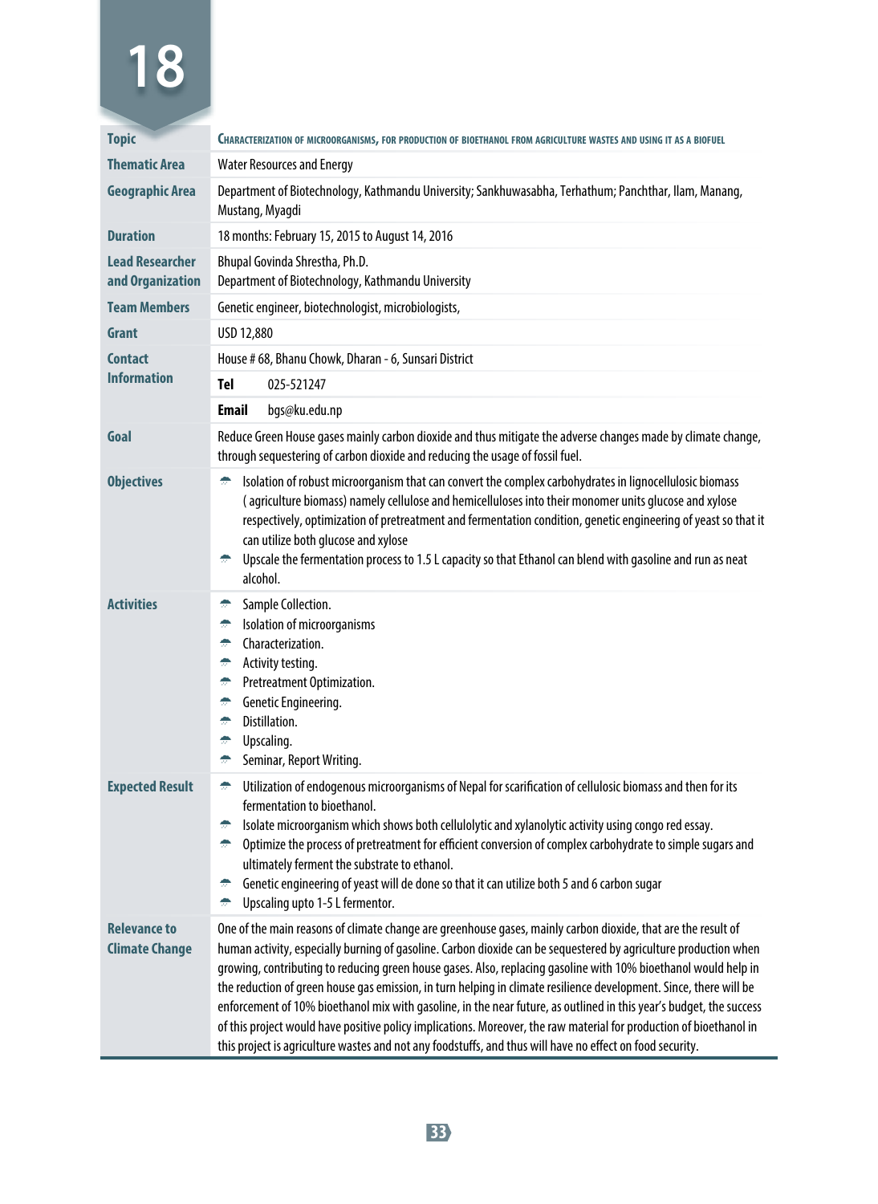# 18

| | |
|---|---|
| **Topic** | CHARACTERIZATION OF MICROORGANISMS, FOR PRODUCTION OF BIOETHANOL FROM AGRICULTURE WASTES AND USING IT AS A BIOFUEL |
| **Thematic Area** | Water Resources and Energy |
| **Geographic Area** | Department of Biotechnology, Kathmandu University; Sankhuwasabha, Terhathum; Panchthar, Ilam, Manang, Mustang, Myagdi |
| **Duration** | 18 months: February 15, 2015 to August 14, 2016 |
| **Lead Researcher and Organization** | Bhupal Govinda Shrestha, Ph.D.<br>Department of Biotechnology, Kathmandu University |
| **Team Members** | Genetic engineer, biotechnologist, microbiologists, |
| **Grant** | USD 12,880 |
| **Contact Information** | House # 68, Bhanu Chowk, Dharan - 6, Sunsari District<br>**Tel** 025-521247<br>**Email** bgs@ku.edu.np |
| **Goal** | Reduce Green House gases mainly carbon dioxide and thus mitigate the adverse changes made by climate change, through sequestering of carbon dioxide and reducing the usage of fossil fuel. |
| **Objectives** | • Isolation of robust microorganism that can convert the complex carbohydrates in lignocellulosic biomass ( agriculture biomass) namely cellulose and hemicelluloses into their monomer units glucose and xylose respectively, optimization of pretreatment and fermentation condition, genetic engineering of yeast so that it can utilize both glucose and xylose<br>• Upscale the fermentation process to 1.5 L capacity so that Ethanol can blend with gasoline and run as neat alcohol. |
| **Activities** | • Sample Collection.<br>• Isolation of microorganisms<br>• Characterization.<br>• Activity testing.<br>• Pretreatment Optimization.<br>• Genetic Engineering.<br>• Distillation.<br>• Upscaling.<br>• Seminar, Report Writing. |
| **Expected Result** | • Utilization of endogenous microorganisms of Nepal for scarification of cellulosic biomass and then for its fermentation to bioethanol.<br>• Isolate microorganism which shows both cellulolytic and xylanolytic activity using congo red essay.<br>• Optimize the process of pretreatment for efficient conversion of complex carbohydrate to simple sugars and ultimately ferment the substrate to ethanol.<br>• Genetic engineering of yeast will de done so that it can utilize both 5 and 6 carbon sugar<br>• Upscaling upto 1-5 L fermentor. |
| **Relevance to Climate Change** | One of the main reasons of climate change are greenhouse gases, mainly carbon dioxide, that are the result of human activity, especially burning of gasoline. Carbon dioxide can be sequestered by agriculture production when growing, contributing to reducing green house gases. Also, replacing gasoline with 10% bioethanol would help in the reduction of green house gas emission, in turn helping in climate resilience development. Since, there will be enforcement of 10% bioethanol mix with gasoline, in the near future, as outlined in this year's budget, the success of this project would have positive policy implications. Moreover, the raw material for production of bioethanol in this project is agriculture wastes and not any foodstuffs, and thus will have no effect on food security. |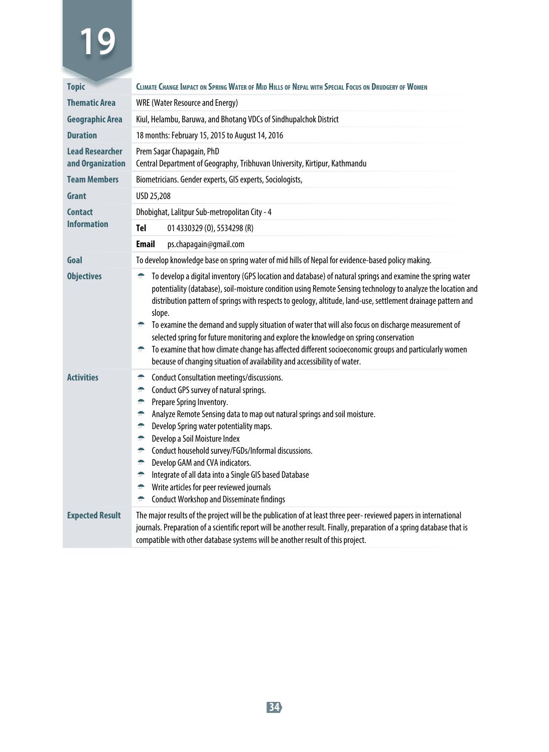# 19

| | |
|---|---|
| **Topic** | **Climate Change Impact on Spring Water of Mid Hills of Nepal with Special Focus on Drudgery of Women** |
| **Thematic Area** | WRE (Water Resource and Energy) |
| **Geographic Area** | Kiul, Helambu, Baruwa, and Bhotang VDCs of Sindhupalchok District |
| **Duration** | 18 months: February 15, 2015 to August 14, 2016 |
| **Lead Researcher and Organization** | Prem Sagar Chapagain, PhD<br>Central Department of Geography, Tribhuvan University, Kirtipur, Kathmandu |
| **Team Members** | Biometricians. Gender experts, GIS experts, Sociologists, |
| **Grant** | USD 25,208 |
| **Contact Information** | Dhobighat, Lalitpur Sub-metropolitan City - 4<br>**Tel** 01 4330329 (O), 5534298 (R)<br>**Email** ps.chapagain@gmail.com |
| **Goal** | To develop knowledge base on spring water of mid hills of Nepal for evidence-based policy making. |
| **Objectives** | • To develop a digital inventory (GPS location and database) of natural springs and examine the spring water potentiality (database), soil-moisture condition using Remote Sensing technology to analyze the location and distribution pattern of springs with respects to geology, altitude, land-use, settlement drainage pattern and slope.<br>• To examine the demand and supply situation of water that will also focus on discharge measurement of selected spring for future monitoring and explore the knowledge on spring conservation<br>• To examine that how climate change has affected different socioeconomic groups and particularly women because of changing situation of availability and accessibility of water. |
| **Activities** | • Conduct Consultation meetings/discussions.<br>• Conduct GPS survey of natural springs.<br>• Prepare Spring Inventory.<br>• Analyze Remote Sensing data to map out natural springs and soil moisture.<br>• Develop Spring water potentiality maps.<br>• Develop a Soil Moisture Index<br>• Conduct household survey/FGDs/Informal discussions.<br>• Develop GAM and CVA indicators.<br>• Integrate of all data into a Single GIS based Database<br>• Write articles for peer reviewed journals<br>• Conduct Workshop and Disseminate findings |
| **Expected Result** | The major results of the project will be the publication of at least three peer- reviewed papers in international journals. Preparation of a scientific report will be another result. Finally, preparation of a spring database that is compatible with other database systems will be another result of this project. |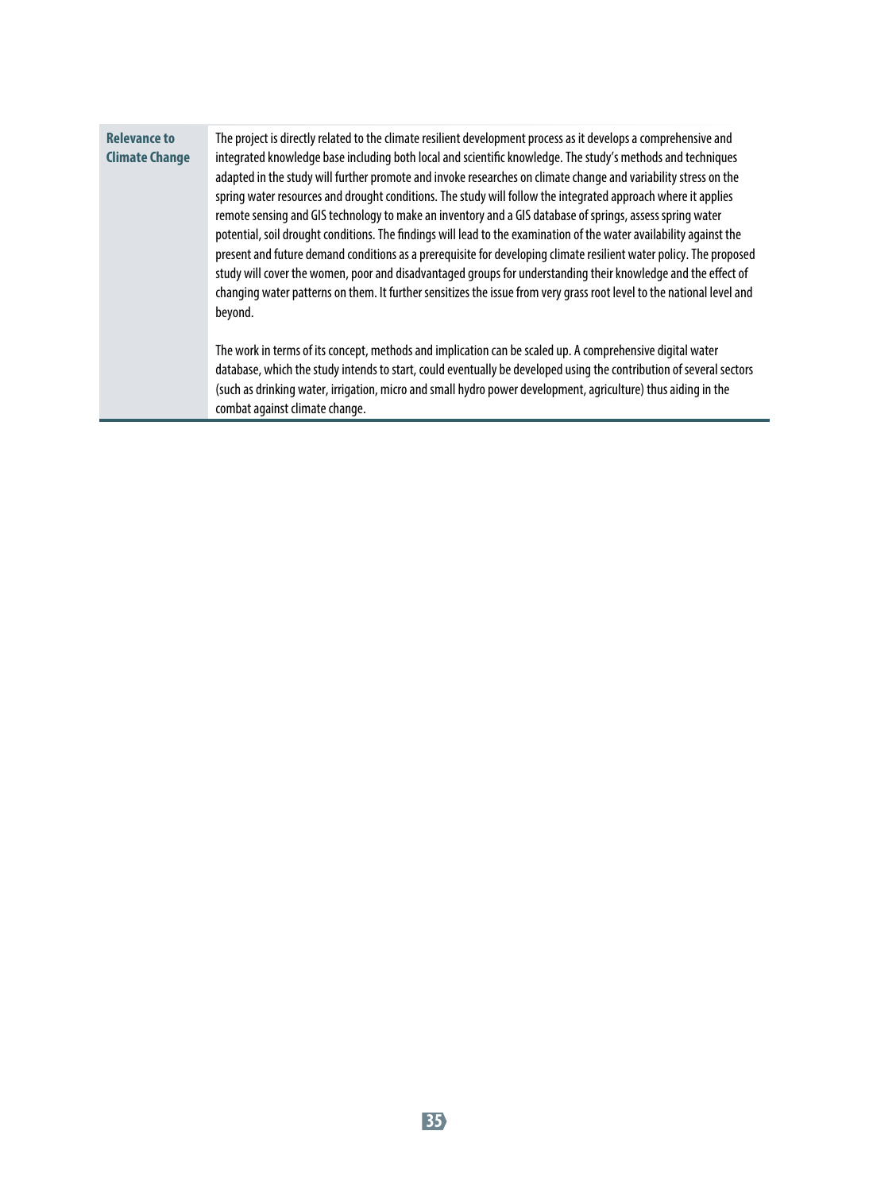| | |
|---|---|
| **Relevance to Climate Change** | The project is directly related to the climate resilient development process as it develops a comprehensive and integrated knowledge base including both local and scientific knowledge. The study's methods and techniques adapted in the study will further promote and invoke researches on climate change and variability stress on the spring water resources and drought conditions. The study will follow the integrated approach where it applies remote sensing and GIS technology to make an inventory and a GIS database of springs, assess spring water potential, soil drought conditions. The findings will lead to the examination of the water availability against the present and future demand conditions as a prerequisite for developing climate resilient water policy. The proposed study will cover the women, poor and disadvantaged groups for understanding their knowledge and the effect of changing water patterns on them. It further sensitizes the issue from very grass root level to the national level and beyond.<br><br>The work in terms of its concept, methods and implication can be scaled up. A comprehensive digital water database, which the study intends to start, could eventually be developed using the contribution of several sectors (such as drinking water, irrigation, micro and small hydro power development, agriculture) thus aiding in the combat against climate change. |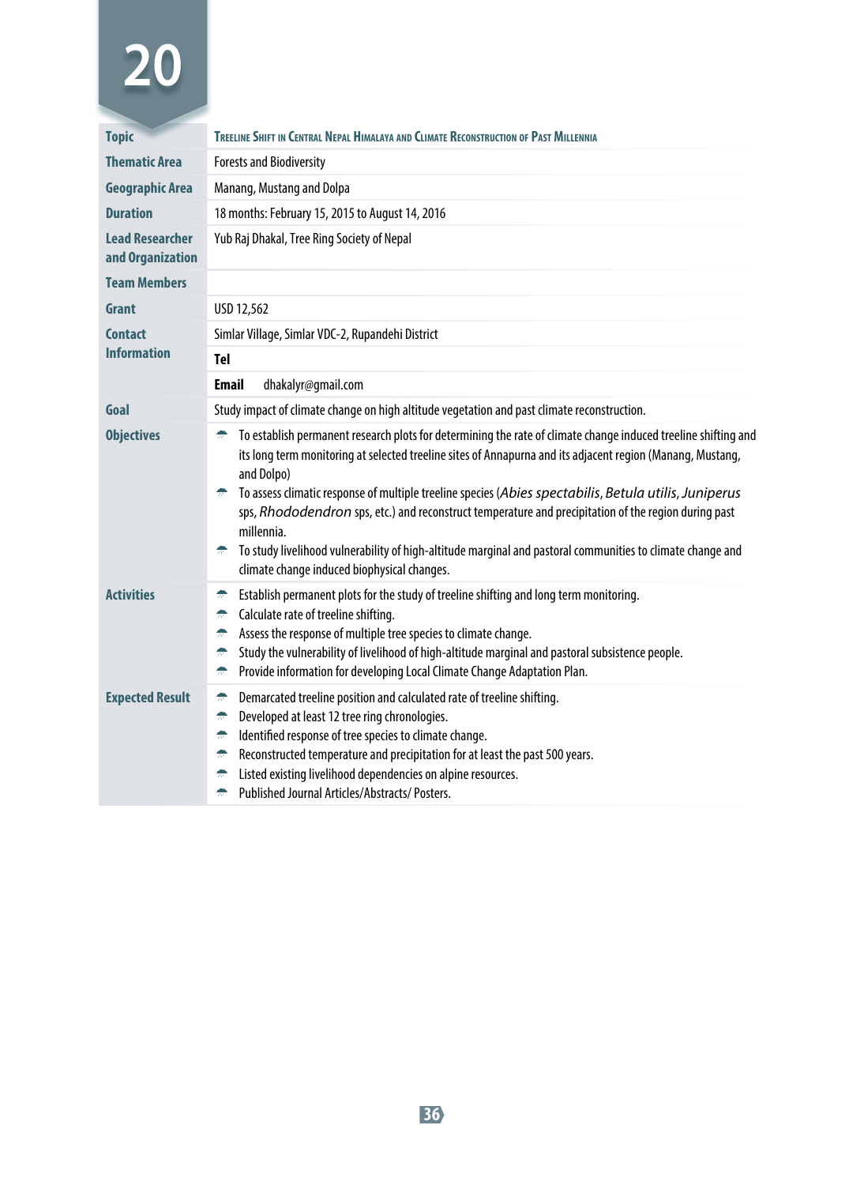# 20

| | |
|---|---|
| **Topic** | **Treeline Shift in Central Nepal Himalaya and Climate Reconstruction of Past Millennia** |
| **Thematic Area** | Forests and Biodiversity |
| **Geographic Area** | Manang, Mustang and Dolpa |
| **Duration** | 18 months: February 15, 2015 to August 14, 2016 |
| **Lead Researcher and Organization** | Yub Raj Dhakal, Tree Ring Society of Nepal |
| **Team Members** | |
| **Grant** | USD 12,562 |
| **Contact Information** | Simlar Village, Simlar VDC-2, Rupandehi District |
| | **Tel** |
| | **Email** dhakalyr@gmail.com |
| **Goal** | Study impact of climate change on high altitude vegetation and past climate reconstruction. |
| **Objectives** | • To establish permanent research plots for determining the rate of climate change induced treeline shifting and its long term monitoring at selected treeline sites of Annapurna and its adjacent region (Manang, Mustang, and Dolpo)<br>• To assess climatic response of multiple treeline species (*Abies spectabilis*, *Betula utilis*, *Juniperus* sps, *Rhododendron* sps, etc.) and reconstruct temperature and precipitation of the region during past millennia.<br>• To study livelihood vulnerability of high-altitude marginal and pastoral communities to climate change and climate change induced biophysical changes. |
| **Activities** | • Establish permanent plots for the study of treeline shifting and long term monitoring.<br>• Calculate rate of treeline shifting.<br>• Assess the response of multiple tree species to climate change.<br>• Study the vulnerability of livelihood of high-altitude marginal and pastoral subsistence people.<br>• Provide information for developing Local Climate Change Adaptation Plan. |
| **Expected Result** | • Demarcated treeline position and calculated rate of treeline shifting.<br>• Developed at least 12 tree ring chronologies.<br>• Identified response of tree species to climate change.<br>• Reconstructed temperature and precipitation for at least the past 500 years.<br>• Listed existing livelihood dependencies on alpine resources.<br>• Published Journal Articles/Abstracts/ Posters. |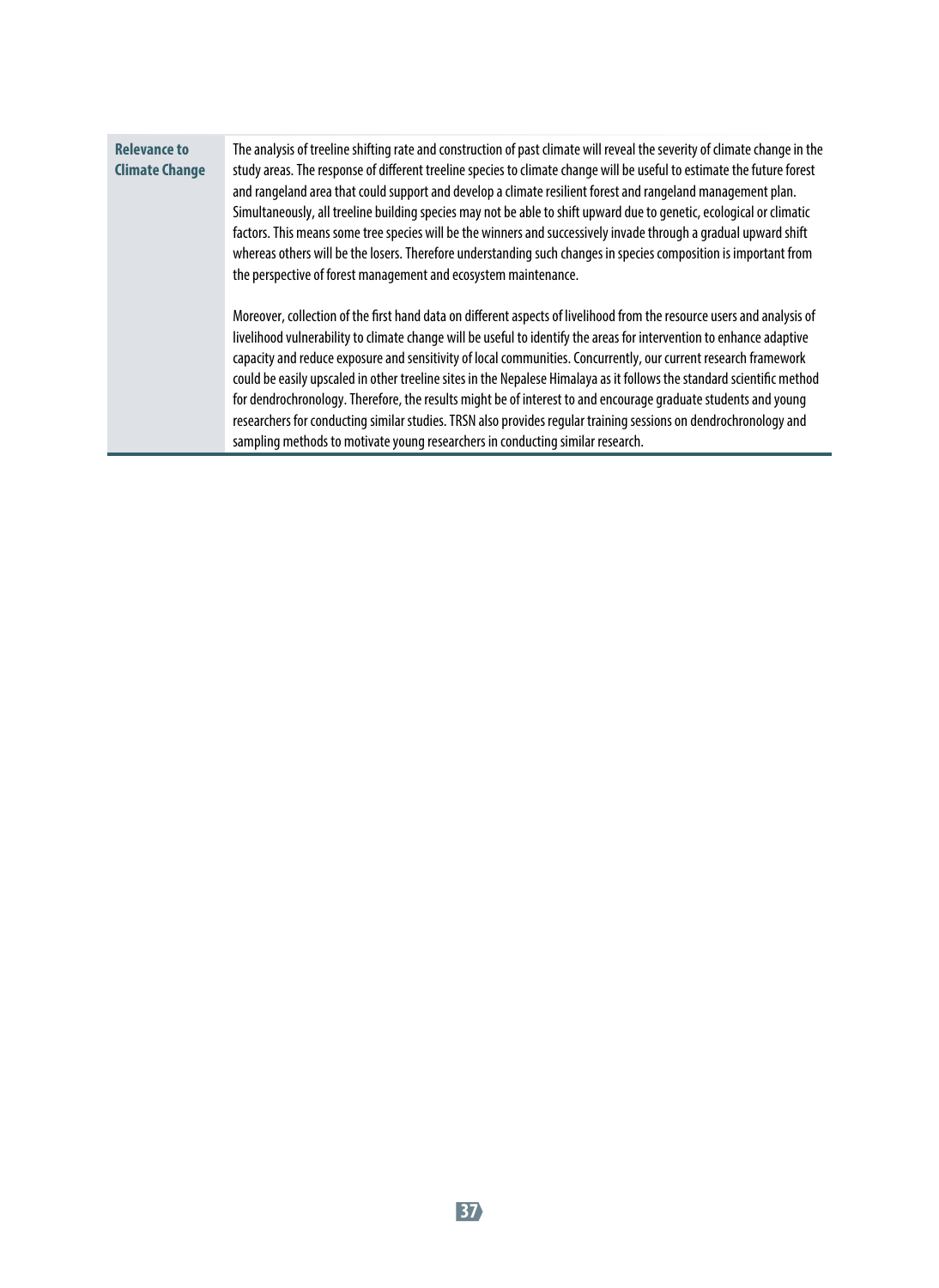| **Relevance to Climate Change** | The analysis of treeline shifting rate and construction of past climate will reveal the severity of climate change in the study areas. The response of different treeline species to climate change will be useful to estimate the future forest and rangeland area that could support and develop a climate resilient forest and rangeland management plan. Simultaneously, all treeline building species may not be able to shift upward due to genetic, ecological or climatic factors. This means some tree species will be the winners and successively invade through a gradual upward shift whereas others will be the losers. Therefore understanding such changes in species composition is important from the perspective of forest management and ecosystem maintenance.<br><br>Moreover, collection of the first hand data on different aspects of livelihood from the resource users and analysis of livelihood vulnerability to climate change will be useful to identify the areas for intervention to enhance adaptive capacity and reduce exposure and sensitivity of local communities. Concurrently, our current research framework could be easily upscaled in other treeline sites in the Nepalese Himalaya as it follows the standard scientific method for dendrochronology. Therefore, the results might be of interest to and encourage graduate students and young researchers for conducting similar studies. TRSN also provides regular training sessions on dendrochronology and sampling methods to motivate young researchers in conducting similar research. |
| --- | --- |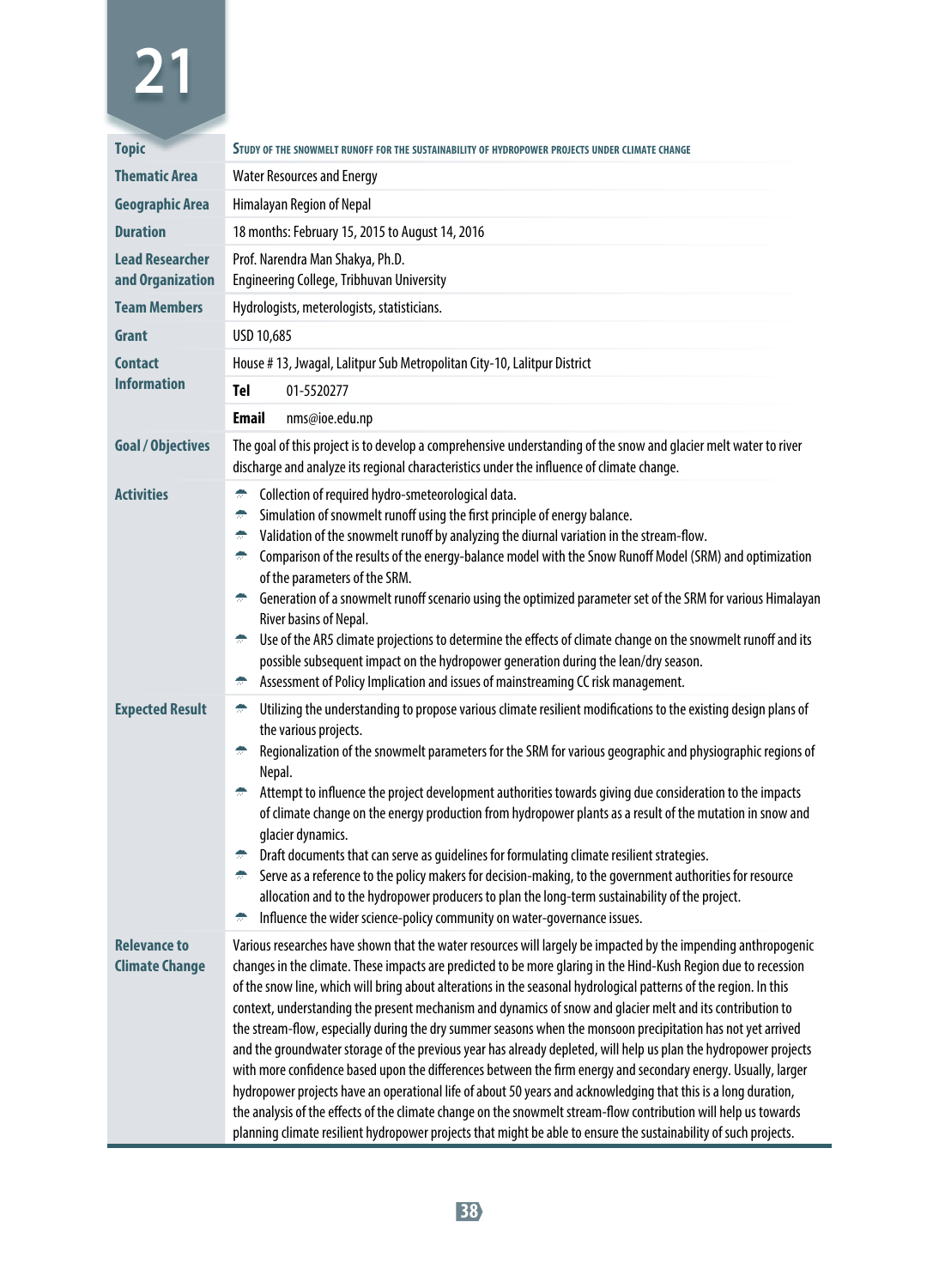# 21

| | |
|---|---|
| **Topic** | **Study of the Snowmelt Runoff for the Sustainability of Hydropower Projects Under Climate Change** |
| **Thematic Area** | Water Resources and Energy |
| **Geographic Area** | Himalayan Region of Nepal |
| **Duration** | 18 months: February 15, 2015 to August 14, 2016 |
| **Lead Researcher and Organization** | Prof. Narendra Man Shakya, Ph.D.<br>Engineering College, Tribhuvan University |
| **Team Members** | Hydrologists, meterologists, statisticians. |
| **Grant** | USD 10,685 |
| **Contact Information** | House # 13, Jwagal, Lalitpur Sub Metropolitan City-10, Lalitpur District<br>**Tel** 01-5520277<br>**Email** nms@ioe.edu.np |
| **Goal / Objectives** | The goal of this project is to develop a comprehensive understanding of the snow and glacier melt water to river discharge and analyze its regional characteristics under the influence of climate change. |
| **Activities** | • Collection of required hydro-smeteorological data.<br>• Simulation of snowmelt runoff using the first principle of energy balance.<br>• Validation of the snowmelt runoff by analyzing the diurnal variation in the stream-flow.<br>• Comparison of the results of the energy-balance model with the Snow Runoff Model (SRM) and optimization of the parameters of the SRM.<br>• Generation of a snowmelt runoff scenario using the optimized parameter set of the SRM for various Himalayan River basins of Nepal.<br>• Use of the AR5 climate projections to determine the effects of climate change on the snowmelt runoff and its possible subsequent impact on the hydropower generation during the lean/dry season.<br>• Assessment of Policy Implication and issues of mainstreaming CC risk management. |
| **Expected Result** | • Utilizing the understanding to propose various climate resilient modifications to the existing design plans of the various projects.<br>• Regionalization of the snowmelt parameters for the SRM for various geographic and physiographic regions of Nepal.<br>• Attempt to influence the project development authorities towards giving due consideration to the impacts of climate change on the energy production from hydropower plants as a result of the mutation in snow and glacier dynamics.<br>• Draft documents that can serve as guidelines for formulating climate resilient strategies.<br>• Serve as a reference to the policy makers for decision-making, to the government authorities for resource allocation and to the hydropower producers to plan the long-term sustainability of the project.<br>• Influence the wider science-policy community on water-governance issues. |
| **Relevance to Climate Change** | Various researches have shown that the water resources will largely be impacted by the impending anthropogenic changes in the climate. These impacts are predicted to be more glaring in the Hind-Kush Region due to recession of the snow line, which will bring about alterations in the seasonal hydrological patterns of the region. In this context, understanding the present mechanism and dynamics of snow and glacier melt and its contribution to the stream-flow, especially during the dry summer seasons when the monsoon precipitation has not yet arrived and the groundwater storage of the previous year has already depleted, will help us plan the hydropower projects with more confidence based upon the differences between the firm energy and secondary energy. Usually, larger hydropower projects have an operational life of about 50 years and acknowledging that this is a long duration, the analysis of the effects of the climate change on the snowmelt stream-flow contribution will help us towards planning climate resilient hydropower projects that might be able to ensure the sustainability of such projects. |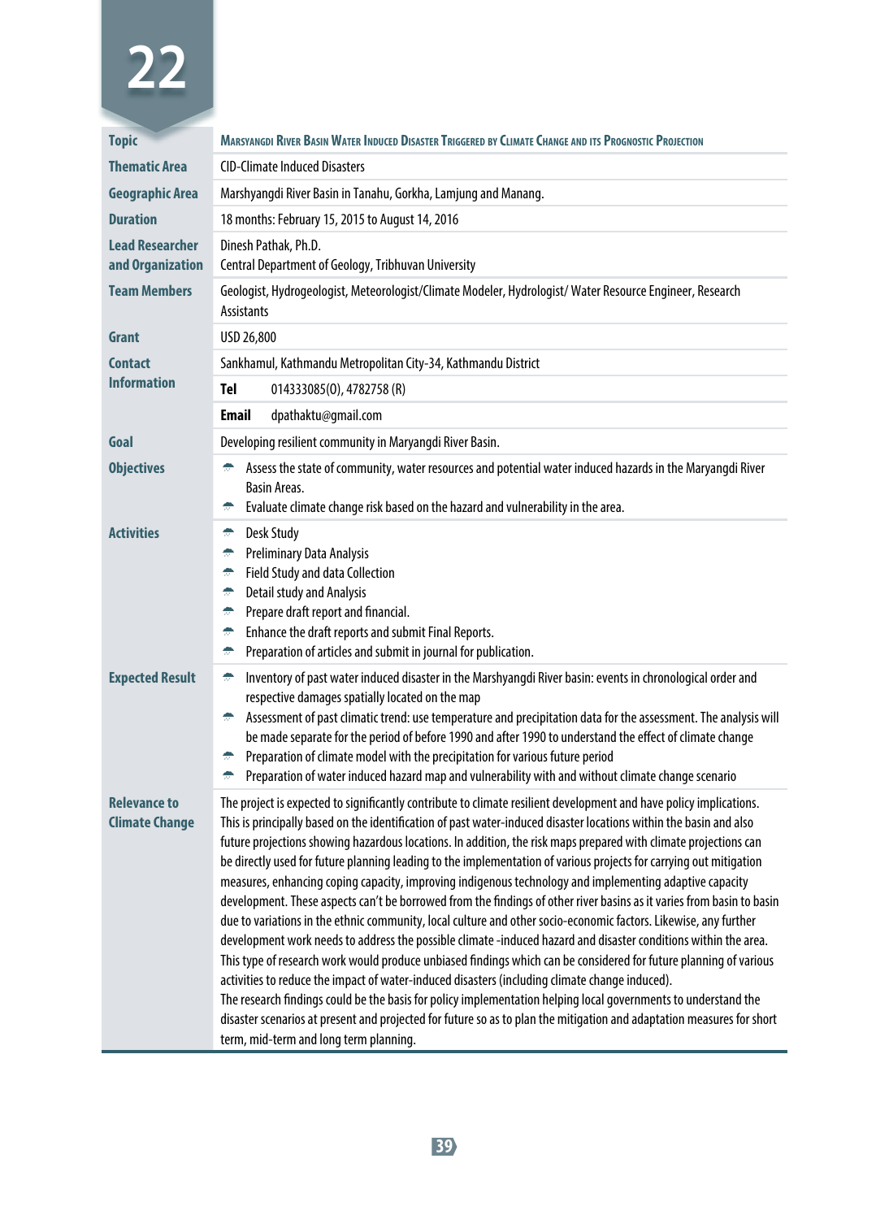# 22

| | |
|---|---|
| **Topic** | **Marsyangdi River Basin Water Induced Disaster Triggered by Climate Change and its Prognostic Projection** |
| **Thematic Area** | CID-Climate Induced Disasters |
| **Geographic Area** | Marshyangdi River Basin in Tanahu, Gorkha, Lamjung and Manang. |
| **Duration** | 18 months: February 15, 2015 to August 14, 2016 |
| **Lead Researcher and Organization** | Dinesh Pathak, Ph.D.<br>Central Department of Geology, Tribhuvan University |
| **Team Members** | Geologist, Hydrogeologist, Meteorologist/Climate Modeler, Hydrologist/ Water Resource Engineer, Research Assistants |
| **Grant** | USD 26,800 |
| **Contact Information** | Sankhamul, Kathmandu Metropolitan City-34, Kathmandu District<br>**Tel** 014333085(O), 4782758 (R)<br>**Email** dpathaktu@gmail.com |
| **Goal** | Developing resilient community in Maryangdi River Basin. |
| **Objectives** | • Assess the state of community, water resources and potential water induced hazards in the Maryangdi River Basin Areas.<br>• Evaluate climate change risk based on the hazard and vulnerability in the area. |
| **Activities** | • Desk Study<br>• Preliminary Data Analysis<br>• Field Study and data Collection<br>• Detail study and Analysis<br>• Prepare draft report and financial.<br>• Enhance the draft reports and submit Final Reports.<br>• Preparation of articles and submit in journal for publication. |
| **Expected Result** | • Inventory of past water induced disaster in the Marshyangdi River basin: events in chronological order and respective damages spatially located on the map<br>• Assessment of past climatic trend: use temperature and precipitation data for the assessment. The analysis will be made separate for the period of before 1990 and after 1990 to understand the effect of climate change<br>• Preparation of climate model with the precipitation for various future period<br>• Preparation of water induced hazard map and vulnerability with and without climate change scenario |
| **Relevance to Climate Change** | The project is expected to significantly contribute to climate resilient development and have policy implications. This is principally based on the identification of past water-induced disaster locations within the basin and also future projections showing hazardous locations. In addition, the risk maps prepared with climate projections can be directly used for future planning leading to the implementation of various projects for carrying out mitigation measures, enhancing coping capacity, improving indigenous technology and implementing adaptive capacity development. These aspects can't be borrowed from the findings of other river basins as it varies from basin to basin due to variations in the ethnic community, local culture and other socio-economic factors. Likewise, any further development work needs to address the possible climate -induced hazard and disaster conditions within the area. This type of research work would produce unbiased findings which can be considered for future planning of various activities to reduce the impact of water-induced disasters (including climate change induced).<br>The research findings could be the basis for policy implementation helping local governments to understand the disaster scenarios at present and projected for future so as to plan the mitigation and adaptation measures for short term, mid-term and long term planning. |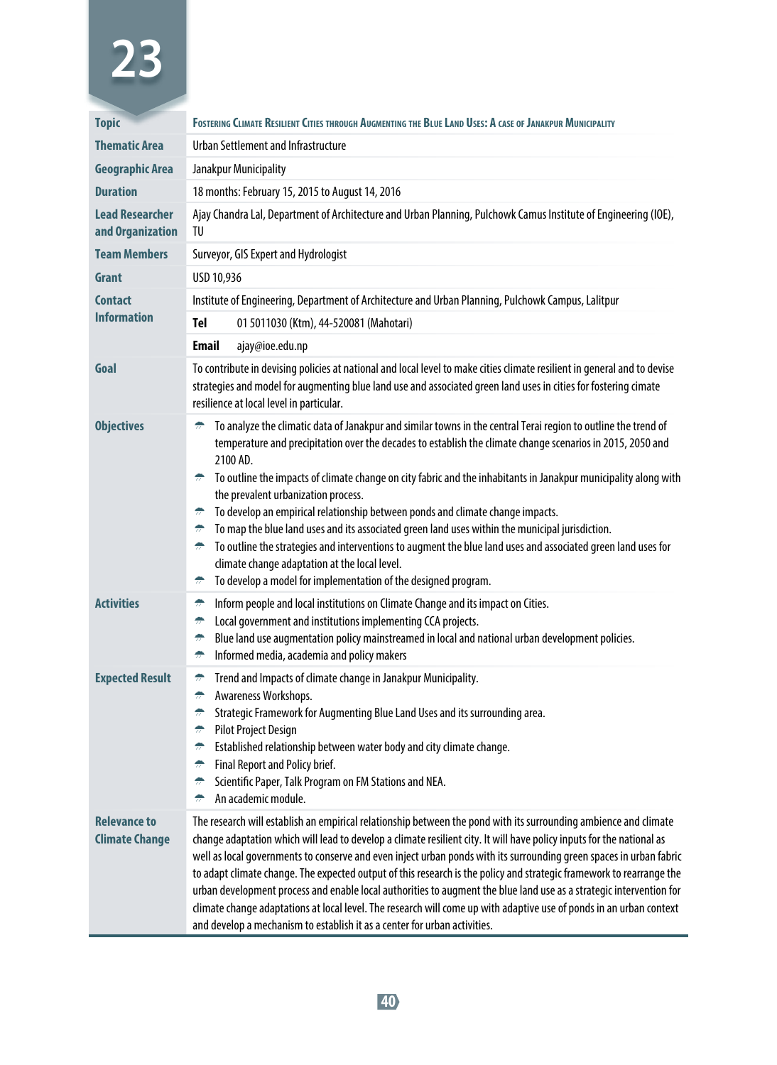# 23

| Topic | Fostering Climate Resilient Cities through Augmenting the Blue Land Uses: A case of Janakpur Municipality |
|---|---|
| Thematic Area | Urban Settlement and Infrastructure |
| Geographic Area | Janakpur Municipality |
| Duration | 18 months: February 15, 2015 to August 14, 2016 |
| Lead Researcher and Organization | Ajay Chandra Lal, Department of Architecture and Urban Planning, Pulchowk Camus Institute of Engineering (IOE), TU |
| Team Members | Surveyor, GIS Expert and Hydrologist |
| Grant | USD 10,936 |
| Contact Information | Institute of Engineering, Department of Architecture and Urban Planning, Pulchowk Campus, Lalitpur<br>**Tel** 01 5011030 (Ktm), 44-520081 (Mahotari)<br>**Email** ajay@ioe.edu.np |
| Goal | To contribute in devising policies at national and local level to make cities climate resilient in general and to devise strategies and model for augmenting blue land use and associated green land uses in cities for fostering cimate resilience at local level in particular. |
| Objectives | - To analyze the climatic data of Janakpur and similar towns in the central Terai region to outline the trend of temperature and precipitation over the decades to establish the climate change scenarios in 2015, 2050 and 2100 AD.<br>- To outline the impacts of climate change on city fabric and the inhabitants in Janakpur municipality along with the prevalent urbanization process.<br>- To develop an empirical relationship between ponds and climate change impacts.<br>- To map the blue land uses and its associated green land uses within the municipal jurisdiction.<br>- To outline the strategies and interventions to augment the blue land uses and associated green land uses for climate change adaptation at the local level.<br>- To develop a model for implementation of the designed program. |
| Activities | - Inform people and local institutions on Climate Change and its impact on Cities.<br>- Local government and institutions implementing CCA projects.<br>- Blue land use augmentation policy mainstreamed in local and national urban development policies.<br>- Informed media, academia and policy makers |
| Expected Result | - Trend and Impacts of climate change in Janakpur Municipality.<br>- Awareness Workshops.<br>- Strategic Framework for Augmenting Blue Land Uses and its surrounding area.<br>- Pilot Project Design<br>- Established relationship between water body and city climate change.<br>- Final Report and Policy brief.<br>- Scientific Paper, Talk Program on FM Stations and NEA.<br>- An academic module. |
| Relevance to Climate Change | The research will establish an empirical relationship between the pond with its surrounding ambience and climate change adaptation which will lead to develop a climate resilient city. It will have policy inputs for the national as well as local governments to conserve and even inject urban ponds with its surrounding green spaces in urban fabric to adapt climate change. The expected output of this research is the policy and strategic framework to rearrange the urban development process and enable local authorities to augment the blue land use as a strategic intervention for climate change adaptations at local level. The research will come up with adaptive use of ponds in an urban context and develop a mechanism to establish it as a center for urban activities. |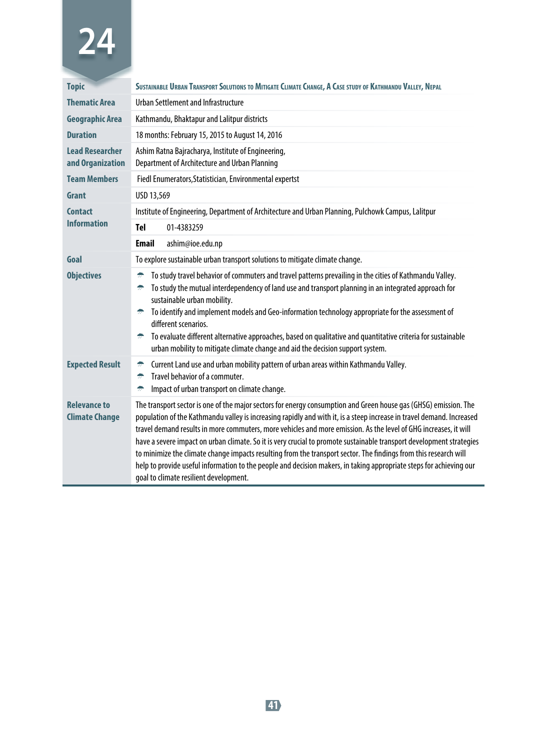# 24

| | |
|---|---|
| **Topic** | **Sustainable Urban Transport Solutions to Mitigate Climate Change, A Case study of Kathmandu Valley, Nepal** |
| **Thematic Area** | Urban Settlement and Infrastructure |
| **Geographic Area** | Kathmandu, Bhaktapur and Lalitpur districts |
| **Duration** | 18 months: February 15, 2015 to August 14, 2016 |
| **Lead Researcher and Organization** | Ashim Ratna Bajracharya, Institute of Engineering, Department of Architecture and Urban Planning |
| **Team Members** | Fiedl Enumerators,Statistician, Environmental expertst |
| **Grant** | USD 13,569 |
| **Contact Information** | Institute of Engineering, Department of Architecture and Urban Planning, Pulchowk Campus, Lalitpur<br>**Tel** 01-4383259<br>**Email** ashim@ioe.edu.np |
| **Goal** | To explore sustainable urban transport solutions to mitigate climate change. |
| **Objectives** | - To study travel behavior of commuters and travel patterns prevailing in the cities of Kathmandu Valley.<br>- To study the mutual interdependency of land use and transport planning in an integrated approach for sustainable urban mobility.<br>- To identify and implement models and Geo-information technology appropriate for the assessment of different scenarios.<br>- To evaluate different alternative approaches, based on qualitative and quantitative criteria for sustainable urban mobility to mitigate climate change and aid the decision support system. |
| **Expected Result** | - Current Land use and urban mobility pattern of urban areas within Kathmandu Valley.<br>- Travel behavior of a commuter.<br>- Impact of urban transport on climate change. |
| **Relevance to Climate Change** | The transport sector is one of the major sectors for energy consumption and Green house gas (GHSG) emission. The population of the Kathmandu valley is increasing rapidly and with it, is a steep increase in travel demand. Increased travel demand results in more commuters, more vehicles and more emission. As the level of GHG increases, it will have a severe impact on urban climate. So it is very crucial to promote sustainable transport development strategies to minimize the climate change impacts resulting from the transport sector. The findings from this research will help to provide useful information to the people and decision makers, in taking appropriate steps for achieving our goal to climate resilient development. |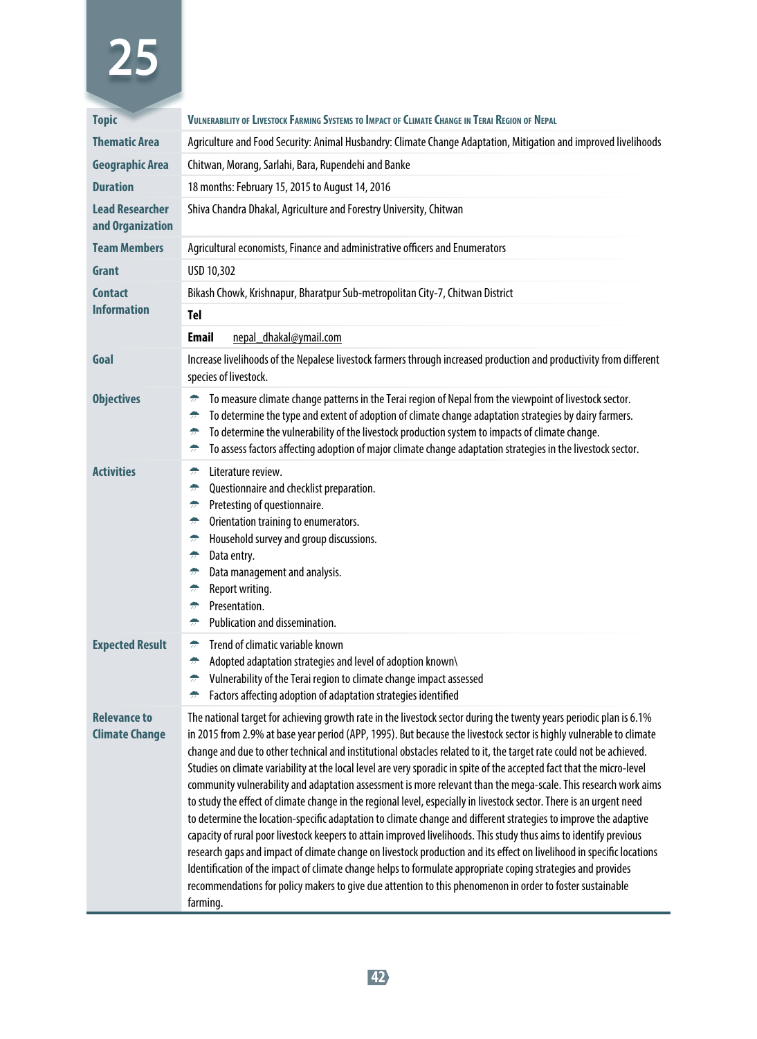# 25

| | |
|---|---|
| **Topic** | Vulnerability of Livestock Farming Systems to Impact of Climate Change in Terai Region of Nepal |
| **Thematic Area** | Agriculture and Food Security: Animal Husbandry: Climate Change Adaptation, Mitigation and improved livelihoods |
| **Geographic Area** | Chitwan, Morang, Sarlahi, Bara, Rupendehi and Banke |
| **Duration** | 18 months: February 15, 2015 to August 14, 2016 |
| **Lead Researcher and Organization** | Shiva Chandra Dhakal, Agriculture and Forestry University, Chitwan |
| **Team Members** | Agricultural economists, Finance and administrative officers and Enumerators |
| **Grant** | USD 10,302 |
| **Contact Information** | Bikash Chowk, Krishnapur, Bharatpur Sub-metropolitan City-7, Chitwan District |
| | **Tel** |
| | **Email** nepal_dhakal@ymail.com |
| **Goal** | Increase livelihoods of the Nepalese livestock farmers through increased production and productivity from different species of livestock. |
| **Objectives** | • To measure climate change patterns in the Terai region of Nepal from the viewpoint of livestock sector.<br>• To determine the type and extent of adoption of climate change adaptation strategies by dairy farmers.<br>• To determine the vulnerability of the livestock production system to impacts of climate change.<br>• To assess factors affecting adoption of major climate change adaptation strategies in the livestock sector. |
| **Activities** | • Literature review.<br>• Questionnaire and checklist preparation.<br>• Pretesting of questionnaire.<br>• Orientation training to enumerators.<br>• Household survey and group discussions.<br>• Data entry.<br>• Data management and analysis.<br>• Report writing.<br>• Presentation.<br>• Publication and dissemination. |
| **Expected Result** | • Trend of climatic variable known<br>• Adopted adaptation strategies and level of adoption known\<br>• Vulnerability of the Terai region to climate change impact assessed<br>• Factors affecting adoption of adaptation strategies identified |
| **Relevance to Climate Change** | The national target for achieving growth rate in the livestock sector during the twenty years periodic plan is 6.1% in 2015 from 2.9% at base year period (APP, 1995). But because the livestock sector is highly vulnerable to climate change and due to other technical and institutional obstacles related to it, the target rate could not be achieved. Studies on climate variability at the local level are very sporadic in spite of the accepted fact that the micro-level community vulnerability and adaptation assessment is more relevant than the mega-scale. This research work aims to study the effect of climate change in the regional level, especially in livestock sector. There is an urgent need to determine the location-specific adaptation to climate change and different strategies to improve the adaptive capacity of rural poor livestock keepers to attain improved livelihoods. This study thus aims to identify previous research gaps and impact of climate change on livestock production and its effect on livelihood in specific locations Identification of the impact of climate change helps to formulate appropriate coping strategies and provides recommendations for policy makers to give due attention to this phenomenon in order to foster sustainable farming. |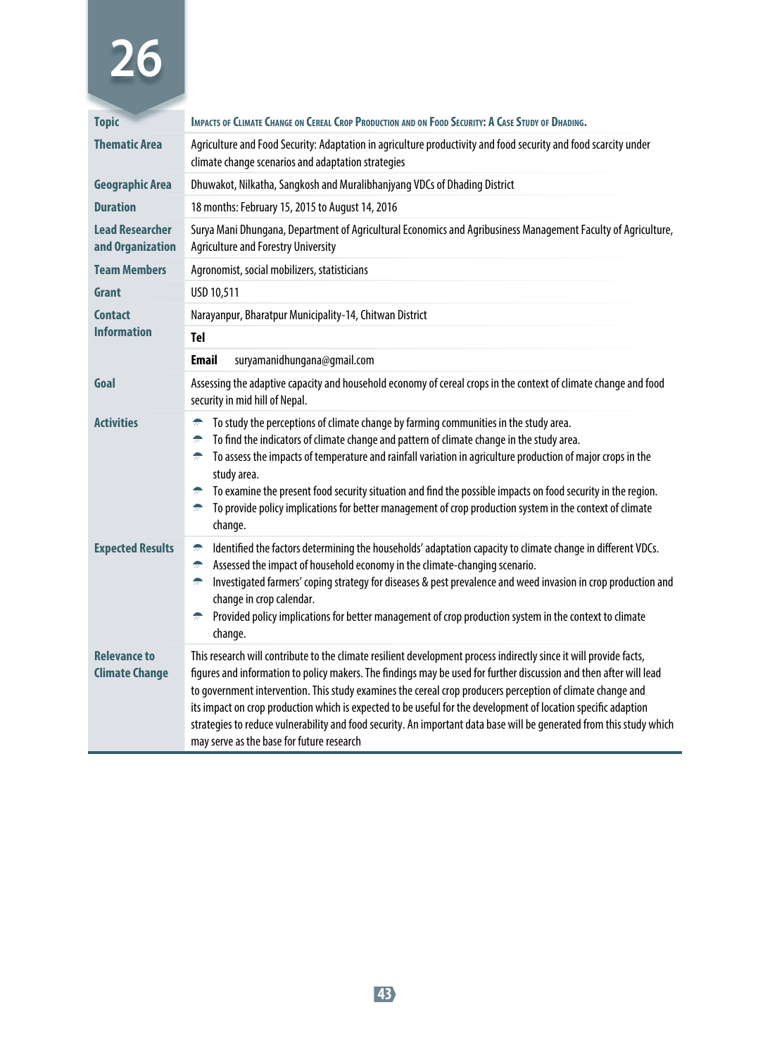# 26

| | |
|---|---|
| **Topic** | **Impacts of Climate Change on Cereal Crop Production and on Food Security: A Case Study of Dhading.** |
| **Thematic Area** | Agriculture and Food Security: Adaptation in agriculture productivity and food security and food scarcity under climate change scenarios and adaptation strategies |
| **Geographic Area** | Dhuwakot, Nilkatha, Sangkosh and Muralibhanjyang VDCs of Dhading District |
| **Duration** | 18 months: February 15, 2015 to August 14, 2016 |
| **Lead Researcher and Organization** | Surya Mani Dhungana, Department of Agricultural Economics and Agribusiness Management Faculty of Agriculture, Agriculture and Forestry University |
| **Team Members** | Agronomist, social mobilizers, statisticians |
| **Grant** | USD 10,511 |
| **Contact Information** | Narayanpur, Bharatpur Municipality-14, Chitwan District |
| | **Tel** |
| | **Email** suryamanidhungana@gmail.com |
| **Goal** | Assessing the adaptive capacity and household economy of cereal crops in the context of climate change and food security in mid hill of Nepal. |
| **Activities** | • To study the perceptions of climate change by farming communities in the study area.<br>• To find the indicators of climate change and pattern of climate change in the study area.<br>• To assess the impacts of temperature and rainfall variation in agriculture production of major crops in the study area.<br>• To examine the present food security situation and find the possible impacts on food security in the region.<br>• To provide policy implications for better management of crop production system in the context of climate change. |
| **Expected Results** | • Identified the factors determining the households' adaptation capacity to climate change in different VDCs.<br>• Assessed the impact of household economy in the climate-changing scenario.<br>• Investigated farmers' coping strategy for diseases & pest prevalence and weed invasion in crop production and change in crop calendar.<br>• Provided policy implications for better management of crop production system in the context to climate change. |
| **Relevance to Climate Change** | This research will contribute to the climate resilient development process indirectly since it will provide facts, figures and information to policy makers. The findings may be used for further discussion and then after will lead to government intervention. This study examines the cereal crop producers perception of climate change and its impact on crop production which is expected to be useful for the development of location specific adaption strategies to reduce vulnerability and food security. An important data base will be generated from this study which may serve as the base for future research |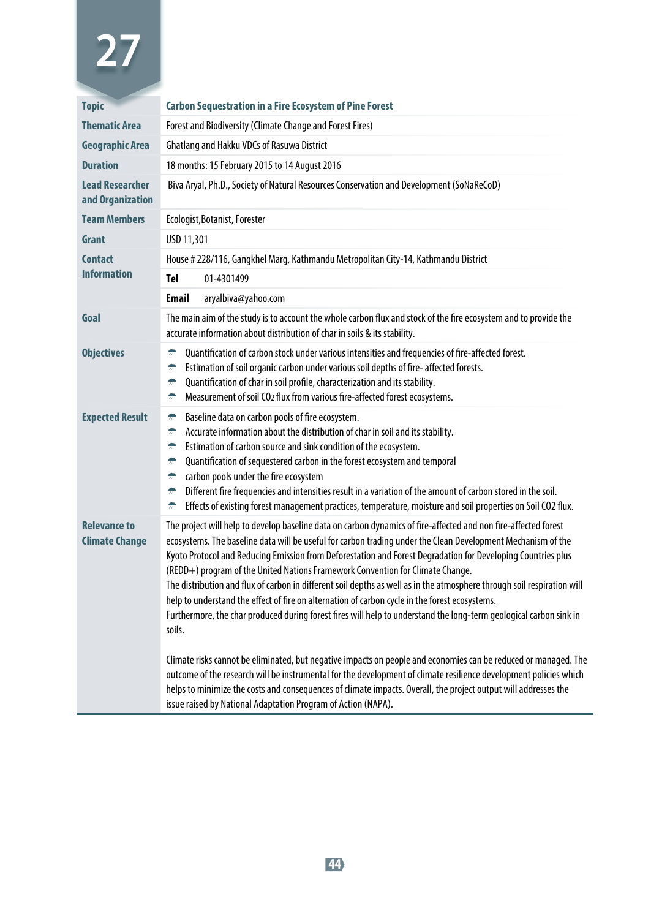# 27

| | |
|---|---|
| **Topic** | **Carbon Sequestration in a Fire Ecosystem of Pine Forest** |
| **Thematic Area** | Forest and Biodiversity (Climate Change and Forest Fires) |
| **Geographic Area** | Ghatlang and Hakku VDCs of Rasuwa District |
| **Duration** | 18 months: 15 February 2015 to 14 August 2016 |
| **Lead Researcher and Organization** | Biva Aryal, Ph.D., Society of Natural Resources Conservation and Development (SoNaReCoD) |
| **Team Members** | Ecologist,Botanist, Forester |
| **Grant** | USD 11,301 |
| **Contact Information** | House # 228/116, Gangkhel Marg, Kathmandu Metropolitan City-14, Kathmandu District |
| | **Tel** 01-4301499 |
| | **Email** aryalbiva@yahoo.com |
| **Goal** | The main aim of the study is to account the whole carbon flux and stock of the fire ecosystem and to provide the accurate information about distribution of char in soils & its stability. |
| **Objectives** | - Quantification of carbon stock under various intensities and frequencies of fire-affected forest.<br>- Estimation of soil organic carbon under various soil depths of fire- affected forests.<br>- Quantification of char in soil profile, characterization and its stability.<br>- Measurement of soil $CO_2$ flux from various fire-affected forest ecosystems. |
| **Expected Result** | - Baseline data on carbon pools of fire ecosystem.<br>- Accurate information about the distribution of char in soil and its stability.<br>- Estimation of carbon source and sink condition of the ecosystem.<br>- Quantification of sequestered carbon in the forest ecosystem and temporal<br>- carbon pools under the fire ecosystem<br>- Different fire frequencies and intensities result in a variation of the amount of carbon stored in the soil.<br>- Effects of existing forest management practices, temperature, moisture and soil properties on Soil CO2 flux. |
| **Relevance to Climate Change** | The project will help to develop baseline data on carbon dynamics of fire-affected and non fire-affected forest ecosystems. The baseline data will be useful for carbon trading under the Clean Development Mechanism of the Kyoto Protocol and Reducing Emission from Deforestation and Forest Degradation for Developing Countries plus (REDD+) program of the United Nations Framework Convention for Climate Change.<br>The distribution and flux of carbon in different soil depths as well as in the atmosphere through soil respiration will help to understand the effect of fire on alternation of carbon cycle in the forest ecosystems.<br>Furthermore, the char produced during forest fires will help to understand the long-term geological carbon sink in soils.<br><br>Climate risks cannot be eliminated, but negative impacts on people and economies can be reduced or managed. The outcome of the research will be instrumental for the development of climate resilience development policies which helps to minimize the costs and consequences of climate impacts. Overall, the project output will addresses the issue raised by National Adaptation Program of Action (NAPA). |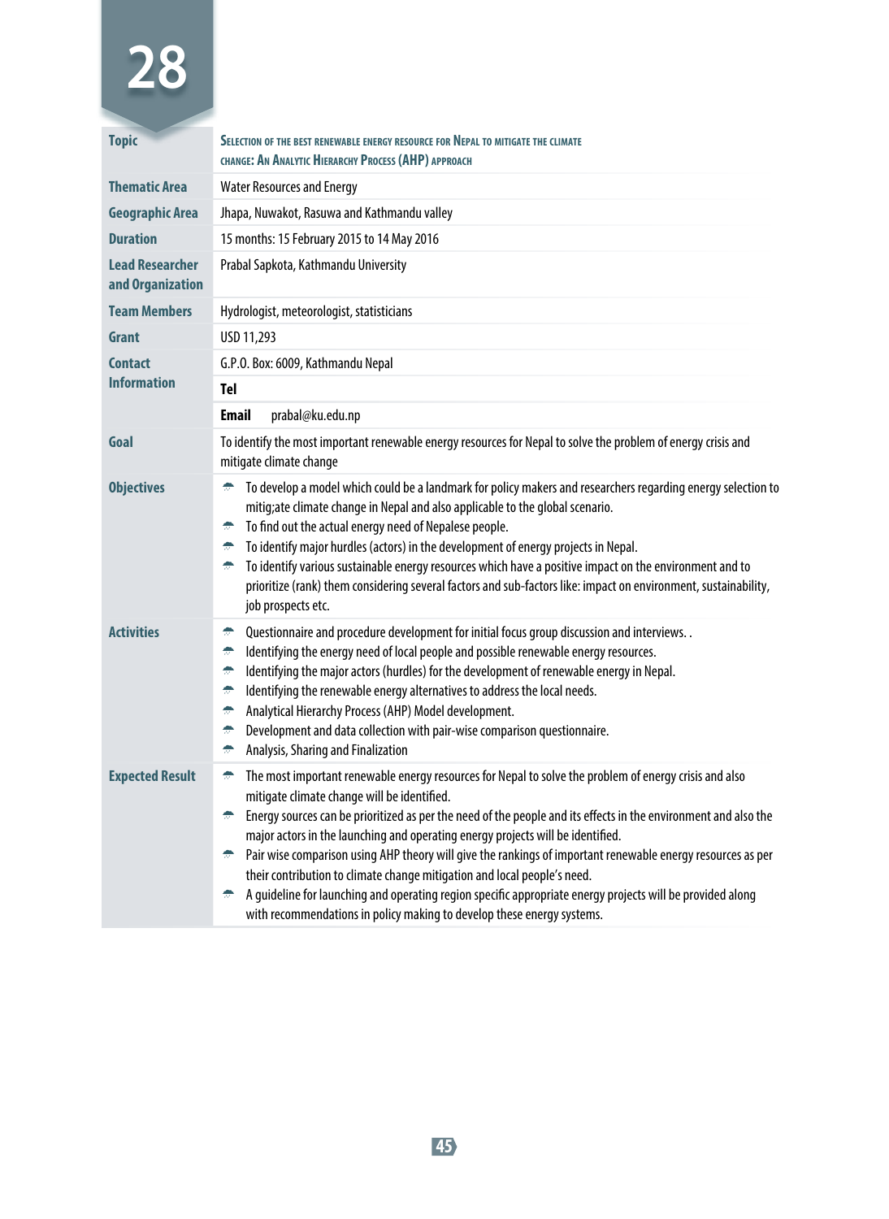# 28

| | |
|---|---|
| **Topic** | **Selection of the best renewable energy resource for Nepal to mitigate the climate change: An Analytic Hierarchy Process (AHP) approach** |
| **Thematic Area** | Water Resources and Energy |
| **Geographic Area** | Jhapa, Nuwakot, Rasuwa and Kathmandu valley |
| **Duration** | 15 months: 15 February 2015 to 14 May 2016 |
| **Lead Researcher and Organization** | Prabal Sapkota, Kathmandu University |
| **Team Members** | Hydrologist, meteorologist, statisticians |
| **Grant** | USD 11,293 |
| **Contact Information** | G.P.O. Box: 6009, Kathmandu Nepal<br>**Tel**<br>**Email** prabal@ku.edu.np |
| **Goal** | To identify the most important renewable energy resources for Nepal to solve the problem of energy crisis and mitigate climate change |
| **Objectives** | • To develop a model which could be a landmark for policy makers and researchers regarding energy selection to mitig;ate climate change in Nepal and also applicable to the global scenario.<br>• To find out the actual energy need of Nepalese people.<br>• To identify major hurdles (actors) in the development of energy projects in Nepal.<br>• To identify various sustainable energy resources which have a positive impact on the environment and to prioritize (rank) them considering several factors and sub-factors like: impact on environment, sustainability, job prospects etc. |
| **Activities** | • Questionnaire and procedure development for initial focus group discussion and interviews. .<br>• Identifying the energy need of local people and possible renewable energy resources.<br>• Identifying the major actors (hurdles) for the development of renewable energy in Nepal.<br>• Identifying the renewable energy alternatives to address the local needs.<br>• Analytical Hierarchy Process (AHP) Model development.<br>• Development and data collection with pair-wise comparison questionnaire.<br>• Analysis, Sharing and Finalization |
| **Expected Result** | • The most important renewable energy resources for Nepal to solve the problem of energy crisis and also mitigate climate change will be identified.<br>• Energy sources can be prioritized as per the need of the people and its effects in the environment and also the major actors in the launching and operating energy projects will be identified.<br>• Pair wise comparison using AHP theory will give the rankings of important renewable energy resources as per their contribution to climate change mitigation and local people's need.<br>• A guideline for launching and operating region specific appropriate energy projects will be provided along with recommendations in policy making to develop these energy systems. |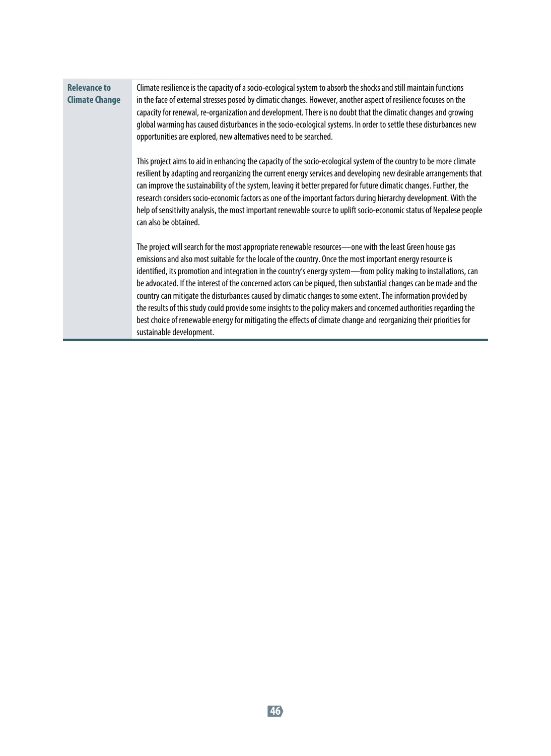| **Relevance to Climate Change** | Climate resilience is the capacity of a socio-ecological system to absorb the shocks and still maintain functions in the face of external stresses posed by climatic changes. However, another aspect of resilience focuses on the capacity for renewal, re-organization and development. There is no doubt that the climatic changes and growing global warming has caused disturbances in the socio-ecological systems. In order to settle these disturbances new opportunities are explored, new alternatives need to be searched.<br><br>This project aims to aid in enhancing the capacity of the socio-ecological system of the country to be more climate resilient by adapting and reorganizing the current energy services and developing new desirable arrangements that can improve the sustainability of the system, leaving it better prepared for future climatic changes. Further, the research considers socio-economic factors as one of the important factors during hierarchy development. With the help of sensitivity analysis, the most important renewable source to uplift socio-economic status of Nepalese people can also be obtained.<br><br>The project will search for the most appropriate renewable resources—one with the least Green house gas emissions and also most suitable for the locale of the country. Once the most important energy resource is identified, its promotion and integration in the country's energy system—from policy making to installations, can be advocated. If the interest of the concerned actors can be piqued, then substantial changes can be made and the country can mitigate the disturbances caused by climatic changes to some extent. The information provided by the results of this study could provide some insights to the policy makers and concerned authorities regarding the best choice of renewable energy for mitigating the effects of climate change and reorganizing their priorities for sustainable development. |
|---|---|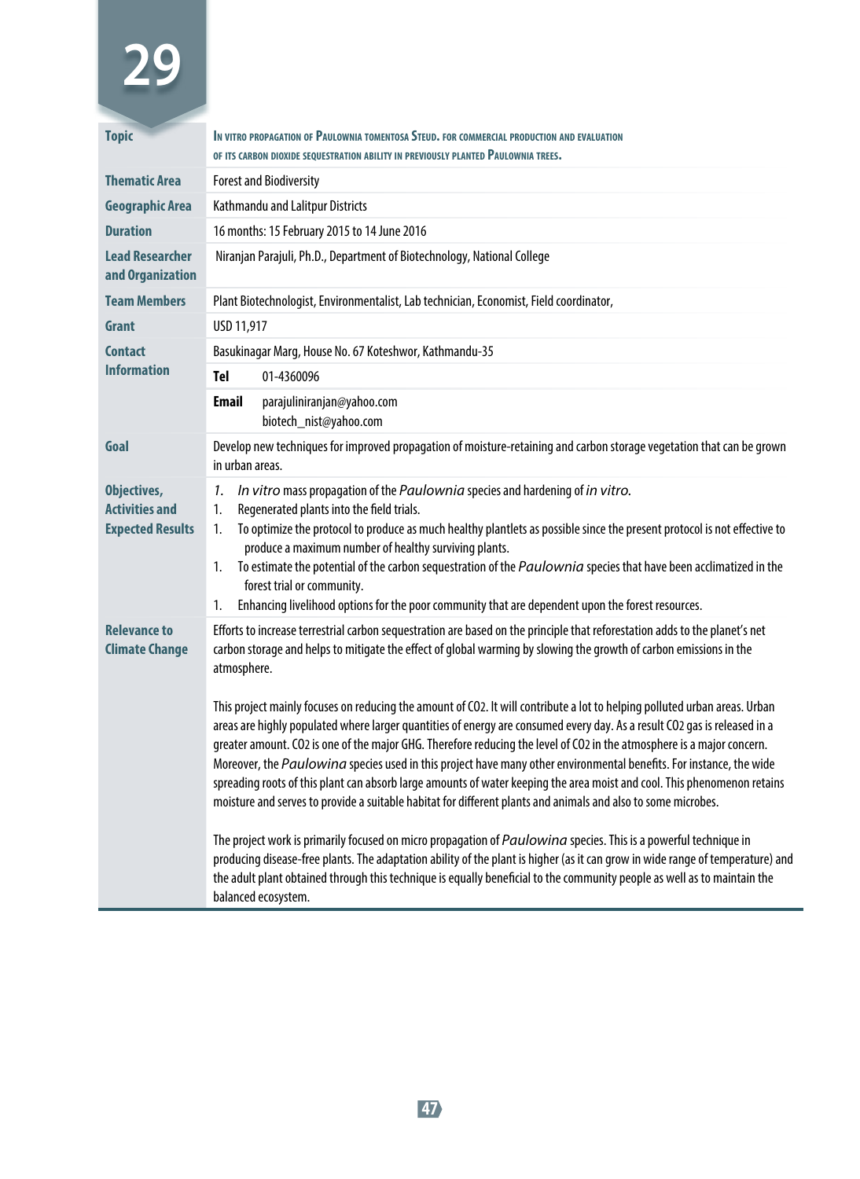# 29

| | |
|---|---|
| **Topic** | IN VITRO PROPAGATION OF PAULOWNIA TOMENTOSA STEUD. FOR COMMERCIAL PRODUCTION AND EVALUATION OF ITS CARBON DIOXIDE SEQUESTRATION ABILITY IN PREVIOUSLY PLANTED PAULOWNIA TREES. |
| **Thematic Area** | Forest and Biodiversity |
| **Geographic Area** | Kathmandu and Lalitpur Districts |
| **Duration** | 16 months: 15 February 2015 to 14 June 2016 |
| **Lead Researcher and Organization** | Niranjan Parajuli, Ph.D., Department of Biotechnology, National College |
| **Team Members** | Plant Biotechnologist, Environmentalist, Lab technician, Economist, Field coordinator, |
| **Grant** | USD 11,917 |
| **Contact Information** | Basukinagar Marg, House No. 67 Koteshwor, Kathmandu-35<br>**Tel** 01-4360096<br>**Email** parajuliniranjan@yahoo.com<br>biotech_nist@yahoo.com |
| **Goal** | Develop new techniques for improved propagation of moisture-retaining and carbon storage vegetation that can be grown in urban areas. |
| **Objectives, Activities and Expected Results** | 1. *In vitro* mass propagation of the *Paulownia* species and hardening of *in vitro.*<br>1. Regenerated plants into the field trials.<br>1. To optimize the protocol to produce as much healthy plantlets as possible since the present protocol is not effective to produce a maximum number of healthy surviving plants.<br>1. To estimate the potential of the carbon sequestration of the *Paulownia* species that have been acclimatized in the forest trial or community.<br>1. Enhancing livelihood options for the poor community that are dependent upon the forest resources. |
| **Relevance to Climate Change** | Efforts to increase terrestrial carbon sequestration are based on the principle that reforestation adds to the planet's net carbon storage and helps to mitigate the effect of global warming by slowing the growth of carbon emissions in the atmosphere.<br><br>This project mainly focuses on reducing the amount of CO2. It will contribute a lot to helping polluted urban areas. Urban areas are highly populated where larger quantities of energy are consumed every day. As a result CO2 gas is released in a greater amount. CO2 is one of the major GHG. Therefore reducing the level of CO2 in the atmosphere is a major concern. Moreover, the *Paulowina* species used in this project have many other environmental benefits. For instance, the wide spreading roots of this plant can absorb large amounts of water keeping the area moist and cool. This phenomenon retains moisture and serves to provide a suitable habitat for different plants and animals and also to some microbes.<br><br>The project work is primarily focused on micro propagation of *Paulowina* species. This is a powerful technique in producing disease-free plants. The adaptation ability of the plant is higher (as it can grow in wide range of temperature) and the adult plant obtained through this technique is equally beneficial to the community people as well as to maintain the balanced ecosystem. |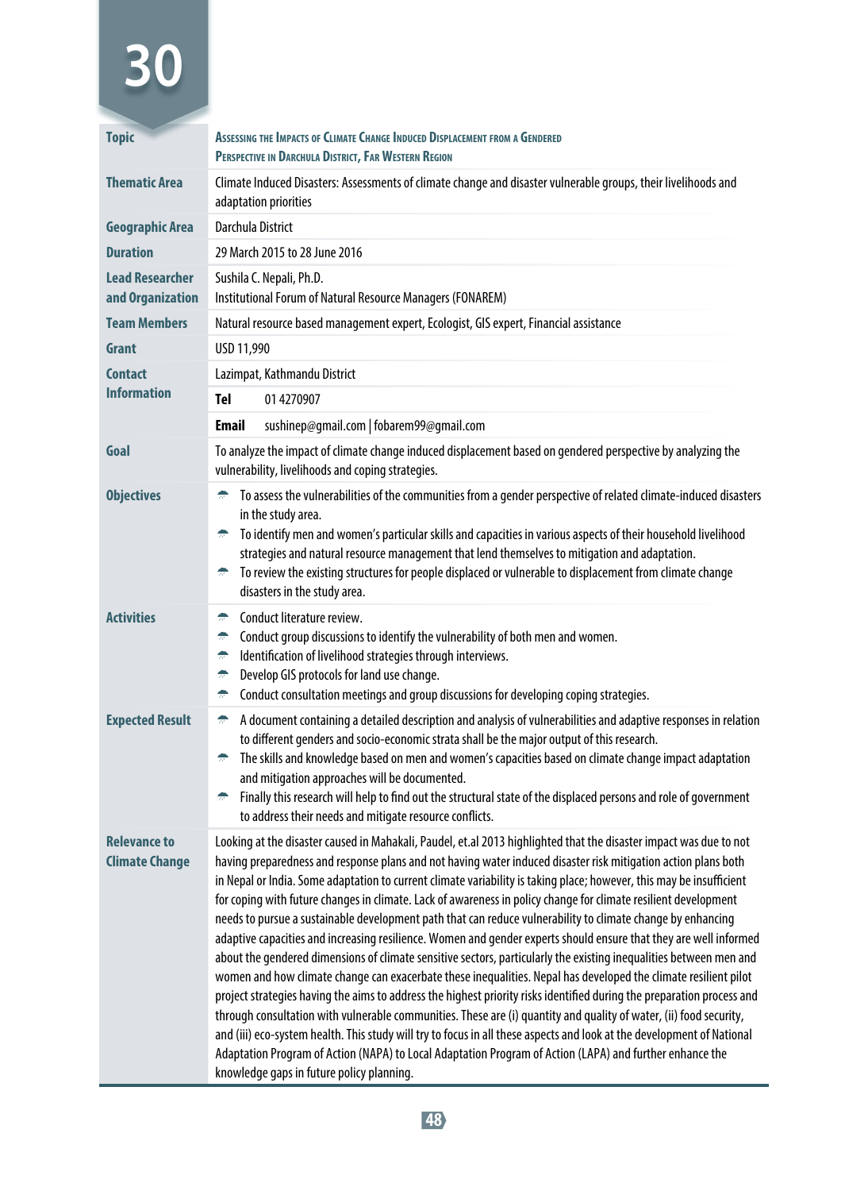# 30

| | |
|---|---|
| **Topic** | **Assessing the Impacts of Climate Change Induced Displacement from a Gendered Perspective in Darchula District, Far Western Region** |
| **Thematic Area** | Climate Induced Disasters: Assessments of climate change and disaster vulnerable groups, their livelihoods and adaptation priorities |
| **Geographic Area** | Darchula District |
| **Duration** | 29 March 2015 to 28 June 2016 |
| **Lead Researcher and Organization** | Sushila C. Nepali, Ph.D.<br>Institutional Forum of Natural Resource Managers (FONAREM) |
| **Team Members** | Natural resource based management expert, Ecologist, GIS expert, Financial assistance |
| **Grant** | USD 11,990 |
| **Contact Information** | Lazimpat, Kathmandu District<br>**Tel** 01 4270907<br>**Email** sushinep@gmail.com \| fobarem99@gmail.com |
| **Goal** | To analyze the impact of climate change induced displacement based on gendered perspective by analyzing the vulnerability, livelihoods and coping strategies. |
| **Objectives** | • To assess the vulnerabilities of the communities from a gender perspective of related climate-induced disasters in the study area.<br>• To identify men and women's particular skills and capacities in various aspects of their household livelihood strategies and natural resource management that lend themselves to mitigation and adaptation.<br>• To review the existing structures for people displaced or vulnerable to displacement from climate change disasters in the study area. |
| **Activities** | • Conduct literature review.<br>• Conduct group discussions to identify the vulnerability of both men and women.<br>• Identification of livelihood strategies through interviews.<br>• Develop GIS protocols for land use change.<br>• Conduct consultation meetings and group discussions for developing coping strategies. |
| **Expected Result** | • A document containing a detailed description and analysis of vulnerabilities and adaptive responses in relation to different genders and socio-economic strata shall be the major output of this research.<br>• The skills and knowledge based on men and women's capacities based on climate change impact adaptation and mitigation approaches will be documented.<br>• Finally this research will help to find out the structural state of the displaced persons and role of government to address their needs and mitigate resource conflicts. |
| **Relevance to Climate Change** | Looking at the disaster caused in Mahakali, Paudel, et.al 2013 highlighted that the disaster impact was due to not having preparedness and response plans and not having water induced disaster risk mitigation action plans both in Nepal or India. Some adaptation to current climate variability is taking place; however, this may be insufficient for coping with future changes in climate. Lack of awareness in policy change for climate resilient development needs to pursue a sustainable development path that can reduce vulnerability to climate change by enhancing adaptive capacities and increasing resilience. Women and gender experts should ensure that they are well informed about the gendered dimensions of climate sensitive sectors, particularly the existing inequalities between men and women and how climate change can exacerbate these inequalities. Nepal has developed the climate resilient pilot project strategies having the aims to address the highest priority risks identified during the preparation process and through consultation with vulnerable communities. These are (i) quantity and quality of water, (ii) food security, and (iii) eco-system health. This study will try to focus in all these aspects and look at the development of National Adaptation Program of Action (NAPA) to Local Adaptation Program of Action (LAPA) and further enhance the knowledge gaps in future policy planning. |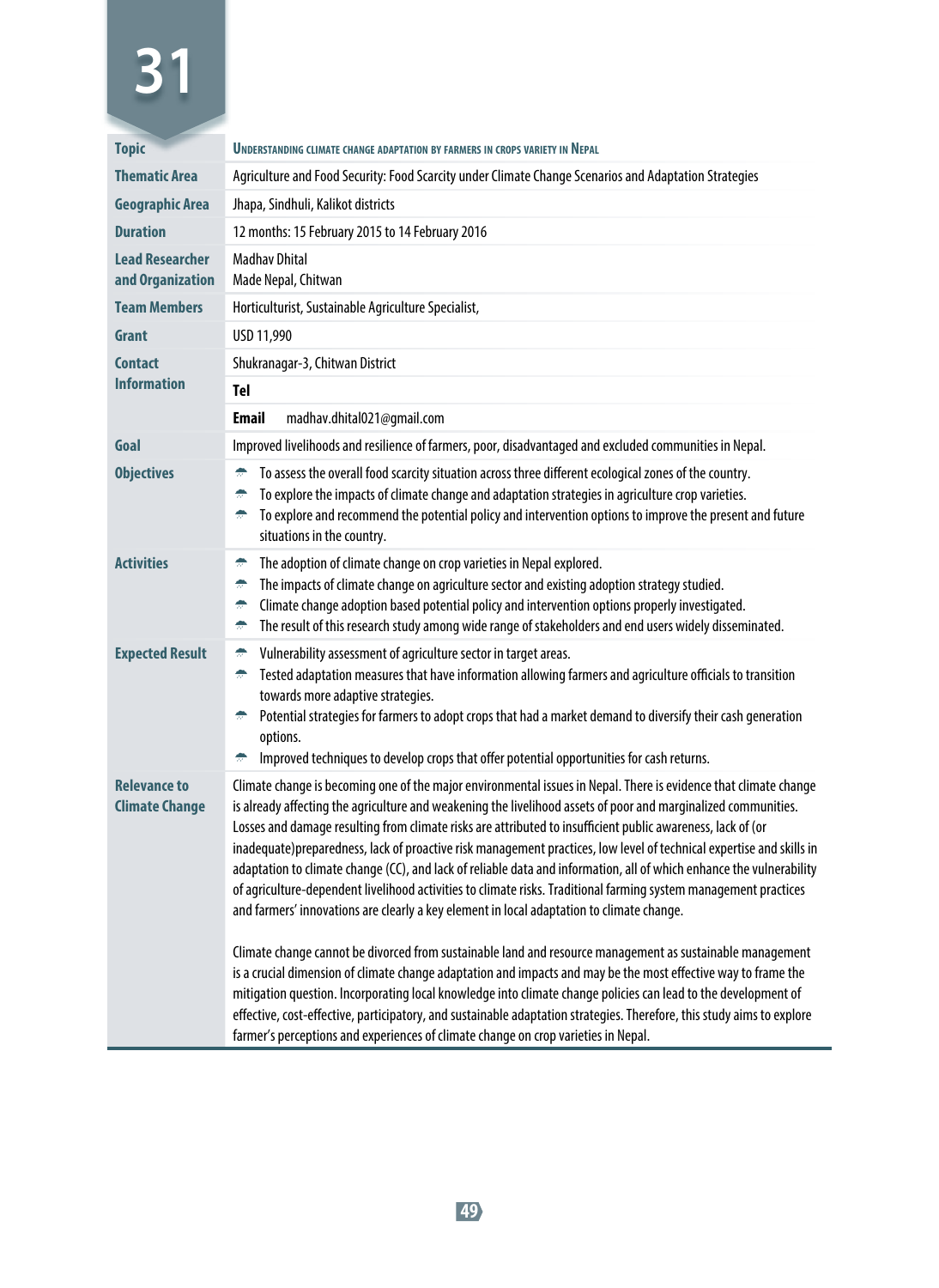# 31

| | |
|---|---|
| **Topic** | **Understanding climate change adaptation by farmers in crops variety in Nepal** |
| **Thematic Area** | Agriculture and Food Security: Food Scarcity under Climate Change Scenarios and Adaptation Strategies |
| **Geographic Area** | Jhapa, Sindhuli, Kalikot districts |
| **Duration** | 12 months: 15 February 2015 to 14 February 2016 |
| **Lead Researcher and Organization** | Madhav Dhital<br>Made Nepal, Chitwan |
| **Team Members** | Horticulturist, Sustainable Agriculture Specialist, |
| **Grant** | USD 11,990 |
| **Contact Information** | Shukranagar-3, Chitwan District |
| | **Tel** |
| | **Email** madhav.dhital021@gmail.com |
| **Goal** | Improved livelihoods and resilience of farmers, poor, disadvantaged and excluded communities in Nepal. |
| **Objectives** | • To assess the overall food scarcity situation across three different ecological zones of the country.<br>• To explore the impacts of climate change and adaptation strategies in agriculture crop varieties.<br>• To explore and recommend the potential policy and intervention options to improve the present and future situations in the country. |
| **Activities** | • The adoption of climate change on crop varieties in Nepal explored.<br>• The impacts of climate change on agriculture sector and existing adoption strategy studied.<br>• Climate change adoption based potential policy and intervention options properly investigated.<br>• The result of this research study among wide range of stakeholders and end users widely disseminated. |
| **Expected Result** | • Vulnerability assessment of agriculture sector in target areas.<br>• Tested adaptation measures that have information allowing farmers and agriculture officials to transition towards more adaptive strategies.<br>• Potential strategies for farmers to adopt crops that had a market demand to diversify their cash generation options.<br>• Improved techniques to develop crops that offer potential opportunities for cash returns. |
| **Relevance to Climate Change** | Climate change is becoming one of the major environmental issues in Nepal. There is evidence that climate change is already affecting the agriculture and weakening the livelihood assets of poor and marginalized communities. Losses and damage resulting from climate risks are attributed to insufficient public awareness, lack of (or inadequate)preparedness, lack of proactive risk management practices, low level of technical expertise and skills in adaptation to climate change (CC), and lack of reliable data and information, all of which enhance the vulnerability of agriculture-dependent livelihood activities to climate risks. Traditional farming system management practices and farmers' innovations are clearly a key element in local adaptation to climate change.<br><br>Climate change cannot be divorced from sustainable land and resource management as sustainable management is a crucial dimension of climate change adaptation and impacts and may be the most effective way to frame the mitigation question. Incorporating local knowledge into climate change policies can lead to the development of effective, cost-effective, participatory, and sustainable adaptation strategies. Therefore, this study aims to explore farmer's perceptions and experiences of climate change on crop varieties in Nepal. |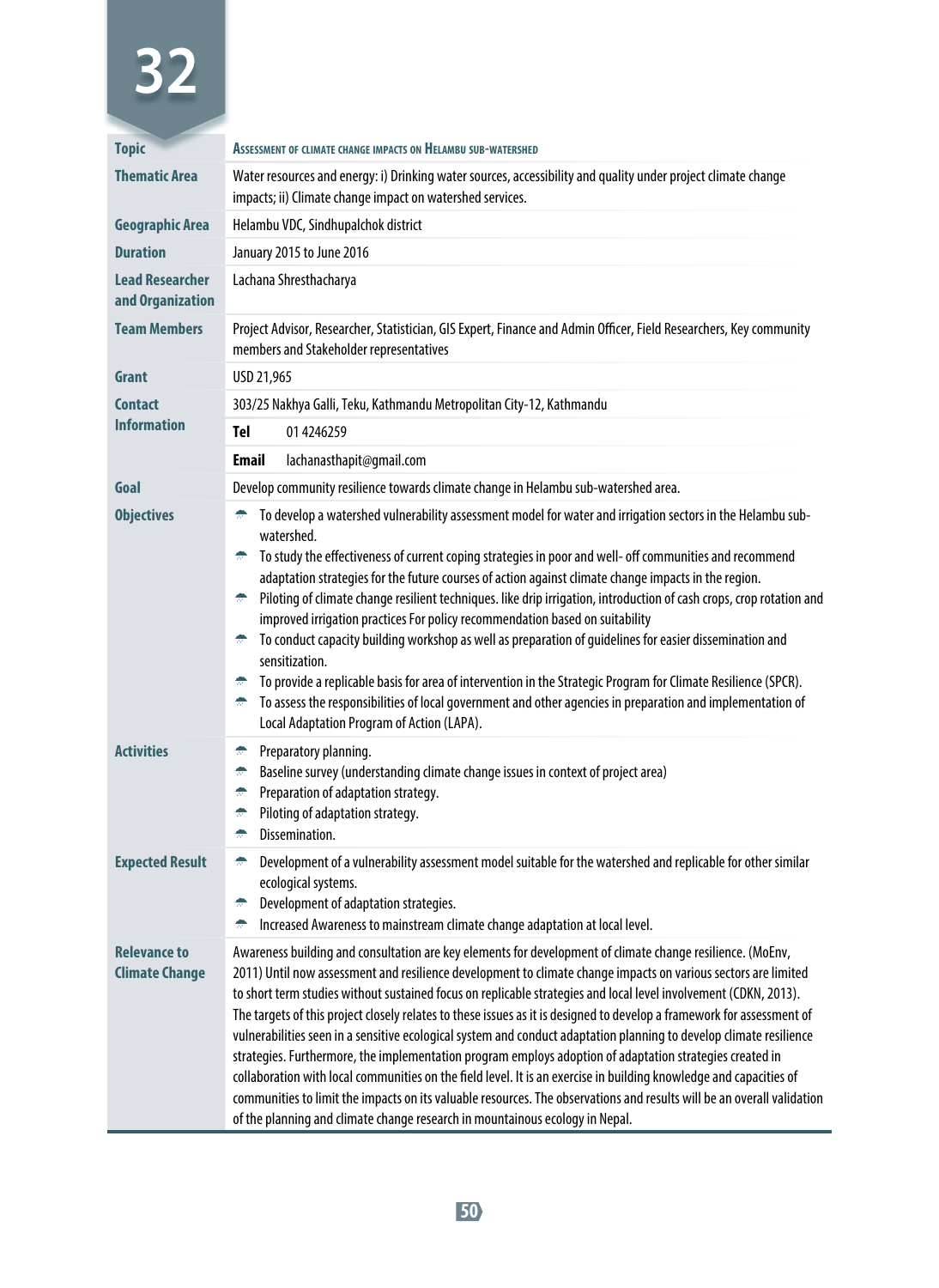# 32

| Topic | ASSESSMENT OF CLIMATE CHANGE IMPACTS ON HELAMBU SUB-WATERSHED |
|---|---|
| Thematic Area | Water resources and energy: i) Drinking water sources, accessibility and quality under project climate change impacts; ii) Climate change impact on watershed services. |
| Geographic Area | Helambu VDC, Sindhupalchok district |
| Duration | January 2015 to June 2016 |
| Lead Researcher and Organization | Lachana Shresthacharya |
| Team Members | Project Advisor, Researcher, Statistician, GIS Expert, Finance and Admin Officer, Field Researchers, Key community members and Stakeholder representatives |
| Grant | USD 21,965 |
| Contact Information | 303/25 Nakhya Galli, Teku, Kathmandu Metropolitan City-12, Kathmandu<br>**Tel** 01 4246259<br>**Email** lachanasthapit@gmail.com |
| Goal | Develop community resilience towards climate change in Helambu sub-watershed area. |
| Objectives | • To develop a watershed vulnerability assessment model for water and irrigation sectors in the Helambu sub-watershed.<br>• To study the effectiveness of current coping strategies in poor and well- off communities and recommend adaptation strategies for the future courses of action against climate change impacts in the region.<br>• Piloting of climate change resilient techniques. like drip irrigation, introduction of cash crops, crop rotation and improved irrigation practices For policy recommendation based on suitability<br>• To conduct capacity building workshop as well as preparation of guidelines for easier dissemination and sensitization.<br>• To provide a replicable basis for area of intervention in the Strategic Program for Climate Resilience (SPCR).<br>• To assess the responsibilities of local government and other agencies in preparation and implementation of Local Adaptation Program of Action (LAPA). |
| Activities | • Preparatory planning.<br>• Baseline survey (understanding climate change issues in context of project area)<br>• Preparation of adaptation strategy.<br>• Piloting of adaptation strategy.<br>• Dissemination. |
| Expected Result | • Development of a vulnerability assessment model suitable for the watershed and replicable for other similar ecological systems.<br>• Development of adaptation strategies.<br>• Increased Awareness to mainstream climate change adaptation at local level. |
| Relevance to Climate Change | Awareness building and consultation are key elements for development of climate change resilience. (MoEnv, 2011) Until now assessment and resilience development to climate change impacts on various sectors are limited to short term studies without sustained focus on replicable strategies and local level involvement (CDKN, 2013). The targets of this project closely relates to these issues as it is designed to develop a framework for assessment of vulnerabilities seen in a sensitive ecological system and conduct adaptation planning to develop climate resilience strategies. Furthermore, the implementation program employs adoption of adaptation strategies created in collaboration with local communities on the field level. It is an exercise in building knowledge and capacities of communities to limit the impacts on its valuable resources. The observations and results will be an overall validation of the planning and climate change research in mountainous ecology in Nepal. |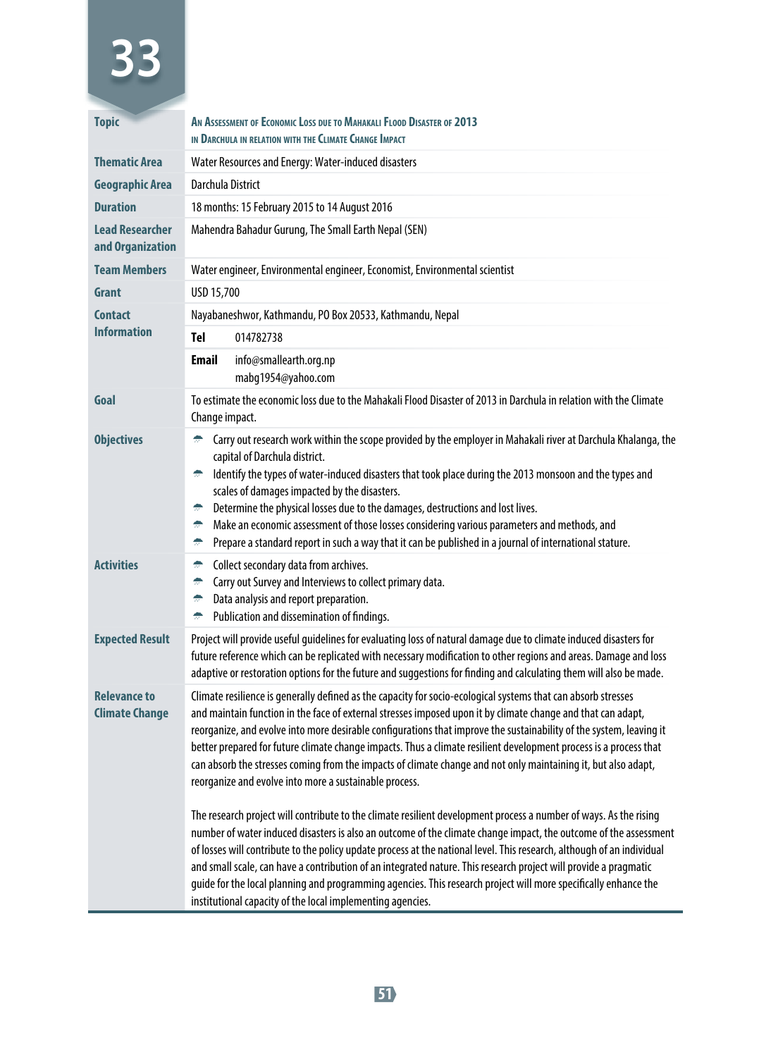# 33

| Topic | An Assessment of Economic Loss due to Mahakali Flood Disaster of 2013 in Darchula in relation with the Climate Change Impact |
|---|---|
| Thematic Area | Water Resources and Energy: Water-induced disasters |
| Geographic Area | Darchula District |
| Duration | 18 months: 15 February 2015 to 14 August 2016 |
| Lead Researcher and Organization | Mahendra Bahadur Gurung, The Small Earth Nepal (SEN) |
| Team Members | Water engineer, Environmental engineer, Economist, Environmental scientist |
| Grant | USD 15,700 |
| Contact Information | Nayabaneshwor, Kathmandu, PO Box 20533, Kathmandu, Nepal<br>**Tel** 014782738<br>**Email** info@smallearth.org.np<br>mabg1954@yahoo.com |
| Goal | To estimate the economic loss due to the Mahakali Flood Disaster of 2013 in Darchula in relation with the Climate Change impact. |
| Objectives | - Carry out research work within the scope provided by the employer in Mahakali river at Darchula Khalanga, the capital of Darchula district.<br>- Identify the types of water-induced disasters that took place during the 2013 monsoon and the types and scales of damages impacted by the disasters.<br>- Determine the physical losses due to the damages, destructions and lost lives.<br>- Make an economic assessment of those losses considering various parameters and methods, and<br>- Prepare a standard report in such a way that it can be published in a journal of international stature. |
| Activities | - Collect secondary data from archives.<br>- Carry out Survey and Interviews to collect primary data.<br>- Data analysis and report preparation.<br>- Publication and dissemination of findings. |
| Expected Result | Project will provide useful guidelines for evaluating loss of natural damage due to climate induced disasters for future reference which can be replicated with necessary modification to other regions and areas. Damage and loss adaptive or restoration options for the future and suggestions for finding and calculating them will also be made. |
| Relevance to Climate Change | Climate resilience is generally defined as the capacity for socio-ecological systems that can absorb stresses and maintain function in the face of external stresses imposed upon it by climate change and that can adapt, reorganize, and evolve into more desirable configurations that improve the sustainability of the system, leaving it better prepared for future climate change impacts. Thus a climate resilient development process is a process that can absorb the stresses coming from the impacts of climate change and not only maintaining it, but also adapt, reorganize and evolve into more a sustainable process.<br><br>The research project will contribute to the climate resilient development process a number of ways. As the rising number of water induced disasters is also an outcome of the climate change impact, the outcome of the assessment of losses will contribute to the policy update process at the national level. This research, although of an individual and small scale, can have a contribution of an integrated nature. This research project will provide a pragmatic guide for the local planning and programming agencies. This research project will more specifically enhance the institutional capacity of the local implementing agencies. |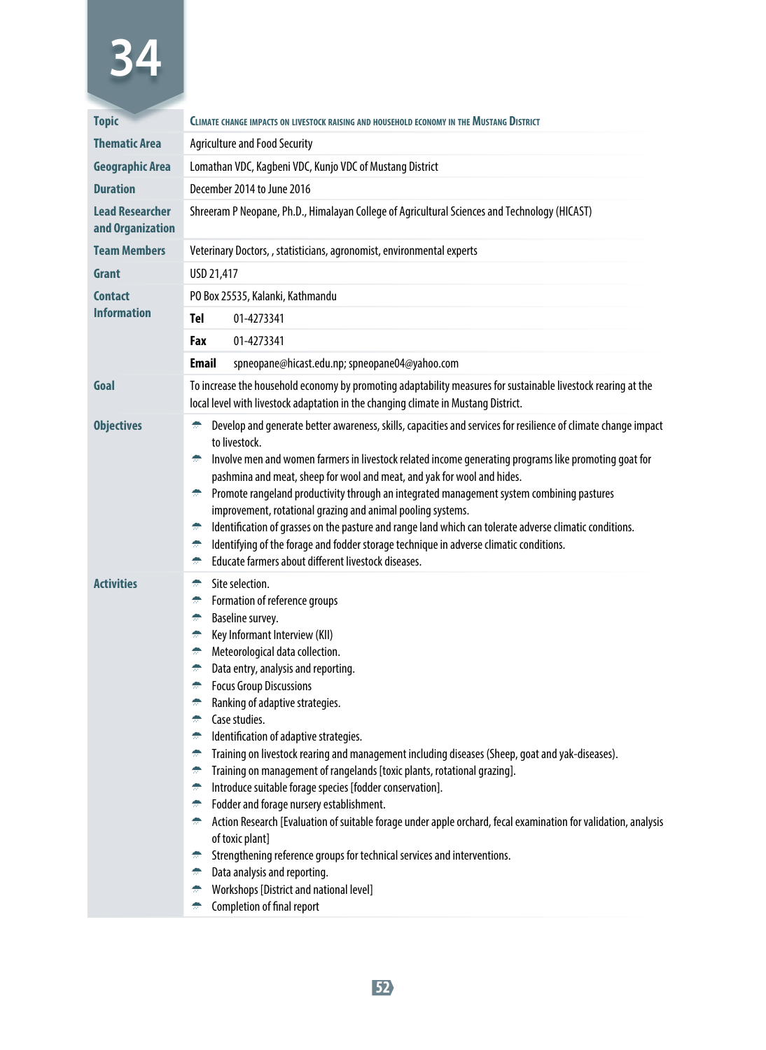# 34

| | |
|---|---|
| **Topic** | CLIMATE CHANGE IMPACTS ON LIVESTOCK RAISING AND HOUSEHOLD ECONOMY IN THE MUSTANG DISTRICT |
| **Thematic Area** | Agriculture and Food Security |
| **Geographic Area** | Lomathan VDC, Kagbeni VDC, Kunjo VDC of Mustang District |
| **Duration** | December 2014 to June 2016 |
| **Lead Researcher and Organization** | Shreeram P Neopane, Ph.D., Himalayan College of Agricultural Sciences and Technology (HICAST) |
| **Team Members** | Veterinary Doctors, , statisticians, agronomist, environmental experts |
| **Grant** | USD 21,417 |
| **Contact Information** | PO Box 25535, Kalanki, Kathmandu<br>**Tel** 01-4273341<br>**Fax** 01-4273341<br>**Email** spneopane@hicast.edu.np; spneopane04@yahoo.com |
| **Goal** | To increase the household economy by promoting adaptability measures for sustainable livestock rearing at the local level with livestock adaptation in the changing climate in Mustang District. |

**Objectives**

- Develop and generate better awareness, skills, capacities and services for resilience of climate change impact to livestock.
- Involve men and women farmers in livestock related income generating programs like promoting goat for pashmina and meat, sheep for wool and meat, and yak for wool and hides.
- Promote rangeland productivity through an integrated management system combining pastures improvement, rotational grazing and animal pooling systems.
- Identification of grasses on the pasture and range land which can tolerate adverse climatic conditions.
- Identifying of the forage and fodder storage technique in adverse climatic conditions.
- Educate farmers about different livestock diseases.

**Activities**

- Site selection.
- Formation of reference groups
- Baseline survey.
- Key Informant Interview (KII)
- Meteorological data collection.
- Data entry, analysis and reporting.
- Focus Group Discussions
- Ranking of adaptive strategies.
- Case studies.
- Identification of adaptive strategies.
- Training on livestock rearing and management including diseases (Sheep, goat and yak-diseases).
- Training on management of rangelands [toxic plants, rotational grazing].
- Introduce suitable forage species [fodder conservation].
- Fodder and forage nursery establishment.
- Action Research [Evaluation of suitable forage under apple orchard, fecal examination for validation, analysis of toxic plant]
- Strengthening reference groups for technical services and interventions.
- Data analysis and reporting.
- Workshops [District and national level]
- Completion of final report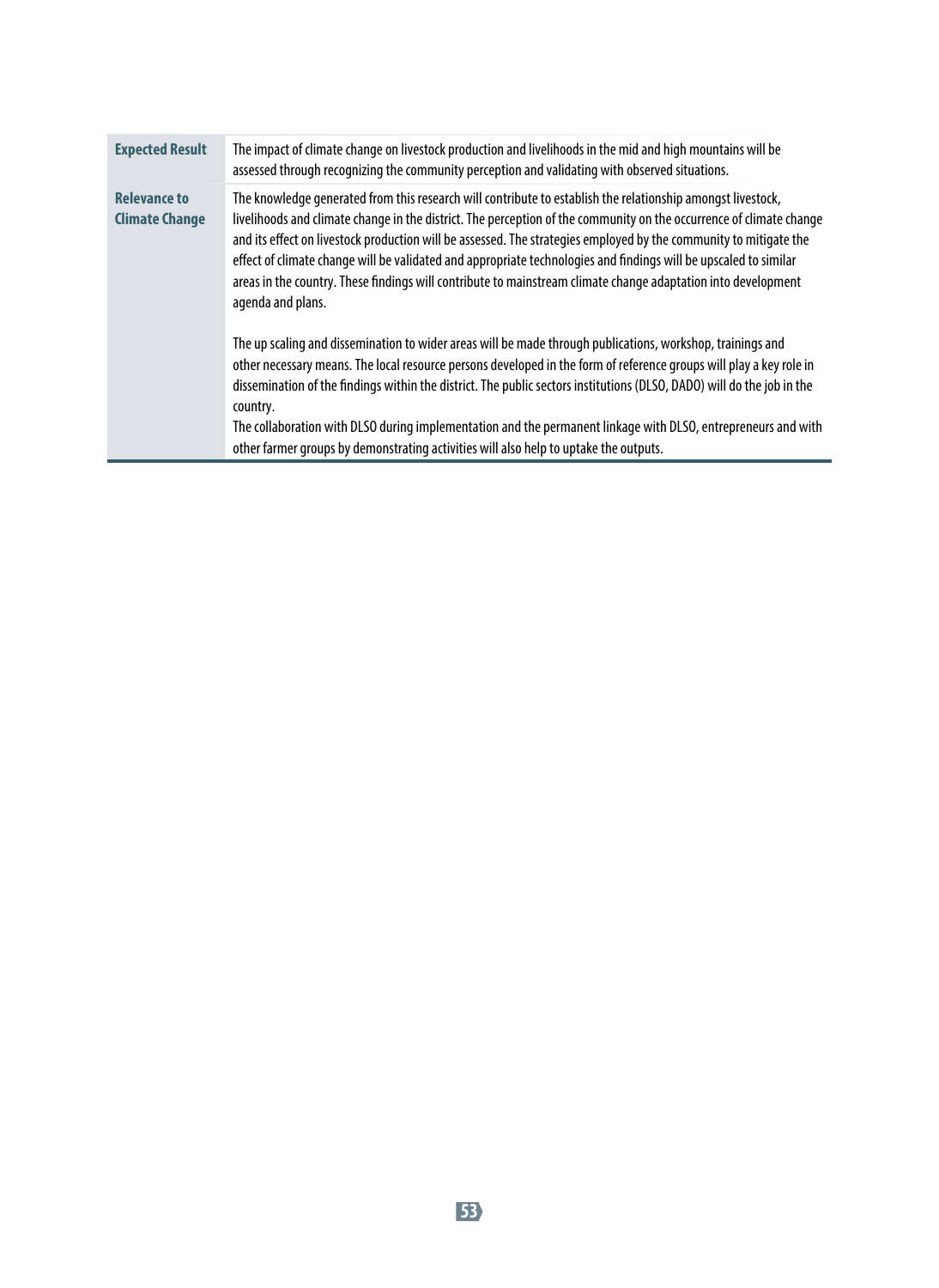| | |
|---|---|
| **Expected Result** | The impact of climate change on livestock production and livelihoods in the mid and high mountains will be assessed through recognizing the community perception and validating with observed situations. |
| **Relevance to Climate Change** | The knowledge generated from this research will contribute to establish the relationship amongst livestock, livelihoods and climate change in the district. The perception of the community on the occurrence of climate change and its effect on livestock production will be assessed. The strategies employed by the community to mitigate the effect of climate change will be validated and appropriate technologies and findings will be upscaled to similar areas in the country. These findings will contribute to mainstream climate change adaptation into development agenda and plans.<br><br>The up scaling and dissemination to wider areas will be made through publications, workshop, trainings and other necessary means. The local resource persons developed in the form of reference groups will play a key role in dissemination of the findings within the district. The public sectors institutions (DLSO, DADO) will do the job in the country.<br>The collaboration with DLSO during implementation and the permanent linkage with DLSO, entrepreneurs and with other farmer groups by demonstrating activities will also help to uptake the outputs. |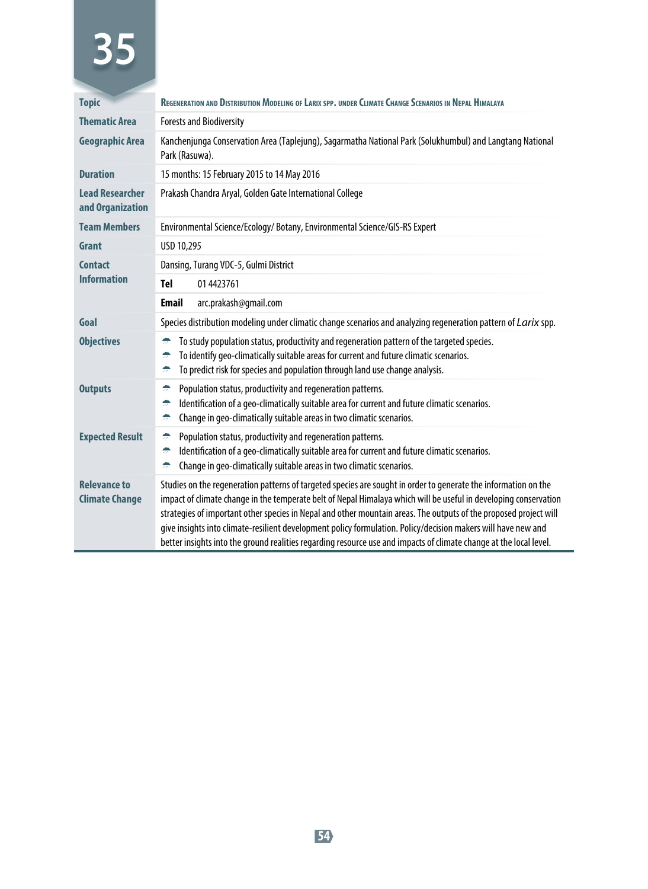# 35

| Topic | Regeneration and Distribution Modeling of Larix spp. under Climate Change Scenarios in Nepal Himalaya |
|---|---|
| Thematic Area | Forests and Biodiversity |
| Geographic Area | Kanchenjunga Conservation Area (Taplejung), Sagarmatha National Park (Solukhumbul) and Langtang National Park (Rasuwa). |
| Duration | 15 months: 15 February 2015 to 14 May 2016 |
| Lead Researcher and Organization | Prakash Chandra Aryal, Golden Gate International College |
| Team Members | Environmental Science/Ecology/ Botany, Environmental Science/GIS-RS Expert |
| Grant | USD 10,295 |
| Contact Information | Dansing, Turang VDC-5, Gulmi District<br>**Tel** 01 4423761<br>**Email** arc.prakash@gmail.com |
| Goal | Species distribution modeling under climatic change scenarios and analyzing regeneration pattern of *Larix* spp. |
| Objectives | - To study population status, productivity and regeneration pattern of the targeted species.<br>- To identify geo-climatically suitable areas for current and future climatic scenarios.<br>- To predict risk for species and population through land use change analysis. |
| Outputs | - Population status, productivity and regeneration patterns.<br>- Identification of a geo-climatically suitable area for current and future climatic scenarios.<br>- Change in geo-climatically suitable areas in two climatic scenarios. |
| Expected Result | - Population status, productivity and regeneration patterns.<br>- Identification of a geo-climatically suitable area for current and future climatic scenarios.<br>- Change in geo-climatically suitable areas in two climatic scenarios. |
| Relevance to Climate Change | Studies on the regeneration patterns of targeted species are sought in order to generate the information on the impact of climate change in the temperate belt of Nepal Himalaya which will be useful in developing conservation strategies of important other species in Nepal and other mountain areas. The outputs of the proposed project will give insights into climate-resilient development policy formulation. Policy/decision makers will have new and better insights into the ground realities regarding resource use and impacts of climate change at the local level. |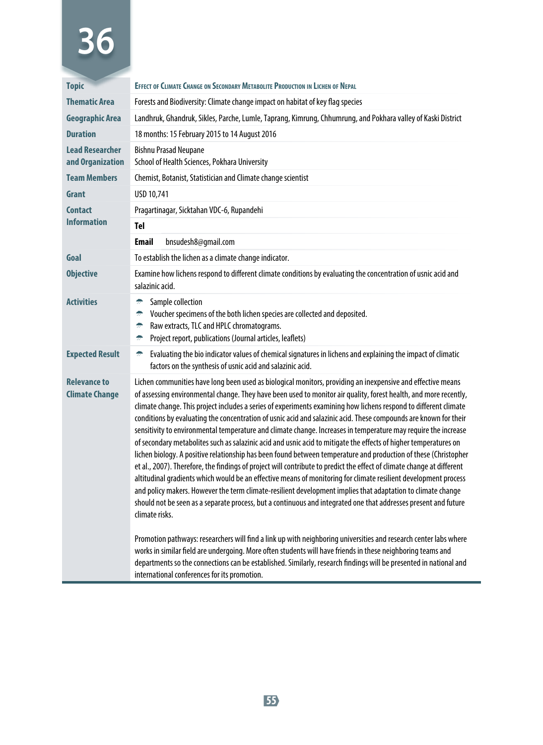# 36

| | |
|---|---|
| **Topic** | **Effect of Climate Change on Secondary Metabolite Production in Lichen of Nepal** |
| **Thematic Area** | Forests and Biodiversity: Climate change impact on habitat of key flag species |
| **Geographic Area** | Landhruk, Ghandruk, Sikles, Parche, Lumle, Taprang, Kimrung, Chhumrung, and Pokhara valley of Kaski District |
| **Duration** | 18 months: 15 February 2015 to 14 August 2016 |
| **Lead Researcher and Organization** | Bishnu Prasad Neupane<br>School of Health Sciences, Pokhara University |
| **Team Members** | Chemist, Botanist, Statistician and Climate change scientist |
| **Grant** | USD 10,741 |
| **Contact Information** | Pragartinagar, Sicktahan VDC-6, Rupandehi<br>**Tel**<br>**Email** bnsudesh8@gmail.com |
| **Goal** | To establish the lichen as a climate change indicator. |
| **Objective** | Examine how lichens respond to different climate conditions by evaluating the concentration of usnic acid and salazinic acid. |
| **Activities** | • Sample collection<br>• Voucher specimens of the both lichen species are collected and deposited.<br>• Raw extracts, TLC and HPLC chromatograms.<br>• Project report, publications (Journal articles, leaflets) |
| **Expected Result** | • Evaluating the bio indicator values of chemical signatures in lichens and explaining the impact of climatic factors on the synthesis of usnic acid and salazinic acid. |
| **Relevance to Climate Change** | Lichen communities have long been used as biological monitors, providing an inexpensive and effective means of assessing environmental change. They have been used to monitor air quality, forest health, and more recently, climate change. This project includes a series of experiments examining how lichens respond to different climate conditions by evaluating the concentration of usnic acid and salazinic acid. These compounds are known for their sensitivity to environmental temperature and climate change. Increases in temperature may require the increase of secondary metabolites such as salazinic acid and usnic acid to mitigate the effects of higher temperatures on lichen biology. A positive relationship has been found between temperature and production of these (Christopher et al., 2007). Therefore, the findings of project will contribute to predict the effect of climate change at different altitudinal gradients which would be an effective means of monitoring for climate resilient development process and policy makers. However the term climate-resilient development implies that adaptation to climate change should not be seen as a separate process, but a continuous and integrated one that addresses present and future climate risks.<br><br>Promotion pathways: researchers will find a link up with neighboring universities and research center labs where works in similar field are undergoing. More often students will have friends in these neighboring teams and departments so the connections can be established. Similarly, research findings will be presented in national and international conferences for its promotion. |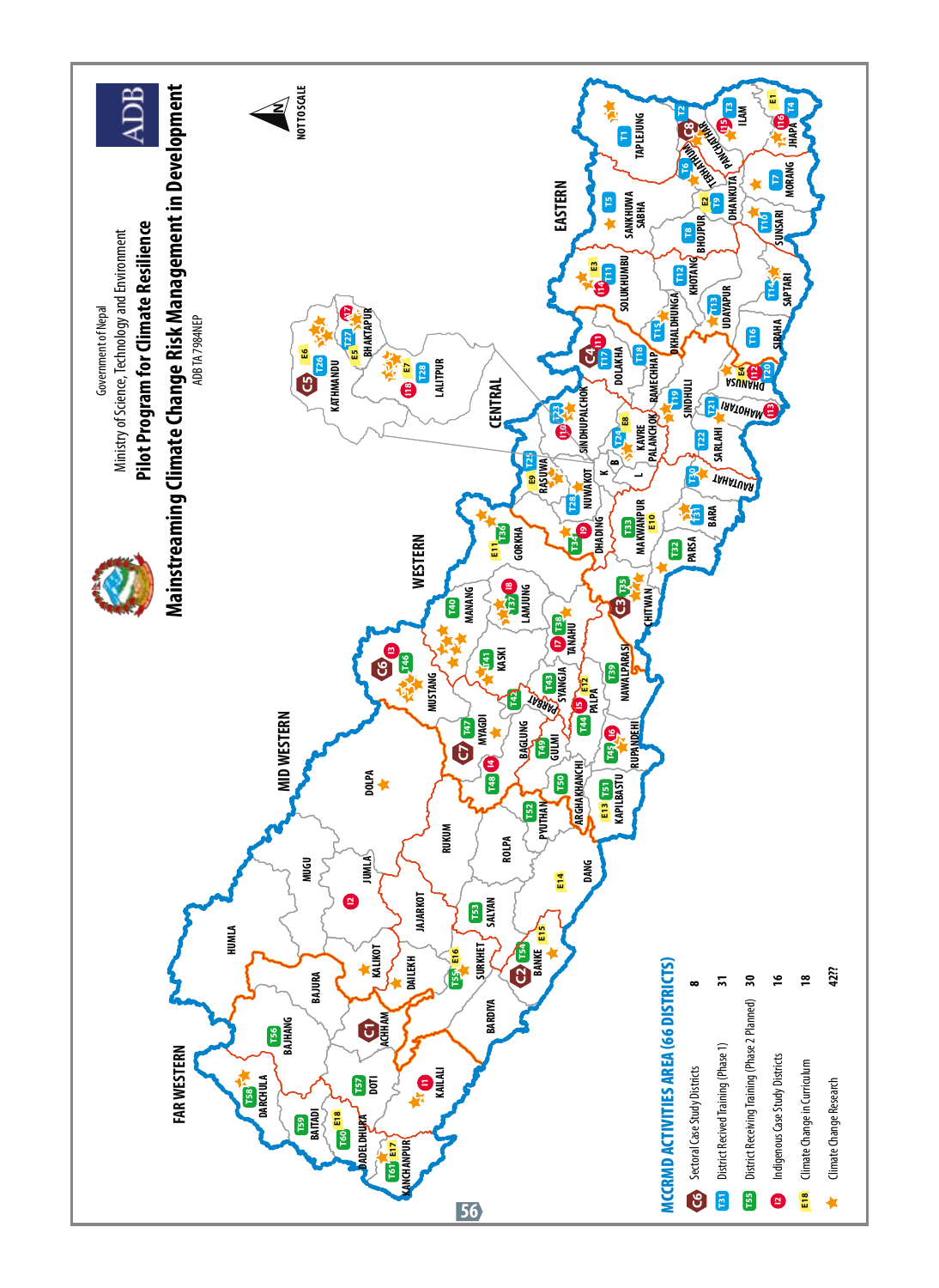Government of Nepal

Ministry of Science, Technology and Environment

# Pilot Program for Climate Resilience

# Mainstreaming Climate Change Risk Management in Development

ADB TA 7984NEP

NOT TO SCALE

## MCCRMD ACTIVITIES AREA (66 DISTRICTS)

| Legend | Count |
| --- | --- |
| Sectoral Case Study Districts | 8 |
| District Recived Training (Phase 1) | 31 |
| District Receiving Training (Phase 2 Planned) | 30 |
| Indigenous Case Study Districts | 16 |
| Climate Change in Curriculum | 18 |
| Climate Change Research | 42?? |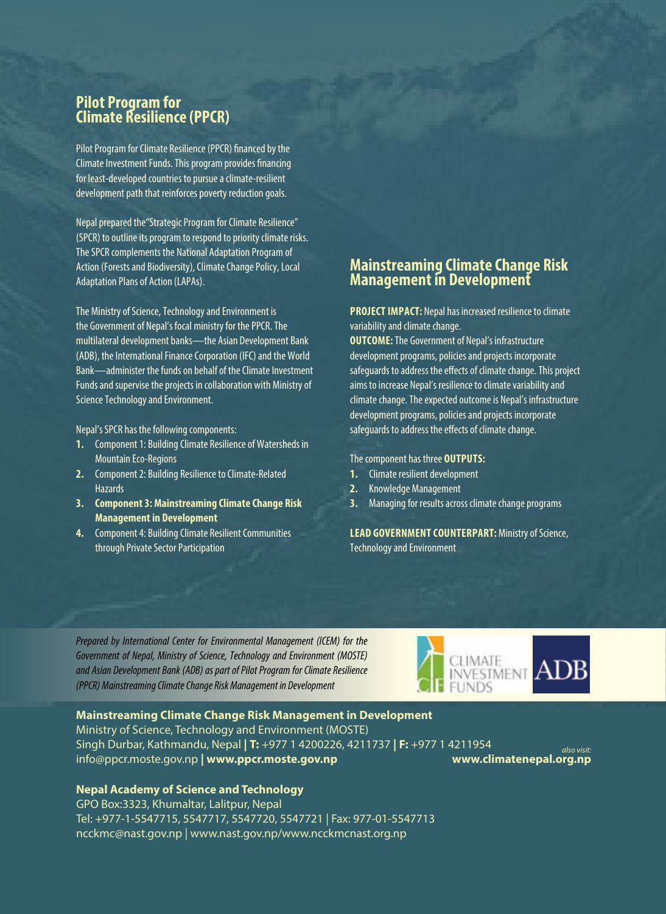## Pilot Program for Climate Resilience (PPCR)

Pilot Program for Climate Resilience (PPCR) financed by the Climate Investment Funds. This program provides financing for least-developed countries to pursue a climate-resilient development path that reinforces poverty reduction goals.

Nepal prepared the"Strategic Program for Climate Resilience" (SPCR) to outline its program to respond to priority climate risks. The SPCR complements the National Adaptation Program of Action (Forests and Biodiversity), Climate Change Policy, Local Adaptation Plans of Action (LAPAs).

The Ministry of Science, Technology and Environment is the Government of Nepal's focal ministry for the PPCR. The multilateral development banks—the Asian Development Bank (ADB), the International Finance Corporation (IFC) and the World Bank—administer the funds on behalf of the Climate Investment Funds and supervise the projects in collaboration with Ministry of Science Technology and Environment.

Nepal's SPCR has the following components:

1. Component 1: Building Climate Resilience of Watersheds in Mountain Eco-Regions
2. Component 2: Building Resilience to Climate-Related Hazards
3. **Component 3: Mainstreaming Climate Change Risk Management in Development**
4. Component 4: Building Climate Resilient Communities through Private Sector Participation

## Mainstreaming Climate Change Risk Management in Development

**PROJECT IMPACT:** Nepal has increased resilience to climate variability and climate change.

**OUTCOME:** The Government of Nepal's infrastructure development programs, policies and projects incorporate safeguards to address the effects of climate change. This project aims to increase Nepal's resilience to climate variability and climate change. The expected outcome is Nepal's infrastructure development programs, policies and projects incorporate safeguards to address the effects of climate change.

The component has three **OUTPUTS:**

1. Climate resilient development
2. Knowledge Management
3. Managing for results across climate change programs

**LEAD GOVERNMENT COUNTERPART:** Ministry of Science, Technology and Environment

*Prepared by International Center for Environmental Management (ICEM) for the Government of Nepal, Ministry of Science, Technology and Environment (MOSTE) and Asian Development Bank (ADB) as part of Pilot Program for Climate Resilience (PPCR) Mainstreaming Climate Change Risk Management in Development*

CLIMATE INVESTMENT FUNDS ADB

**Mainstreaming Climate Change Risk Management in Development**
Ministry of Science, Technology and Environment (MOSTE)
Singh Durbar, Kathmandu, Nepal **| T:** +977 1 4200226, 4211737 **| F:** +977 1 4211954
info@ppcr.moste.gov.np **| www.ppcr.moste.gov.np**

*also visit:* **www.climatenepal.org.np**

**Nepal Academy of Science and Technology**
GPO Box:3323, Khumaltar, Lalitpur, Nepal
Tel: +977-1-5547715, 5547717, 5547720, 5547721 | Fax: 977-01-5547713
ncckmc@nast.gov.np | www.nast.gov.np/www.ncckmcnast.org.np